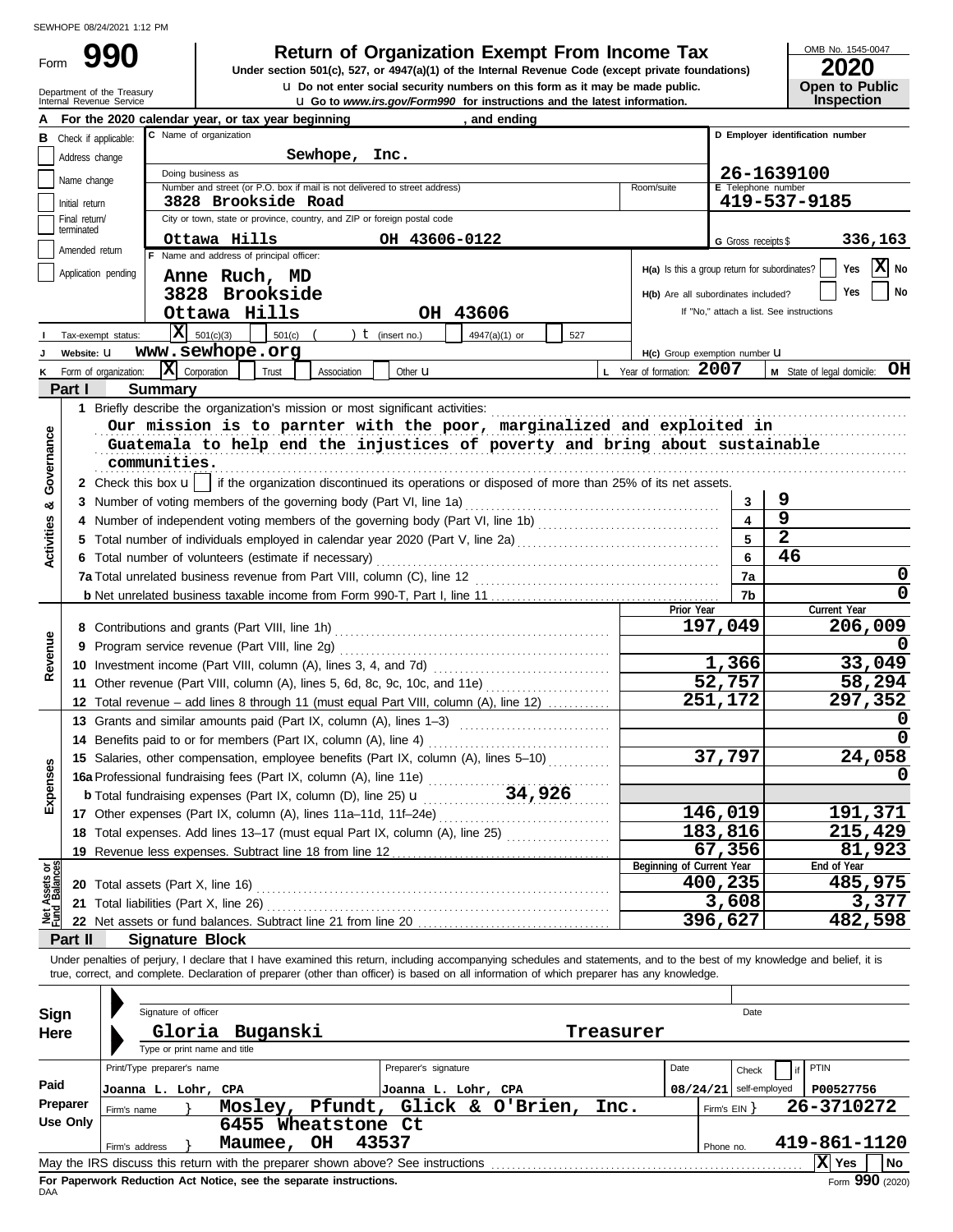SEWHOPE 08/24/2021 1:12 PM

# Form 990

## Return of Organization Exempt From Income Tax

**Under section 501(c), 527, or 4947(a)(1) of the Internal Revenue Code (except private foundations)**

u Do not enter social security numbers on this form as it may be made public.

u Go to *www.irs.gov/Form990* for instructions and the latest information.

Department of the Treasury
Internal Revenue Service

OMB No. 1545-0047

**2020**

**Open to Public Inspection**

**A** For the 2020 calendar year, or tax year beginning , and ending

**B** Check if applicable:
- Address change
- Name change
- Initial return
- Final return/terminated
- Amended return
- Application pending

**C** Name of organization: **Sewhope, Inc.**

Doing business as

Number and street (or P.O. box if mail is not delivered to street address): **3828 Brookside Road**

Room/suite

City or town, state or province, country, and ZIP or foreign postal code: **Ottawa Hills OH 43606-0122**

**D** Employer identification number: **26-1639100**

**E** Telephone number: **419-537-9185**

**G** Gross receipts $ **336,163**

**F** Name and address of principal officer:
**Anne Ruch, MD**
**3828 Brookside**
**Ottawa Hills OH 43606**

H(a) Is this a group return for subordinates? Yes [ ] No [X]

H(b) Are all subordinates included? Yes [ ] No [ ]
If "No," attach a list. See instructions

**I** Tax-exempt status: [X] 501(c)(3) [ ] 501(c) ( ) t (insert no.) [ ] 4947(a)(1) or [ ] 527

**J** Website: u **www.sewhope.org**

H(c) Group exemption number u

**K** Form of organization: [X] Corporation [ ] Trust [ ] Association [ ] Other u

**L** Year of formation: **2007**

**M** State of legal domicile: **OH**

## Part I Summary

**Activities & Governance**

1 Briefly describe the organization's mission or most significant activities:
**Our mission is to parnter with the poor, marginalized and exploited in Guatemala to help end the injustices of poverty and bring about sustainable communities.**

2 Check this box u [ ] if the organization discontinued its operations or disposed of more than 25% of its net assets.

| | | | |
|---|---|---|---|
| 3 | Number of voting members of the governing body (Part VI, line 1a) | 3 | 9 |
| 4 | Number of independent voting members of the governing body (Part VI, line 1b) | 4 | 9 |
| 5 | Total number of individuals employed in calendar year 2020 (Part V, line 2a) | 5 | 2 |
| 6 | Total number of volunteers (estimate if necessary) | 6 | 46 |
| 7a | Total unrelated business revenue from Part VIII, column (C), line 12 | 7a | 0 |
| b | Net unrelated business taxable income from Form 990-T, Part I, line 11 | 7b | 0 |

| | | Prior Year | Current Year |
|---|---|---|---|
| **Revenue** | | | |
| 8 | Contributions and grants (Part VIII, line 1h) | 197,049 | 206,009 |
| 9 | Program service revenue (Part VIII, line 2g) | | 0 |
| 10 | Investment income (Part VIII, column (A), lines 3, 4, and 7d) | 1,366 | 33,049 |
| 11 | Other revenue (Part VIII, column (A), lines 5, 6d, 8c, 9c, 10c, and 11e) | 52,757 | 58,294 |
| 12 | Total revenue – add lines 8 through 11 (must equal Part VIII, column (A), line 12) | 251,172 | 297,352 |
| **Expenses** | | | |
| 13 | Grants and similar amounts paid (Part IX, column (A), lines 1–3) | | 0 |
| 14 | Benefits paid to or for members (Part IX, column (A), line 4) | | 0 |
| 15 | Salaries, other compensation, employee benefits (Part IX, column (A), lines 5–10) | 37,797 | 24,058 |
| 16a | Professional fundraising fees (Part IX, column (A), line 11e) | | 0 |
| b | Total fundraising expenses (Part IX, column (D), line 25) u 34,926 | | |
| 17 | Other expenses (Part IX, column (A), lines 11a–11d, 11f–24e) | 146,019 | 191,371 |
| 18 | Total expenses. Add lines 13–17 (must equal Part IX, column (A), line 25) | 183,816 | 215,429 |
| 19 | Revenue less expenses. Subtract line 18 from line 12 | 67,356 | 81,923 |
| **Net Assets or Fund Balances** | | **Beginning of Current Year** | **End of Year** |
| 20 | Total assets (Part X, line 16) | 400,235 | 485,975 |
| 21 | Total liabilities (Part X, line 26) | 3,608 | 3,377 |
| 22 | Net assets or fund balances. Subtract line 21 from line 20 | 396,627 | 482,598 |

## Part II Signature Block

Under penalties of perjury, I declare that I have examined this return, including accompanying schedules and statements, and to the best of my knowledge and belief, it is true, correct, and complete. Declaration of preparer (other than officer) is based on all information of which preparer has any knowledge.

**Sign Here**

Signature of officer — Date

**Gloria Buganski Treasurer**
Type or print name and title

**Paid Preparer Use Only**

| Print/Type preparer's name | Preparer's signature | Date | Check [ ] if self-employed | PTIN |
|---|---|---|---|---|
| Joanna L. Lohr, CPA | Joanna L. Lohr, CPA | 08/24/21 | | P00527756 |

Firm's name } **Mosley, Pfundt, Glick & O'Brien, Inc.** Firm's EIN } **26-3710272**

Firm's address } **6455 Wheatstone Ct Maumee, OH 43537** Phone no. **419-861-1120**

May the IRS discuss this return with the preparer shown above? See instructions [X] Yes [ ] No

**For Paperwork Reduction Act Notice, see the separate instructions.**

DAA Form **990** (2020)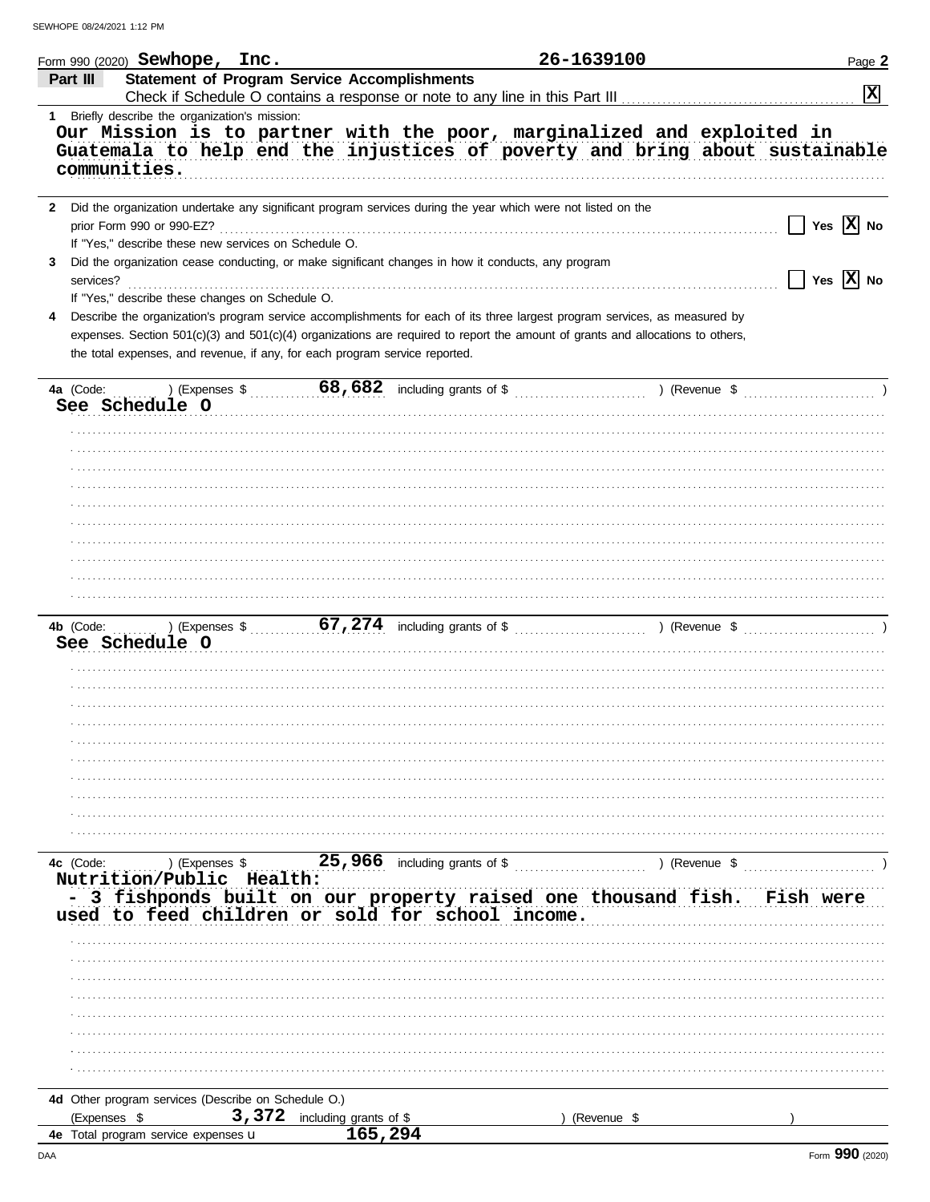Form 990 (2020) **Sewhope, Inc.** **26-1639100** Page **2**

## Part III Statement of Program Service Accomplishments

Check if Schedule O contains a response or note to any line in this Part III . . . . . . [X]

**1** Briefly describe the organization's mission:

**Our Mission is to partner with the poor, marginalized and exploited in Guatemala to help end the injustices of poverty and bring about sustainable communities.**

**2** Did the organization undertake any significant program services during the year which were not listed on the prior Form 990 or 990-EZ? . . . . . . [ ] Yes [X] No

If "Yes," describe these new services on Schedule O.

**3** Did the organization cease conducting, or make significant changes in how it conducts, any program services? . . . . . . [ ] Yes [X] No

If "Yes," describe these changes on Schedule O.

**4** Describe the organization's program service accomplishments for each of its three largest program services, as measured by expenses. Section 501(c)(3) and 501(c)(4) organizations are required to report the amount of grants and allocations to others, the total expenses, and revenue, if any, for each program service reported.

**4a** (Code: ) (Expenses $ **68,682** including grants of $ ) (Revenue $ )

**See Schedule O**

**4b** (Code: ) (Expenses $ **67,274** including grants of $ ) (Revenue $ )

**See Schedule O**

**4c** (Code: ) (Expenses $ **25,966** including grants of $ ) (Revenue $ )

**Nutrition/Public Health:**

**- 3 fishponds built on our property raised one thousand fish. Fish were used to feed children or sold for school income.**

**4d** Other program services (Describe on Schedule O.)

(Expenses $ **3,372** including grants of $ ) (Revenue $ )

**4e** Total program service expenses **165,294**

Form **990** (2020)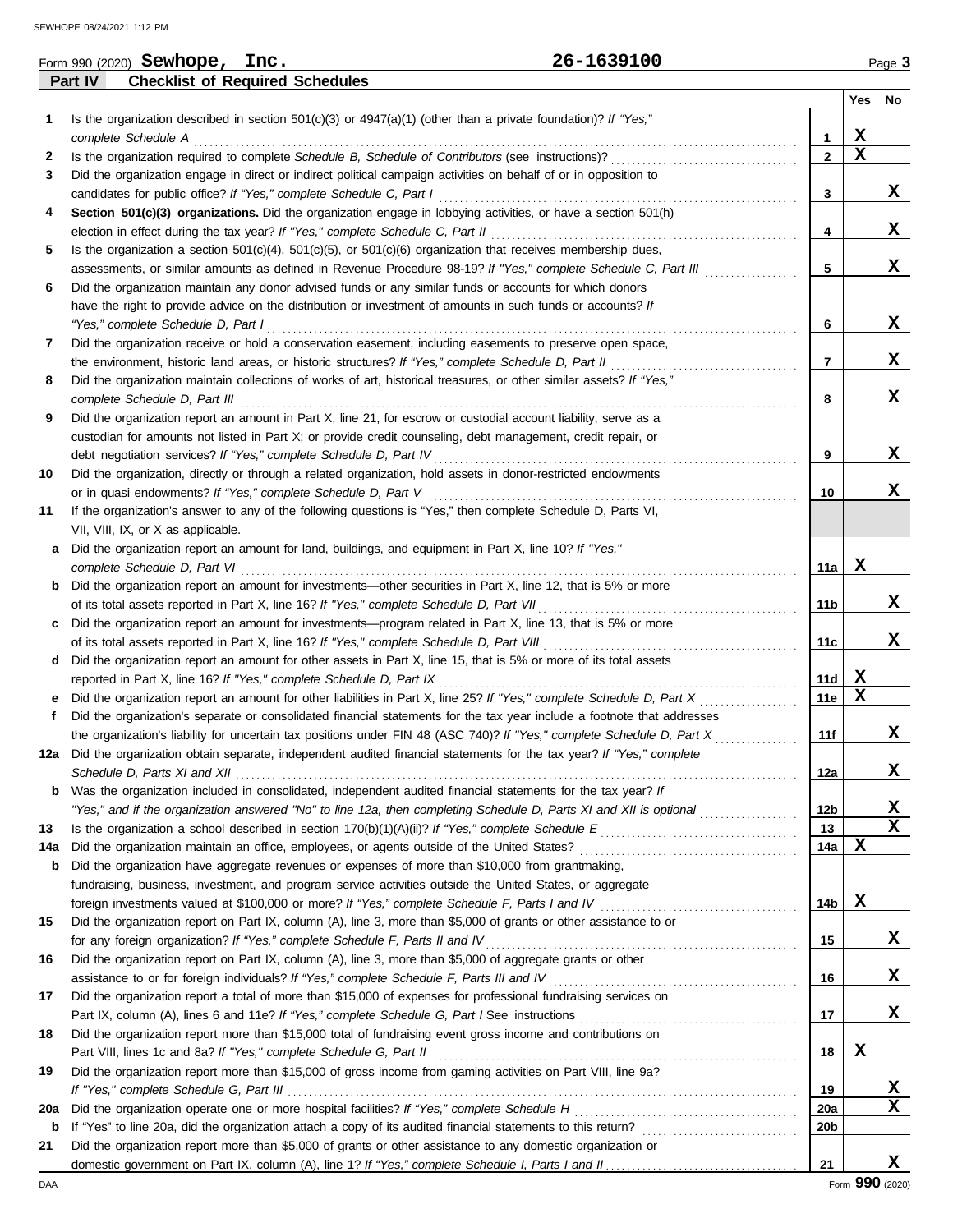Form 990 (2020) **Sewhope, Inc.** **26-1639100**

## Part IV Checklist of Required Schedules

| | | | Yes | No |
|---|---|---|---|---|
| 1 | Is the organization described in section 501(c)(3) or 4947(a)(1) (other than a private foundation)? *If "Yes," complete Schedule A* | 1 | X | |
| 2 | Is the organization required to complete *Schedule B, Schedule of Contributors* (see instructions)? | 2 | X | |
| 3 | Did the organization engage in direct or indirect political campaign activities on behalf of or in opposition to candidates for public office? *If "Yes," complete Schedule C, Part I* | 3 | | X |
| 4 | **Section 501(c)(3) organizations.** Did the organization engage in lobbying activities, or have a section 501(h) election in effect during the tax year? *If "Yes," complete Schedule C, Part II* | 4 | | X |
| 5 | Is the organization a section 501(c)(4), 501(c)(5), or 501(c)(6) organization that receives membership dues, assessments, or similar amounts as defined in Revenue Procedure 98-19? *If "Yes," complete Schedule C, Part III* | 5 | | X |
| 6 | Did the organization maintain any donor advised funds or any similar funds or accounts for which donors have the right to provide advice on the distribution or investment of amounts in such funds or accounts? *If "Yes," complete Schedule D, Part I* | 6 | | X |
| 7 | Did the organization receive or hold a conservation easement, including easements to preserve open space, the environment, historic land areas, or historic structures? *If "Yes," complete Schedule D, Part II* | 7 | | X |
| 8 | Did the organization maintain collections of works of art, historical treasures, or other similar assets? *If "Yes," complete Schedule D, Part III* | 8 | | X |
| 9 | Did the organization report an amount in Part X, line 21, for escrow or custodial account liability, serve as a custodian for amounts not listed in Part X; or provide credit counseling, debt management, credit repair, or debt negotiation services? *If "Yes," complete Schedule D, Part IV* | 9 | | X |
| 10 | Did the organization, directly or through a related organization, hold assets in donor-restricted endowments or in quasi endowments? *If "Yes," complete Schedule D, Part V* | 10 | | X |
| 11 | If the organization's answer to any of the following questions is "Yes," then complete Schedule D, Parts VI, VII, VIII, IX, or X as applicable. | | | |
| a | Did the organization report an amount for land, buildings, and equipment in Part X, line 10? *If "Yes," complete Schedule D, Part VI* | 11a | X | |
| b | Did the organization report an amount for investments—other securities in Part X, line 12, that is 5% or more of its total assets reported in Part X, line 16? *If "Yes," complete Schedule D, Part VII* | 11b | | X |
| c | Did the organization report an amount for investments—program related in Part X, line 13, that is 5% or more of its total assets reported in Part X, line 16? *If "Yes," complete Schedule D, Part VIII* | 11c | | X |
| d | Did the organization report an amount for other assets in Part X, line 15, that is 5% or more of its total assets reported in Part X, line 16? *If "Yes," complete Schedule D, Part IX* | 11d | X | |
| e | Did the organization report an amount for other liabilities in Part X, line 25? *If "Yes," complete Schedule D, Part X* | 11e | X | |
| f | Did the organization's separate or consolidated financial statements for the tax year include a footnote that addresses the organization's liability for uncertain tax positions under FIN 48 (ASC 740)? *If "Yes," complete Schedule D, Part X* | 11f | | X |
| 12a | Did the organization obtain separate, independent audited financial statements for the tax year? *If "Yes," complete Schedule D, Parts XI and XII* | 12a | | X |
| b | Was the organization included in consolidated, independent audited financial statements for the tax year? *If "Yes," and if the organization answered "No" to line 12a, then completing Schedule D, Parts XI and XII is optional* | 12b | | X |
| 13 | Is the organization a school described in section 170(b)(1)(A)(ii)? *If "Yes," complete Schedule E* | 13 | | X |
| 14a | Did the organization maintain an office, employees, or agents outside of the United States? | 14a | X | |
| b | Did the organization have aggregate revenues or expenses of more than $10,000 from grantmaking, fundraising, business, investment, and program service activities outside the United States, or aggregate foreign investments valued at $100,000 or more? *If "Yes," complete Schedule F, Parts I and IV* | 14b | X | |
| 15 | Did the organization report on Part IX, column (A), line 3, more than $5,000 of grants or other assistance to or for any foreign organization? *If "Yes," complete Schedule F, Parts II and IV* | 15 | | X |
| 16 | Did the organization report on Part IX, column (A), line 3, more than $5,000 of aggregate grants or other assistance to or for foreign individuals? *If "Yes," complete Schedule F, Parts III and IV* | 16 | | X |
| 17 | Did the organization report a total of more than $15,000 of expenses for professional fundraising services on Part IX, column (A), lines 6 and 11e? *If "Yes," complete Schedule G, Part I* See instructions | 17 | | X |
| 18 | Did the organization report more than $15,000 total of fundraising event gross income and contributions on Part VIII, lines 1c and 8a? *If "Yes," complete Schedule G, Part II* | 18 | X | |
| 19 | Did the organization report more than $15,000 of gross income from gaming activities on Part VIII, line 9a? *If "Yes," complete Schedule G, Part III* | 19 | | X |
| 20a | Did the organization operate one or more hospital facilities? *If "Yes," complete Schedule H* | 20a | | X |
| b | If "Yes" to line 20a, did the organization attach a copy of its audited financial statements to this return? | 20b | | |
| 21 | Did the organization report more than $5,000 of grants or other assistance to any domestic organization or domestic government on Part IX, column (A), line 1? *If "Yes," complete Schedule I, Parts I and II* | 21 | | X |

Form **990** (2020)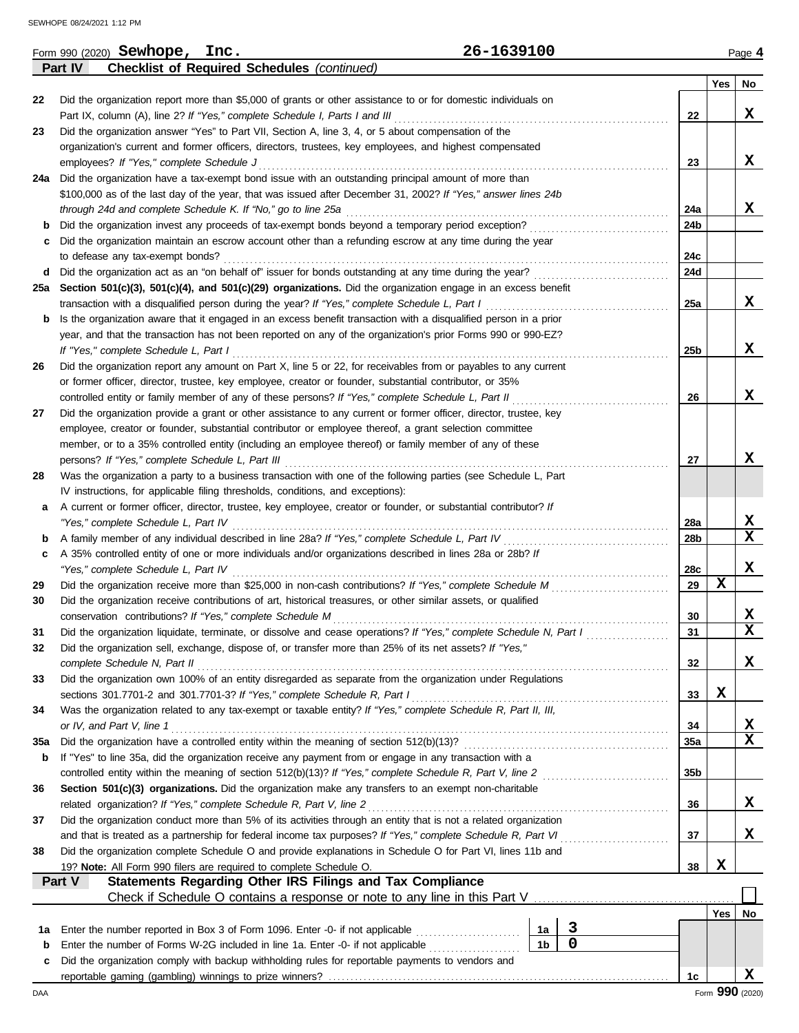Form 990 (2020) **Sewhope, Inc.** 26-1639100 Page **4**

**Part IV Checklist of Required Schedules** *(continued)*

| | | | Yes | No |
|---|---|---|---|---|
| 22 | Did the organization report more than $5,000 of grants or other assistance to or for domestic individuals on Part IX, column (A), line 2? *If "Yes," complete Schedule I, Parts I and III* | 22 | | X |
| 23 | Did the organization answer "Yes" to Part VII, Section A, line 3, 4, or 5 about compensation of the organization's current and former officers, directors, trustees, key employees, and highest compensated employees? *If "Yes," complete Schedule J* | 23 | | X |
| 24a | Did the organization have a tax-exempt bond issue with an outstanding principal amount of more than $100,000 as of the last day of the year, that was issued after December 31, 2002? *If "Yes," answer lines 24b through 24d and complete Schedule K. If "No," go to line 25a* | 24a | | X |
| b | Did the organization invest any proceeds of tax-exempt bonds beyond a temporary period exception? | 24b | | |
| c | Did the organization maintain an escrow account other than a refunding escrow at any time during the year to defease any tax-exempt bonds? | 24c | | |
| d | Did the organization act as an "on behalf of" issuer for bonds outstanding at any time during the year? | 24d | | |
| 25a | **Section 501(c)(3), 501(c)(4), and 501(c)(29) organizations.** Did the organization engage in an excess benefit transaction with a disqualified person during the year? *If "Yes," complete Schedule L, Part I* | 25a | | X |
| b | Is the organization aware that it engaged in an excess benefit transaction with a disqualified person in a prior year, and that the transaction has not been reported on any of the organization's prior Forms 990 or 990-EZ? *If "Yes," complete Schedule L, Part I* | 25b | | X |
| 26 | Did the organization report any amount on Part X, line 5 or 22, for receivables from or payables to any current or former officer, director, trustee, key employee, creator or founder, substantial contributor, or 35% controlled entity or family member of any of these persons? *If "Yes," complete Schedule L, Part II* | 26 | | X |
| 27 | Did the organization provide a grant or other assistance to any current or former officer, director, trustee, key employee, creator or founder, substantial contributor or employee thereof, a grant selection committee member, or to a 35% controlled entity (including an employee thereof) or family member of any of these persons? *If "Yes," complete Schedule L, Part III* | 27 | | X |
| 28 | Was the organization a party to a business transaction with one of the following parties (see Schedule L, Part IV instructions, for applicable filing thresholds, conditions, and exceptions): | | | |
| a | A current or former officer, director, trustee, key employee, creator or founder, or substantial contributor? *If "Yes," complete Schedule L, Part IV* | 28a | | X |
| b | A family member of any individual described in line 28a? *If "Yes," complete Schedule L, Part IV* | 28b | | X |
| c | A 35% controlled entity of one or more individuals and/or organizations described in lines 28a or 28b? *If "Yes," complete Schedule L, Part IV* | 28c | | X |
| 29 | Did the organization receive more than $25,000 in non-cash contributions? *If "Yes," complete Schedule M* | 29 | X | |
| 30 | Did the organization receive contributions of art, historical treasures, or other similar assets, or qualified conservation contributions? *If "Yes," complete Schedule M* | 30 | | X |
| 31 | Did the organization liquidate, terminate, or dissolve and cease operations? *If "Yes," complete Schedule N, Part I* | 31 | | X |
| 32 | Did the organization sell, exchange, dispose of, or transfer more than 25% of its net assets? *If "Yes," complete Schedule N, Part II* | 32 | | X |
| 33 | Did the organization own 100% of an entity disregarded as separate from the organization under Regulations sections 301.7701-2 and 301.7701-3? *If "Yes," complete Schedule R, Part I* | 33 | X | |
| 34 | Was the organization related to any tax-exempt or taxable entity? *If "Yes," complete Schedule R, Part II, III, or IV, and Part V, line 1* | 34 | | X |
| 35a | Did the organization have a controlled entity within the meaning of section 512(b)(13)? | 35a | | X |
| b | If "Yes" to line 35a, did the organization receive any payment from or engage in any transaction with a controlled entity within the meaning of section 512(b)(13)? *If "Yes," complete Schedule R, Part V, line 2* | 35b | | |
| 36 | **Section 501(c)(3) organizations.** Did the organization make any transfers to an exempt non-charitable related organization? *If "Yes," complete Schedule R, Part V, line 2* | 36 | | X |
| 37 | Did the organization conduct more than 5% of its activities through an entity that is not a related organization and that is treated as a partnership for federal income tax purposes? *If "Yes," complete Schedule R, Part VI* | 37 | | X |
| 38 | Did the organization complete Schedule O and provide explanations in Schedule O for Part VI, lines 11b and 19? **Note:** All Form 990 filers are required to complete Schedule O. | 38 | X | |

**Part V Statements Regarding Other IRS Filings and Tax Compliance**

Check if Schedule O contains a response or note to any line in this Part V ☐

| | | | | | Yes | No |
|---|---|---|---|---|---|---|
| 1a | Enter the number reported in Box 3 of Form 1096. Enter -0- if not applicable | 1a | 3 | | | |
| b | Enter the number of Forms W-2G included in line 1a. Enter -0- if not applicable | 1b | 0 | | | |
| c | Did the organization comply with backup withholding rules for reportable payments to vendors and reportable gaming (gambling) winnings to prize winners? | | | 1c | | X |

Form **990** (2020)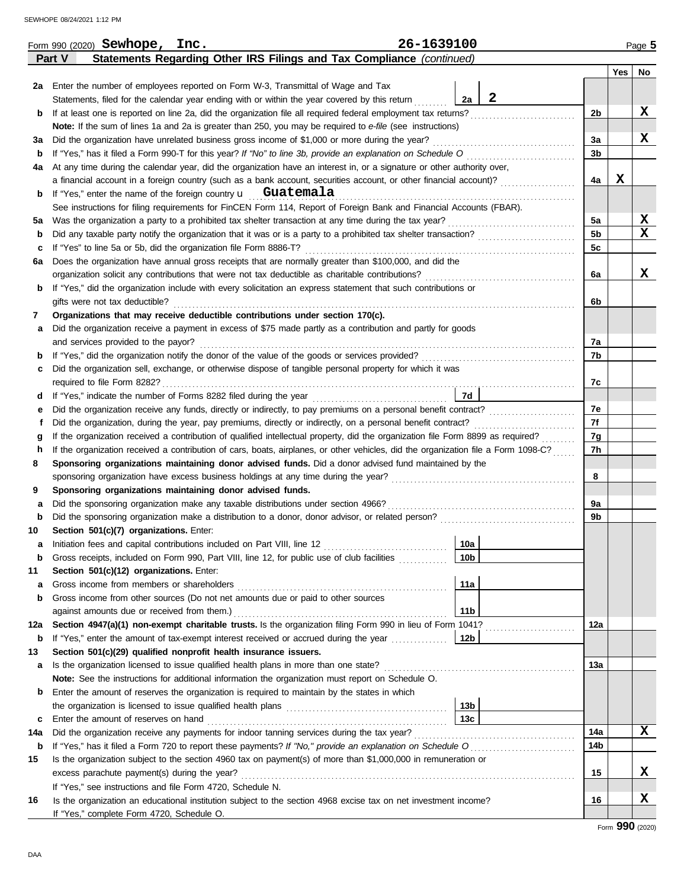Form 990 (2020) **Sewhope, Inc.** **26-1639100**

**Part V Statements Regarding Other IRS Filings and Tax Compliance** *(continued)*

| | | | | | Yes | No |
|---|---|---|---|---|---|---|
| **2a** | Enter the number of employees reported on Form W-3, Transmittal of Wage and Tax Statements, filed for the calendar year ending with or within the year covered by this return | 2a | 2 | | | |
| **b** | If at least one is reported on line 2a, did the organization file all required federal employment tax returns? | | | 2b | | X |
| | **Note:** If the sum of lines 1a and 2a is greater than 250, you may be required to *e-file* (see instructions) | | | | | |
| **3a** | Did the organization have unrelated business gross income of $1,000 or more during the year? | | | 3a | | X |
| **b** | If "Yes," has it filed a Form 990-T for this year? *If "No" to line 3b, provide an explanation on Schedule O* | | | 3b | | |
| **4a** | At any time during the calendar year, did the organization have an interest in, or a signature or other authority over, a financial account in a foreign country (such as a bank account, securities account, or other financial account)? | | | 4a | X | |
| **b** | If "Yes," enter the name of the foreign country u **Guatemala** | | | | | |
| | See instructions for filing requirements for FinCEN Form 114, Report of Foreign Bank and Financial Accounts (FBAR). | | | | | |
| **5a** | Was the organization a party to a prohibited tax shelter transaction at any time during the tax year? | | | 5a | | X |
| **b** | Did any taxable party notify the organization that it was or is a party to a prohibited tax shelter transaction? | | | 5b | | X |
| **c** | If "Yes" to line 5a or 5b, did the organization file Form 8886-T? | | | 5c | | |
| **6a** | Does the organization have annual gross receipts that are normally greater than $100,000, and did the organization solicit any contributions that were not tax deductible as charitable contributions? | | | 6a | | X |
| **b** | If "Yes," did the organization include with every solicitation an express statement that such contributions or gifts were not tax deductible? | | | 6b | | |
| **7** | **Organizations that may receive deductible contributions under section 170(c).** | | | | | |
| **a** | Did the organization receive a payment in excess of $75 made partly as a contribution and partly for goods and services provided to the payor? | | | 7a | | |
| **b** | If "Yes," did the organization notify the donor of the value of the goods or services provided? | | | 7b | | |
| **c** | Did the organization sell, exchange, or otherwise dispose of tangible personal property for which it was required to file Form 8282? | | | 7c | | |
| **d** | If "Yes," indicate the number of Forms 8282 filed during the year | 7d | | | | |
| **e** | Did the organization receive any funds, directly or indirectly, to pay premiums on a personal benefit contract? | | | 7e | | |
| **f** | Did the organization, during the year, pay premiums, directly or indirectly, on a personal benefit contract? | | | 7f | | |
| **g** | If the organization received a contribution of qualified intellectual property, did the organization file Form 8899 as required? | | | 7g | | |
| **h** | If the organization received a contribution of cars, boats, airplanes, or other vehicles, did the organization file a Form 1098-C? | | | 7h | | |
| **8** | **Sponsoring organizations maintaining donor advised funds.** Did a donor advised fund maintained by the sponsoring organization have excess business holdings at any time during the year? | | | 8 | | |
| **9** | **Sponsoring organizations maintaining donor advised funds.** | | | | | |
| **a** | Did the sponsoring organization make any taxable distributions under section 4966? | | | 9a | | |
| **b** | Did the sponsoring organization make a distribution to a donor, donor advisor, or related person? | | | 9b | | |
| **10** | **Section 501(c)(7) organizations.** Enter: | | | | | |
| **a** | Initiation fees and capital contributions included on Part VIII, line 12 | 10a | | | | |
| **b** | Gross receipts, included on Form 990, Part VIII, line 12, for public use of club facilities | 10b | | | | |
| **11** | **Section 501(c)(12) organizations.** Enter: | | | | | |
| **a** | Gross income from members or shareholders | 11a | | | | |
| **b** | Gross income from other sources (Do not net amounts due or paid to other sources against amounts due or received from them.) | 11b | | | | |
| **12a** | **Section 4947(a)(1) non-exempt charitable trusts.** Is the organization filing Form 990 in lieu of Form 1041? | | | 12a | | |
| **b** | If "Yes," enter the amount of tax-exempt interest received or accrued during the year | 12b | | | | |
| **13** | **Section 501(c)(29) qualified nonprofit health insurance issuers.** | | | | | |
| **a** | Is the organization licensed to issue qualified health plans in more than one state? | | | 13a | | |
| | **Note:** See the instructions for additional information the organization must report on Schedule O. | | | | | |
| **b** | Enter the amount of reserves the organization is required to maintain by the states in which the organization is licensed to issue qualified health plans | 13b | | | | |
| **c** | Enter the amount of reserves on hand | 13c | | | | |
| **14a** | Did the organization receive any payments for indoor tanning services during the tax year? | | | 14a | | X |
| **b** | If "Yes," has it filed a Form 720 to report these payments? *If "No," provide an explanation on Schedule O* | | | 14b | | |
| **15** | Is the organization subject to the section 4960 tax on payment(s) of more than $1,000,000 in remuneration or excess parachute payment(s) during the year? | | | 15 | | X |
| | If "Yes," see instructions and file Form 4720, Schedule N. | | | | | |
| **16** | Is the organization an educational institution subject to the section 4968 excise tax on net investment income? | | | 16 | | X |
| | If "Yes," complete Form 4720, Schedule O. | | | | | |

Form **990** (2020)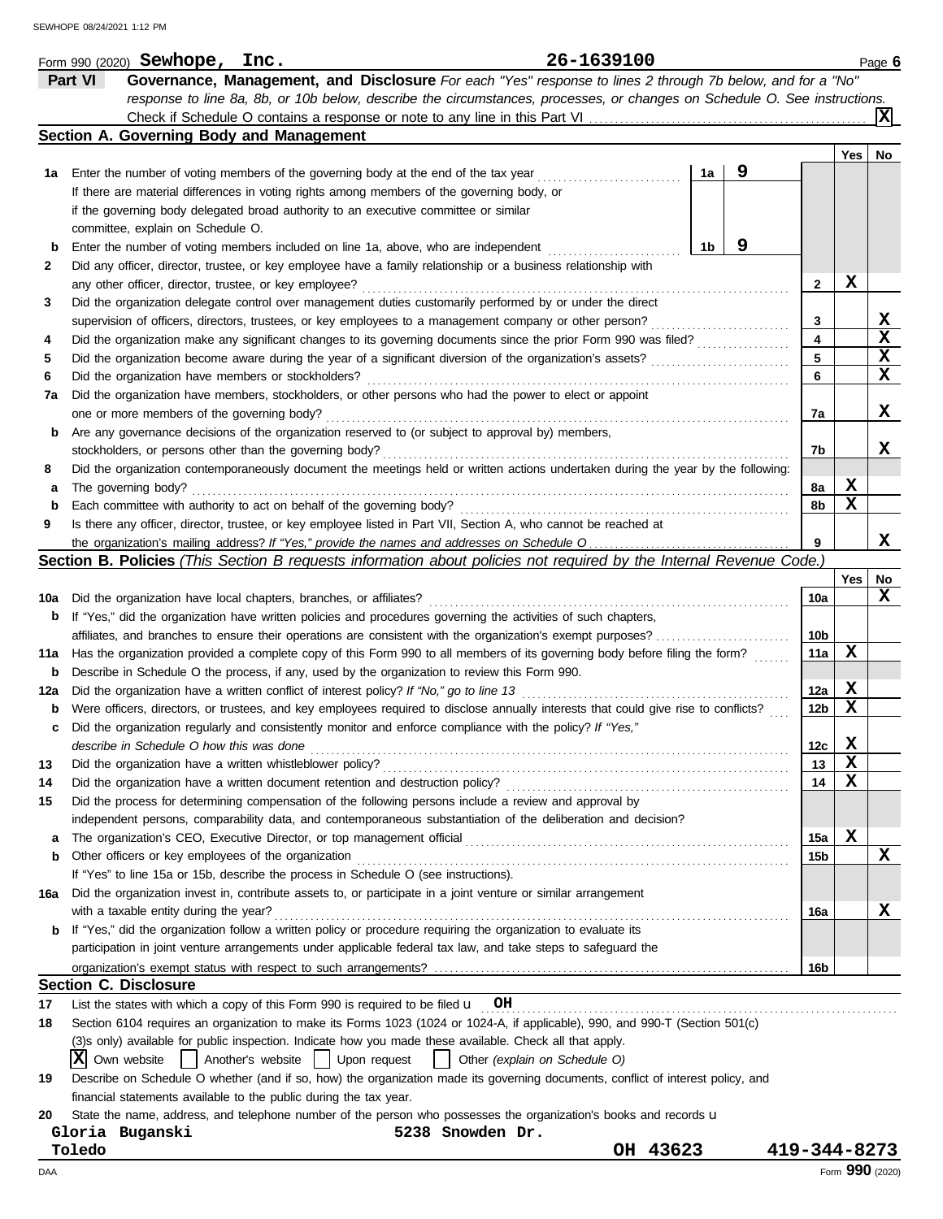Form 990 (2020) **Sewhope, Inc.** **26-1639100** Page **6**

## Part VI Governance, Management, and Disclosure

*For each "Yes" response to lines 2 through 7b below, and for a "No" response to line 8a, 8b, or 10b below, describe the circumstances, processes, or changes on Schedule O. See instructions.*

Check if Schedule O contains a response or note to any line in this Part VI .......... [X]

### Section A. Governing Body and Management

| | | | | Yes | No |
|---|---|---|---|---|---|
| **1a** | Enter the number of voting members of the governing body at the end of the tax year ... If there are material differences in voting rights among members of the governing body, or if the governing body delegated broad authority to an executive committee or similar committee, explain on Schedule O. | 1a: **9** | | | |
| **b** | Enter the number of voting members included on line 1a, above, who are independent ... | 1b: **9** | | | |
| **2** | Did any officer, director, trustee, or key employee have a family relationship or a business relationship with any other officer, director, trustee, or key employee? | | 2 | X | |
| **3** | Did the organization delegate control over management duties customarily performed by or under the direct supervision of officers, directors, trustees, or key employees to a management company or other person? | | 3 | | X |
| **4** | Did the organization make any significant changes to its governing documents since the prior Form 990 was filed? | | 4 | | X |
| **5** | Did the organization become aware during the year of a significant diversion of the organization's assets? | | 5 | | X |
| **6** | Did the organization have members or stockholders? | | 6 | | X |
| **7a** | Did the organization have members, stockholders, or other persons who had the power to elect or appoint one or more members of the governing body? | | 7a | | X |
| **b** | Are any governance decisions of the organization reserved to (or subject to approval by) members, stockholders, or persons other than the governing body? | | 7b | | X |
| **8** | Did the organization contemporaneously document the meetings held or written actions undertaken during the year by the following: | | | | |
| **a** | The governing body? | | 8a | X | |
| **b** | Each committee with authority to act on behalf of the governing body? | | 8b | X | |
| **9** | Is there any officer, director, trustee, or key employee listed in Part VII, Section A, who cannot be reached at the organization's mailing address? *If "Yes," provide the names and addresses on Schedule O* | | 9 | | X |

### Section B. Policies *(This Section B requests information about policies not required by the Internal Revenue Code.)*

| | | | Yes | No |
|---|---|---|---|---|
| **10a** | Did the organization have local chapters, branches, or affiliates? | 10a | | X |
| **b** | If "Yes," did the organization have written policies and procedures governing the activities of such chapters, affiliates, and branches to ensure their operations are consistent with the organization's exempt purposes? | 10b | | |
| **11a** | Has the organization provided a complete copy of this Form 990 to all members of its governing body before filing the form? | 11a | X | |
| **b** | Describe in Schedule O the process, if any, used by the organization to review this Form 990. | | | |
| **12a** | Did the organization have a written conflict of interest policy? *If "No," go to line 13* | 12a | X | |
| **b** | Were officers, directors, or trustees, and key employees required to disclose annually interests that could give rise to conflicts? | 12b | X | |
| **c** | Did the organization regularly and consistently monitor and enforce compliance with the policy? *If "Yes," describe in Schedule O how this was done* | 12c | X | |
| **13** | Did the organization have a written whistleblower policy? | 13 | X | |
| **14** | Did the organization have a written document retention and destruction policy? | 14 | X | |
| **15** | Did the process for determining compensation of the following persons include a review and approval by independent persons, comparability data, and contemporaneous substantiation of the deliberation and decision? | | | |
| **a** | The organization's CEO, Executive Director, or top management official | 15a | X | |
| **b** | Other officers or key employees of the organization | 15b | | X |
| | If "Yes" to line 15a or 15b, describe the process in Schedule O (see instructions). | | | |
| **16a** | Did the organization invest in, contribute assets to, or participate in a joint venture or similar arrangement with a taxable entity during the year? | 16a | | X |
| **b** | If "Yes," did the organization follow a written policy or procedure requiring the organization to evaluate its participation in joint venture arrangements under applicable federal tax law, and take steps to safeguard the organization's exempt status with respect to such arrangements? | 16b | | |

### Section C. Disclosure

**17** List the states with which a copy of this Form 990 is required to be filed u **OH**

**18** Section 6104 requires an organization to make its Forms 1023 (1024 or 1024-A, if applicable), 990, and 990-T (Section 501(c)(3)s only) available for public inspection. Indicate how you made these available. Check all that apply.

[X] Own website [ ] Another's website [ ] Upon request [ ] Other *(explain on Schedule O)*

**19** Describe on Schedule O whether (and if so, how) the organization made its governing documents, conflict of interest policy, and financial statements available to the public during the tax year.

**20** State the name, address, and telephone number of the person who possesses the organization's books and records u

**Gloria Buganski** **5238 Snowden Dr.**
**Toledo** **OH 43623** **419-344-8273**

Form **990** (2020)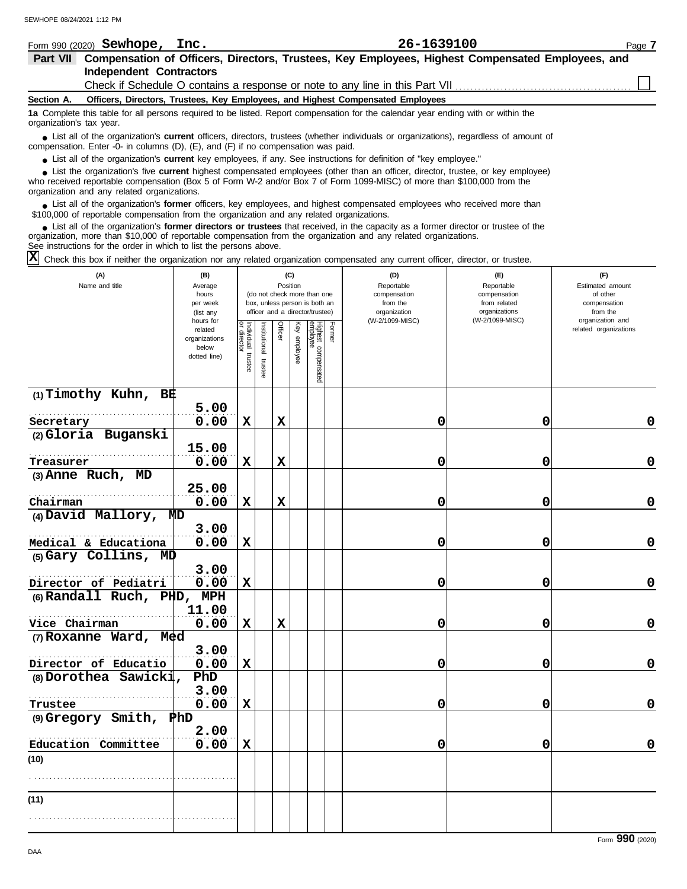Form 990 (2020) **Sewhope, Inc.** **26-1639100** Page **7**

## Part VII Compensation of Officers, Directors, Trustees, Key Employees, Highest Compensated Employees, and Independent Contractors

Check if Schedule O contains a response or note to any line in this Part VII ☐

**Section A. Officers, Directors, Trustees, Key Employees, and Highest Compensated Employees**

**1a** Complete this table for all persons required to be listed. Report compensation for the calendar year ending with or within the organization's tax year.

- List all of the organization's **current** officers, directors, trustees (whether individuals or organizations), regardless of amount of compensation. Enter -0- in columns (D), (E), and (F) if no compensation was paid.
- List all of the organization's **current** key employees, if any. See instructions for definition of "key employee."
- List the organization's five **current** highest compensated employees (other than an officer, director, trustee, or key employee) who received reportable compensation (Box 5 of Form W-2 and/or Box 7 of Form 1099-MISC) of more than $100,000 from the organization and any related organizations.
- List all of the organization's **former** officers, key employees, and highest compensated employees who received more than $100,000 of reportable compensation from the organization and any related organizations.
- List all of the organization's **former directors or trustees** that received, in the capacity as a former director or trustee of the organization, more than $10,000 of reportable compensation from the organization and any related organizations.

See instructions for the order in which to list the persons above.

☒ Check this box if neither the organization nor any related organization compensated any current officer, director, or trustee.

| (A) Name and title | (B) Average hours per week (list any hours for related organizations below dotted line) | (C) Position: Individual trustee or director | Institutional trustee | Officer | Key employee | Highest compensated employee | Former | (D) Reportable compensation from the organization (W-2/1099-MISC) | (E) Reportable compensation from related organizations (W-2/1099-MISC) | (F) Estimated amount of other compensation from the organization and related organizations |
|---|---|---|---|---|---|---|---|---|---|---|
| (1) Timothy Kuhn, BE<br>Secretary | 5.00<br>0.00 | X | | X | | | | 0 | 0 | 0 |
| (2) Gloria Buganski<br>Treasurer | 15.00<br>0.00 | X | | X | | | | 0 | 0 | 0 |
| (3) Anne Ruch, MD<br>Chairman | 25.00<br>0.00 | X | | X | | | | 0 | 0 | 0 |
| (4) David Mallory, MD<br>Medical & Educationa | 3.00<br>0.00 | X | | | | | | 0 | 0 | 0 |
| (5) Gary Collins, MD<br>Director of Pediatri | 3.00<br>0.00 | X | | | | | | 0 | 0 | 0 |
| (6) Randall Ruch, PHD, MPH<br>Vice Chairman | 11.00<br>0.00 | X | | X | | | | 0 | 0 | 0 |
| (7) Roxanne Ward, Med<br>Director of Educatio | 3.00<br>0.00 | X | | | | | | 0 | 0 | 0 |
| (8) Dorothea Sawicki, PhD<br>Trustee | 3.00<br>0.00 | X | | | | | | 0 | 0 | 0 |
| (9) Gregory Smith, PhD<br>Education Committee | 2.00<br>0.00 | X | | | | | | 0 | 0 | 0 |
| (10) | | | | | | | | | | |
| (11) | | | | | | | | | | |

Form **990** (2020)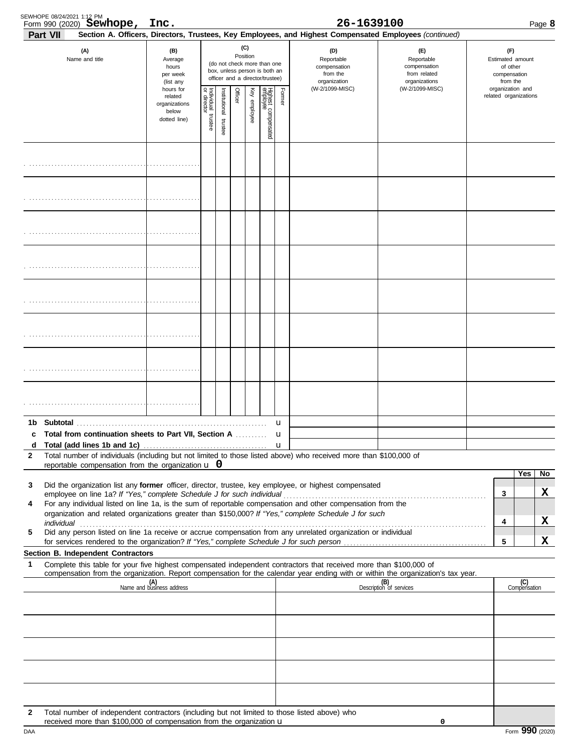Form 990 (2020) **Sewhope, Inc.** 26-1639100

**Part VII** **Section A. Officers, Directors, Trustees, Key Employees, and Highest Compensated Employees** *(continued)*

| (A) Name and title | (B) Average hours per week (list any hours for related organizations below dotted line) | (C) Position (do not check more than one box, unless person is both an officer and a director/trustee): Individual trustee or director | Institutional trustee | Officer | Key employee | Highest compensated employee | Former | (D) Reportable compensation from the organization (W-2/1099-MISC) | (E) Reportable compensation from related organizations (W-2/1099-MISC) | (F) Estimated amount of other compensation from the organization and related organizations |
|---|---|---|---|---|---|---|---|---|---|---|
| | | | | | | | | | | |
| | | | | | | | | | | |
| | | | | | | | | | | |
| | | | | | | | | | | |
| | | | | | | | | | | |
| | | | | | | | | | | |
| | | | | | | | | | | |
| | | | | | | | | | | |

**1b Subtotal** ▶

**c Total from continuation sheets to Part VII, Section A** ▶

**d Total (add lines 1b and 1c)** ▶

**2** Total number of individuals (including but not limited to those listed above) who received more than $100,000 of reportable compensation from the organization ▶ **0**

| | | | Yes | No |
|---|---|---|---|---|
| **3** | Did the organization list any **former** officer, director, trustee, key employee, or highest compensated employee on line 1a? *If "Yes," complete Schedule J for such individual* | 3 | | X |
| **4** | For any individual listed on line 1a, is the sum of reportable compensation and other compensation from the organization and related organizations greater than $150,000? *If "Yes," complete Schedule J for such individual* | 4 | | X |
| **5** | Did any person listed on line 1a receive or accrue compensation from any unrelated organization or individual for services rendered to the organization? *If "Yes," complete Schedule J for such person* | 5 | | X |

**Section B. Independent Contractors**

**1** Complete this table for your five highest compensated independent contractors that received more than $100,000 of compensation from the organization. Report compensation for the calendar year ending with or within the organization's tax year.

| (A) Name and business address | (B) Description of services | (C) Compensation |
|---|---|---|
| | | |
| | | |
| | | |
| | | |
| | | |

**2** Total number of independent contractors (including but not limited to those listed above) who received more than $100,000 of compensation from the organization ▶ 0

Form **990** (2020)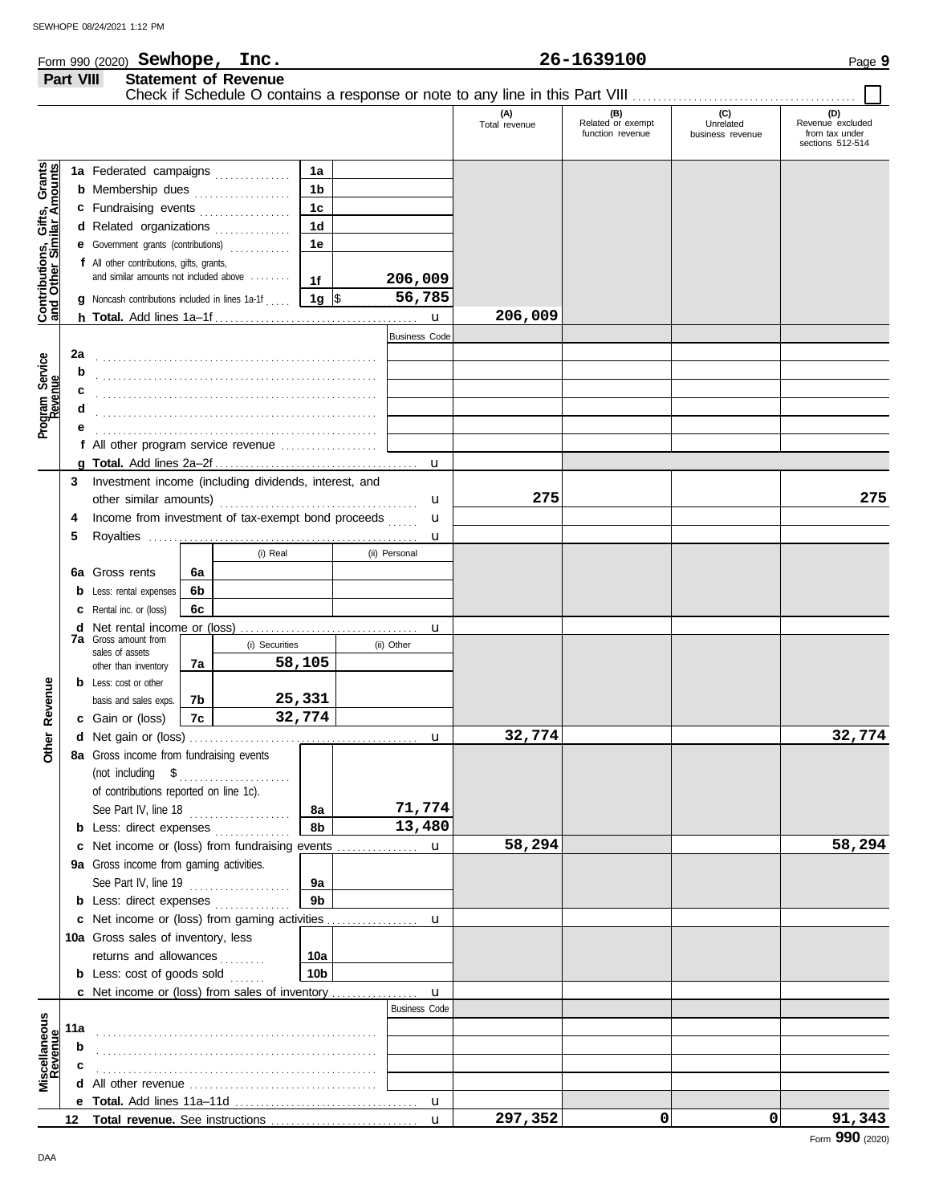Form 990 (2020) **Sewhope, Inc.** **26-1639100** Page **9**

## Part VIII Statement of Revenue

Check if Schedule O contains a response or note to any line in this Part VIII ☐

| | | | | (A) Total revenue | (B) Related or exempt function revenue | (C) Unrelated business revenue | (D) Revenue excluded from tax under sections 512-514 |
|---|---|---|---|---|---|---|---|
| **Contributions, Gifts, Grants and Other Similar Amounts** | 1a Federated campaigns | 1a | | | | | |
| | b Membership dues | 1b | | | | | |
| | c Fundraising events | 1c | | | | | |
| | d Related organizations | 1d | | | | | |
| | e Government grants (contributions) | 1e | | | | | |
| | f All other contributions, gifts, grants, and similar amounts not included above | 1f | 206,009 | | | | |
| | g Noncash contributions included in lines 1a-1f | 1g | $ 56,785 | | | | |
| | h **Total.** Add lines 1a–1f | | | 206,009 | | | |
| **Program Service Revenue** | | | Business Code | | | | |
| | 2a | | | | | | |
| | b | | | | | | |
| | c | | | | | | |
| | d | | | | | | |
| | e | | | | | | |
| | f All other program service revenue | | | | | | |
| | g **Total.** Add lines 2a–2f | | | | | | |
| **Other Revenue** | 3 Investment income (including dividends, interest, and other similar amounts) | | | 275 | | | 275 |
| | 4 Income from investment of tax-exempt bond proceeds | | | | | | |
| | 5 Royalties | | | | | | |
| | | (i) Real | (ii) Personal | | | | |
| | 6a Gross rents (6a) | | | | | | |
| | b Less: rental expenses (6b) | | | | | | |
| | c Rental inc. or (loss) (6c) | | | | | | |
| | d Net rental income or (loss) | | | | | | |
| | | (i) Securities | (ii) Other | | | | |
| | 7a Gross amount from sales of assets other than inventory (7a) | 58,105 | | | | | |
| | b Less: cost or other basis and sales exps. (7b) | 25,331 | | | | | |
| | c Gain or (loss) (7c) | 32,774 | | | | | |
| | d Net gain or (loss) | | | 32,774 | | | 32,774 |
| | 8a Gross income from fundraising events (not including $ of contributions reported on line 1c). See Part IV, line 18 | 8a | 71,774 | | | | |
| | b Less: direct expenses | 8b | 13,480 | | | | |
| | c Net income or (loss) from fundraising events | | | 58,294 | | | 58,294 |
| | 9a Gross income from gaming activities. See Part IV, line 19 | 9a | | | | | |
| | b Less: direct expenses | 9b | | | | | |
| | c Net income or (loss) from gaming activities | | | | | | |
| | 10a Gross sales of inventory, less returns and allowances | 10a | | | | | |
| | b Less: cost of goods sold | 10b | | | | | |
| | c Net income or (loss) from sales of inventory | | | | | | |
| **Miscellaneous Revenue** | | | Business Code | | | | |
| | 11a | | | | | | |
| | b | | | | | | |
| | c | | | | | | |
| | d All other revenue | | | | | | |
| | e **Total.** Add lines 11a–11d | | | | | | |
| | 12 **Total revenue.** See instructions | | | 297,352 | 0 | 0 | 91,343 |

Form **990** (2020)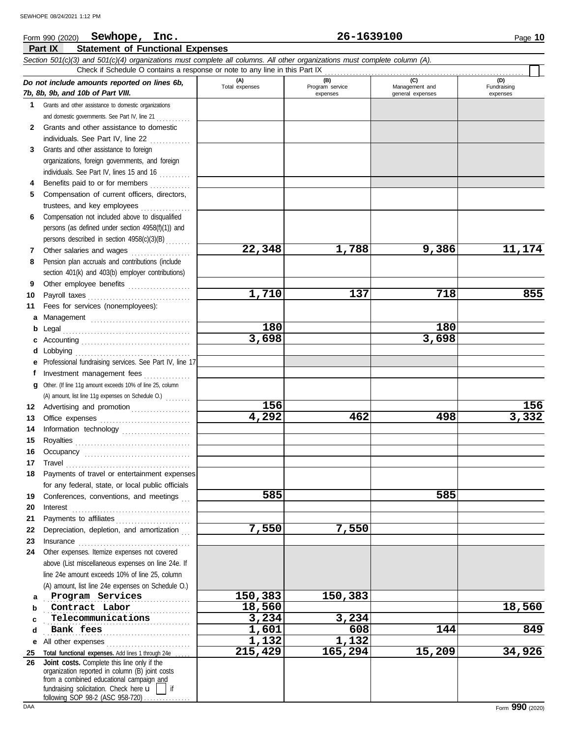Form 990 (2020) **Sewhope, Inc.** **26-1639100**

## Part IX Statement of Functional Expenses

*Section 501(c)(3) and 501(c)(4) organizations must complete all columns. All other organizations must complete column (A).*

Check if Schedule O contains a response or note to any line in this Part IX ☐

| *Do not include amounts reported on lines 6b, 7b, 8b, 9b, and 10b of Part VIII.* | (A) Total expenses | (B) Program service expenses | (C) Management and general expenses | (D) Fundraising expenses |
|---|---|---|---|---|
| **1** Grants and other assistance to domestic organizations and domestic governments. See Part IV, line 21 | | | | |
| **2** Grants and other assistance to domestic individuals. See Part IV, line 22 | | | | |
| **3** Grants and other assistance to foreign organizations, foreign governments, and foreign individuals. See Part IV, lines 15 and 16 | | | | |
| **4** Benefits paid to or for members | | | | |
| **5** Compensation of current officers, directors, trustees, and key employees | | | | |
| **6** Compensation not included above to disqualified persons (as defined under section 4958(f)(1)) and persons described in section 4958(c)(3)(B) | | | | |
| **7** Other salaries and wages | 22,348 | 1,788 | 9,386 | 11,174 |
| **8** Pension plan accruals and contributions (include section 401(k) and 403(b) employer contributions) | | | | |
| **9** Other employee benefits | | | | |
| **10** Payroll taxes | 1,710 | 137 | 718 | 855 |
| **11** Fees for services (nonemployees): | | | | |
| **a** Management | | | | |
| **b** Legal | 180 | | 180 | |
| **c** Accounting | 3,698 | | 3,698 | |
| **d** Lobbying | | | | |
| **e** Professional fundraising services. See Part IV, line 17 | | | | |
| **f** Investment management fees | | | | |
| **g** Other. (If line 11g amount exceeds 10% of line 25, column (A) amount, list line 11g expenses on Schedule O.) | | | | |
| **12** Advertising and promotion | 156 | | | 156 |
| **13** Office expenses | 4,292 | 462 | 498 | 3,332 |
| **14** Information technology | | | | |
| **15** Royalties | | | | |
| **16** Occupancy | | | | |
| **17** Travel | | | | |
| **18** Payments of travel or entertainment expenses for any federal, state, or local public officials | | | | |
| **19** Conferences, conventions, and meetings | 585 | | 585 | |
| **20** Interest | | | | |
| **21** Payments to affiliates | | | | |
| **22** Depreciation, depletion, and amortization | 7,550 | 7,550 | | |
| **23** Insurance | | | | |
| **24** Other expenses. Itemize expenses not covered above (List miscellaneous expenses on line 24e. If line 24e amount exceeds 10% of line 25, column (A) amount, list line 24e expenses on Schedule O.) | | | | |
| **a** Program Services | 150,383 | 150,383 | | |
| **b** Contract Labor | 18,560 | | | 18,560 |
| **c** Telecommunications | 3,234 | 3,234 | | |
| **d** Bank fees | 1,601 | 608 | 144 | 849 |
| **e** All other expenses | 1,132 | 1,132 | | |
| **25** **Total functional expenses.** Add lines 1 through 24e | 215,429 | 165,294 | 15,209 | 34,926 |
| **26** **Joint costs.** Complete this line only if the organization reported in column (B) joint costs from a combined educational campaign and fundraising solicitation. Check here ☐ if following SOP 98-2 (ASC 958-720) | | | | |

Form **990** (2020)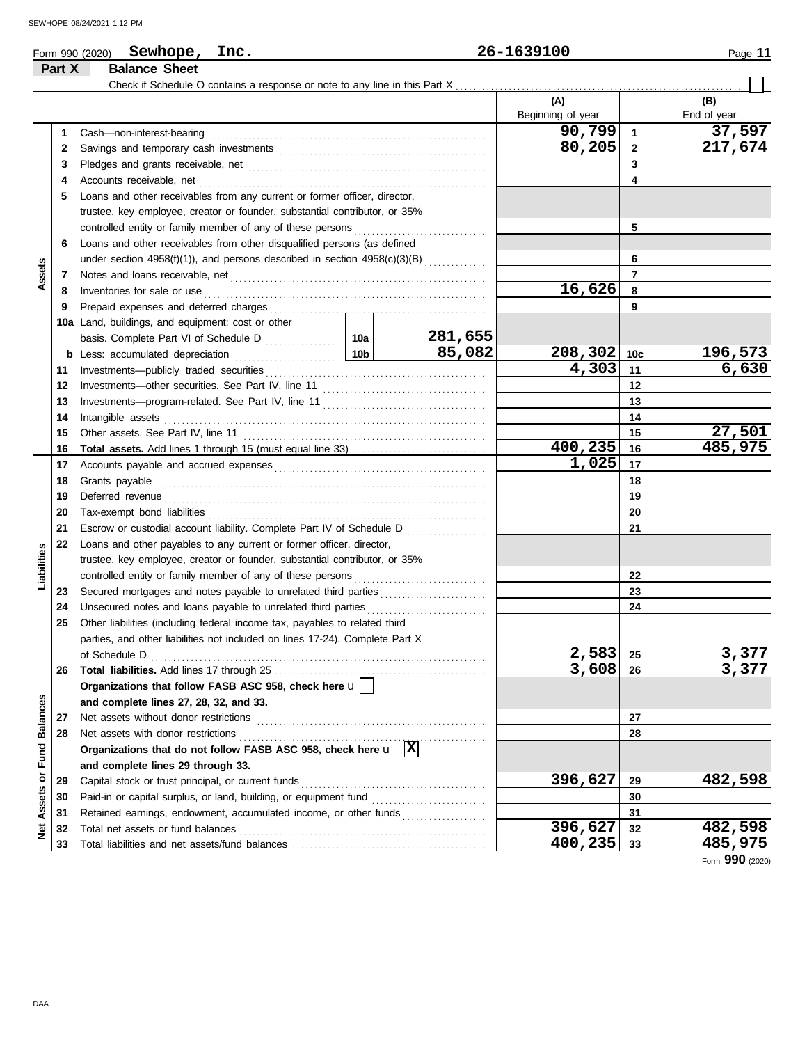Form 990 (2020) **Sewhope, Inc.** 26-1639100

**Part X Balance Sheet**

Check if Schedule O contains a response or note to any line in this Part X . . . ☐

| Section | Line | Description | | | (A) Beginning of year | Line | (B) End of year |
|---|---|---|---|---|---|---|---|
| Assets | 1 | Cash—non-interest-bearing | | | 90,799 | 1 | 37,597 |
| | 2 | Savings and temporary cash investments | | | 80,205 | 2 | 217,674 |
| | 3 | Pledges and grants receivable, net | | | | 3 | |
| | 4 | Accounts receivable, net | | | | 4 | |
| | 5 | Loans and other receivables from any current or former officer, director, trustee, key employee, creator or founder, substantial contributor, or 35% controlled entity or family member of any of these persons | | | | 5 | |
| | 6 | Loans and other receivables from other disqualified persons (as defined under section 4958(f)(1)), and persons described in section 4958(c)(3)(B) | | | | 6 | |
| | 7 | Notes and loans receivable, net | | | | 7 | |
| | 8 | Inventories for sale or use | | | 16,626 | 8 | |
| | 9 | Prepaid expenses and deferred charges | | | | 9 | |
| | 10a | Land, buildings, and equipment: cost or other basis. Complete Part VI of Schedule D | 10a | 281,655 | | | |
| | b | Less: accumulated depreciation | 10b | 85,082 | 208,302 | 10c | 196,573 |
| | 11 | Investments—publicly traded securities | | | 4,303 | 11 | 6,630 |
| | 12 | Investments—other securities. See Part IV, line 11 | | | | 12 | |
| | 13 | Investments—program-related. See Part IV, line 11 | | | | 13 | |
| | 14 | Intangible assets | | | | 14 | |
| | 15 | Other assets. See Part IV, line 11 | | | | 15 | 27,501 |
| | 16 | **Total assets.** Add lines 1 through 15 (must equal line 33) | | | 400,235 | 16 | 485,975 |
| Liabilities | 17 | Accounts payable and accrued expenses | | | 1,025 | 17 | |
| | 18 | Grants payable | | | | 18 | |
| | 19 | Deferred revenue | | | | 19 | |
| | 20 | Tax-exempt bond liabilities | | | | 20 | |
| | 21 | Escrow or custodial account liability. Complete Part IV of Schedule D | | | | 21 | |
| | 22 | Loans and other payables to any current or former officer, director, trustee, key employee, creator or founder, substantial contributor, or 35% controlled entity or family member of any of these persons | | | | 22 | |
| | 23 | Secured mortgages and notes payable to unrelated third parties | | | | 23 | |
| | 24 | Unsecured notes and loans payable to unrelated third parties | | | | 24 | |
| | 25 | Other liabilities (including federal income tax, payables to related third parties, and other liabilities not included on lines 17-24). Complete Part X of Schedule D | | | 2,583 | 25 | 3,377 |
| | 26 | **Total liabilities.** Add lines 17 through 25 | | | 3,608 | 26 | 3,377 |
| Net Assets or Fund Balances | | **Organizations that follow FASB ASC 958, check here** ☐ **and complete lines 27, 28, 32, and 33.** | | | | | |
| | 27 | Net assets without donor restrictions | | | | 27 | |
| | 28 | Net assets with donor restrictions | | | | 28 | |
| | | **Organizations that do not follow FASB ASC 958, check here** ☒ **and complete lines 29 through 33.** | | | | | |
| | 29 | Capital stock or trust principal, or current funds | | | 396,627 | 29 | 482,598 |
| | 30 | Paid-in or capital surplus, or land, building, or equipment fund | | | | 30 | |
| | 31 | Retained earnings, endowment, accumulated income, or other funds | | | | 31 | |
| | 32 | Total net assets or fund balances | | | 396,627 | 32 | 482,598 |
| | 33 | Total liabilities and net assets/fund balances | | | 400,235 | 33 | 485,975 |

Form **990** (2020)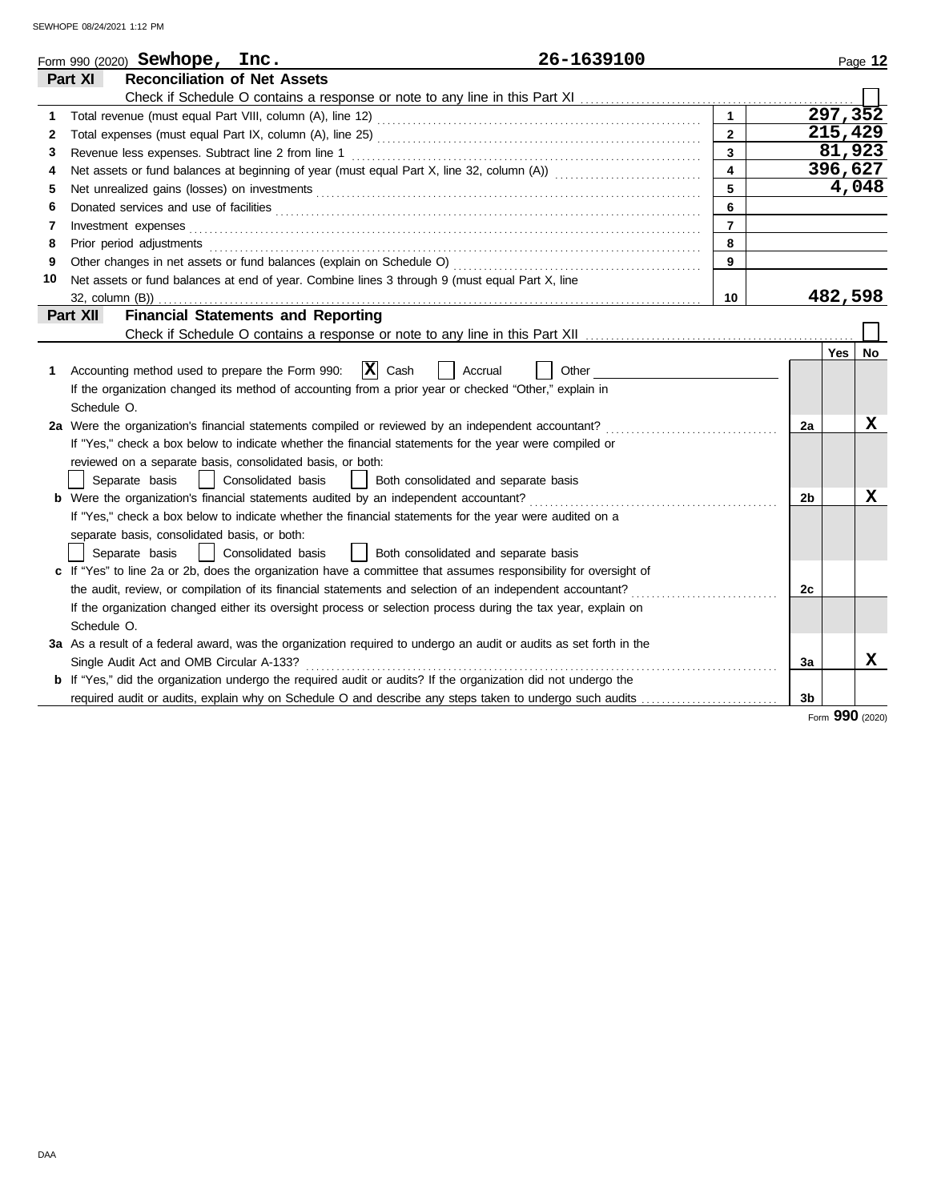Form 990 (2020) **Sewhope, Inc.** **26-1639100**

## Part XI Reconciliation of Net Assets

Check if Schedule O contains a response or note to any line in this Part XI . . . . . . ☐

| | | | |
|---|---|---|---|
| 1 | Total revenue (must equal Part VIII, column (A), line 12) | 1 | 297,352 |
| 2 | Total expenses (must equal Part IX, column (A), line 25) | 2 | 215,429 |
| 3 | Revenue less expenses. Subtract line 2 from line 1 | 3 | 81,923 |
| 4 | Net assets or fund balances at beginning of year (must equal Part X, line 32, column (A)) | 4 | 396,627 |
| 5 | Net unrealized gains (losses) on investments | 5 | 4,048 |
| 6 | Donated services and use of facilities | 6 | |
| 7 | Investment expenses | 7 | |
| 8 | Prior period adjustments | 8 | |
| 9 | Other changes in net assets or fund balances (explain on Schedule O) | 9 | |
| 10 | Net assets or fund balances at end of year. Combine lines 3 through 9 (must equal Part X, line 32, column (B)) | 10 | 482,598 |

## Part XII Financial Statements and Reporting

Check if Schedule O contains a response or note to any line in this Part XII . . . . . . ☐

| | | | Yes | No |
|---|---|---|---|---|
| 1 | Accounting method used to prepare the Form 990: ☒ Cash ☐ Accrual ☐ Other<br>If the organization changed its method of accounting from a prior year or checked "Other," explain in Schedule O. | | | |
| 2a | Were the organization's financial statements compiled or reviewed by an independent accountant?<br>If "Yes," check a box below to indicate whether the financial statements for the year were compiled or reviewed on a separate basis, consolidated basis, or both:<br>☐ Separate basis ☐ Consolidated basis ☐ Both consolidated and separate basis | 2a | | X |
| b | Were the organization's financial statements audited by an independent accountant?<br>If "Yes," check a box below to indicate whether the financial statements for the year were audited on a separate basis, consolidated basis, or both:<br>☐ Separate basis ☐ Consolidated basis ☐ Both consolidated and separate basis | 2b | | X |
| c | If "Yes" to line 2a or 2b, does the organization have a committee that assumes responsibility for oversight of the audit, review, or compilation of its financial statements and selection of an independent accountant?<br>If the organization changed either its oversight process or selection process during the tax year, explain on Schedule O. | 2c | | |
| 3a | As a result of a federal award, was the organization required to undergo an audit or audits as set forth in the Single Audit Act and OMB Circular A-133? | 3a | | X |
| b | If "Yes," did the organization undergo the required audit or audits? If the organization did not undergo the required audit or audits, explain why on Schedule O and describe any steps taken to undergo such audits | 3b | | |

Form **990** (2020)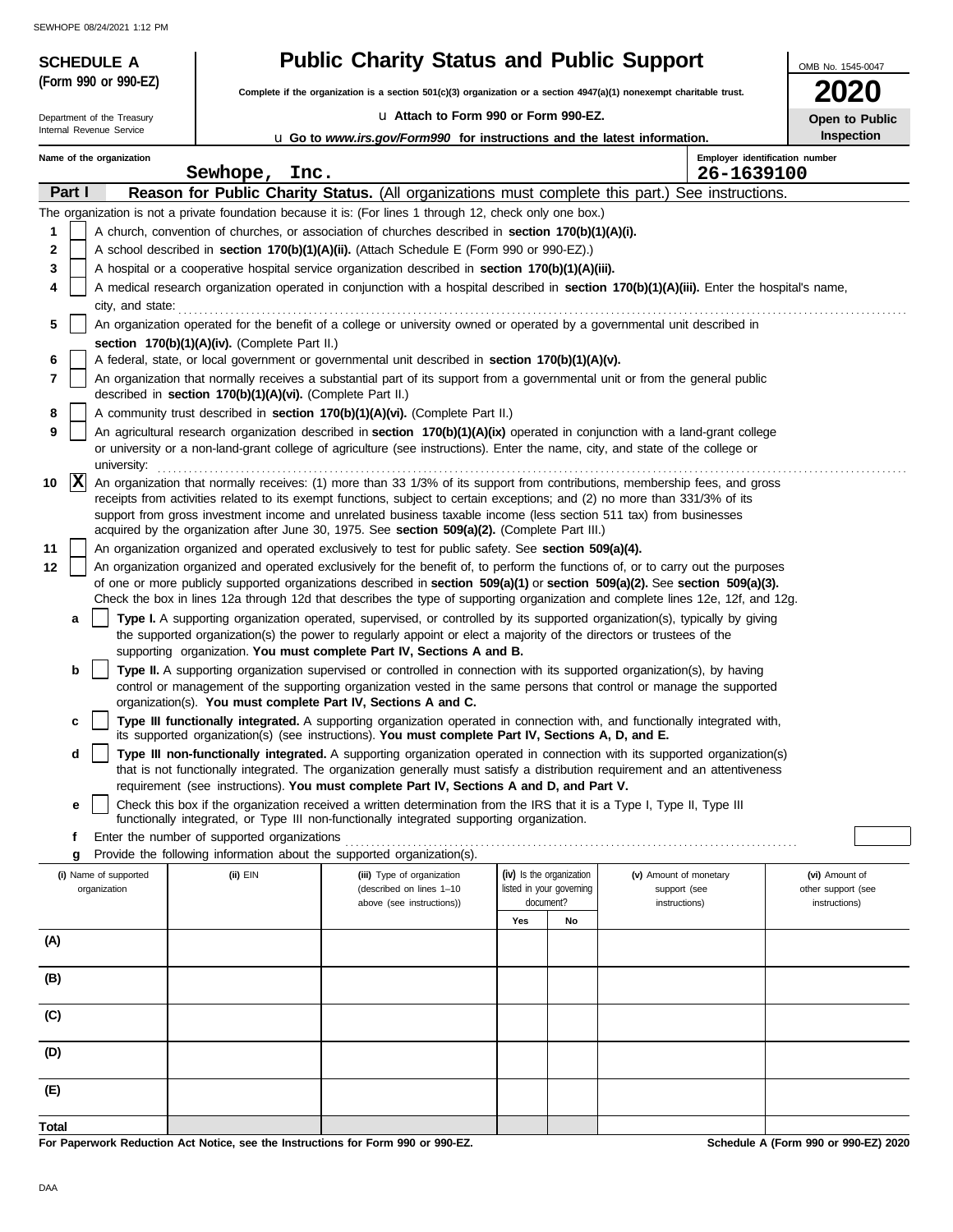SEWHOPE 08/24/2021 1:12 PM

**SCHEDULE A (Form 990 or 990-EZ)**

Department of the Treasury
Internal Revenue Service

# Public Charity Status and Public Support

**Complete if the organization is a section 501(c)(3) organization or a section 4947(a)(1) nonexempt charitable trust.**

u **Attach to Form 990 or Form 990-EZ.**

u **Go to *www.irs.gov/Form990* for instructions and the latest information.**

OMB No. 1545-0047

**2020**

**Open to Public Inspection**

**Name of the organization:** Sewhope, Inc.

**Employer identification number:** 26-1639100

## Part I — Reason for Public Charity Status. (All organizations must complete this part.) See instructions.

The organization is not a private foundation because it is: (For lines 1 through 12, check only one box.)

1. [ ] A church, convention of churches, or association of churches described in **section 170(b)(1)(A)(i).**
2. [ ] A school described in **section 170(b)(1)(A)(ii).** (Attach Schedule E (Form 990 or 990-EZ).)
3. [ ] A hospital or a cooperative hospital service organization described in **section 170(b)(1)(A)(iii).**
4. [ ] A medical research organization operated in conjunction with a hospital described in **section 170(b)(1)(A)(iii).** Enter the hospital's name, city, and state:
5. [ ] An organization operated for the benefit of a college or university owned or operated by a governmental unit described in **section 170(b)(1)(A)(iv).** (Complete Part II.)
6. [ ] A federal, state, or local government or governmental unit described in **section 170(b)(1)(A)(v).**
7. [ ] An organization that normally receives a substantial part of its support from a governmental unit or from the general public described in **section 170(b)(1)(A)(vi).** (Complete Part II.)
8. [ ] A community trust described in **section 170(b)(1)(A)(vi).** (Complete Part II.)
9. [ ] An agricultural research organization described in **section 170(b)(1)(A)(ix)** operated in conjunction with a land-grant college or university or a non-land-grant college of agriculture (see instructions). Enter the name, city, and state of the college or university:
10. [X] An organization that normally receives: (1) more than 33 1/3% of its support from contributions, membership fees, and gross receipts from activities related to its exempt functions, subject to certain exceptions; and (2) no more than 331/3% of its support from gross investment income and unrelated business taxable income (less section 511 tax) from businesses acquired by the organization after June 30, 1975. See **section 509(a)(2).** (Complete Part III.)
11. [ ] An organization organized and operated exclusively to test for public safety. See **section 509(a)(4).**
12. [ ] An organization organized and operated exclusively for the benefit of, to perform the functions of, or to carry out the purposes of one or more publicly supported organizations described in **section 509(a)(1)** or **section 509(a)(2).** See **section 509(a)(3).** Check the box in lines 12a through 12d that describes the type of supporting organization and complete lines 12e, 12f, and 12g.
   - **a** [ ] **Type I.** A supporting organization operated, supervised, or controlled by its supported organization(s), typically by giving the supported organization(s) the power to regularly appoint or elect a majority of the directors or trustees of the supporting organization. **You must complete Part IV, Sections A and B.**
   - **b** [ ] **Type II.** A supporting organization supervised or controlled in connection with its supported organization(s), by having control or management of the supporting organization vested in the same persons that control or manage the supported organization(s). **You must complete Part IV, Sections A and C.**
   - **c** [ ] **Type III functionally integrated.** A supporting organization operated in connection with, and functionally integrated with, its supported organization(s) (see instructions). **You must complete Part IV, Sections A, D, and E.**
   - **d** [ ] **Type III non-functionally integrated.** A supporting organization operated in connection with its supported organization(s) that is not functionally integrated. The organization generally must satisfy a distribution requirement and an attentiveness requirement (see instructions). **You must complete Part IV, Sections A and D, and Part V.**
   - **e** [ ] Check this box if the organization received a written determination from the IRS that it is a Type I, Type II, Type III functionally integrated, or Type III non-functionally integrated supporting organization.
   - **f** Enter the number of supported organizations
   - **g** Provide the following information about the supported organization(s).

| (i) Name of supported organization | (ii) EIN | (iii) Type of organization (described on lines 1–10 above (see instructions)) | (iv) Is the organization listed in your governing document? Yes | No | (v) Amount of monetary support (see instructions) | (vi) Amount of other support (see instructions) |
|---|---|---|---|---|---|---|
| (A) | | | | | | |
| (B) | | | | | | |
| (C) | | | | | | |
| (D) | | | | | | |
| (E) | | | | | | |
| **Total** | | | | | | |

**For Paperwork Reduction Act Notice, see the Instructions for Form 990 or 990-EZ.**

**Schedule A (Form 990 or 990-EZ) 2020**

DAA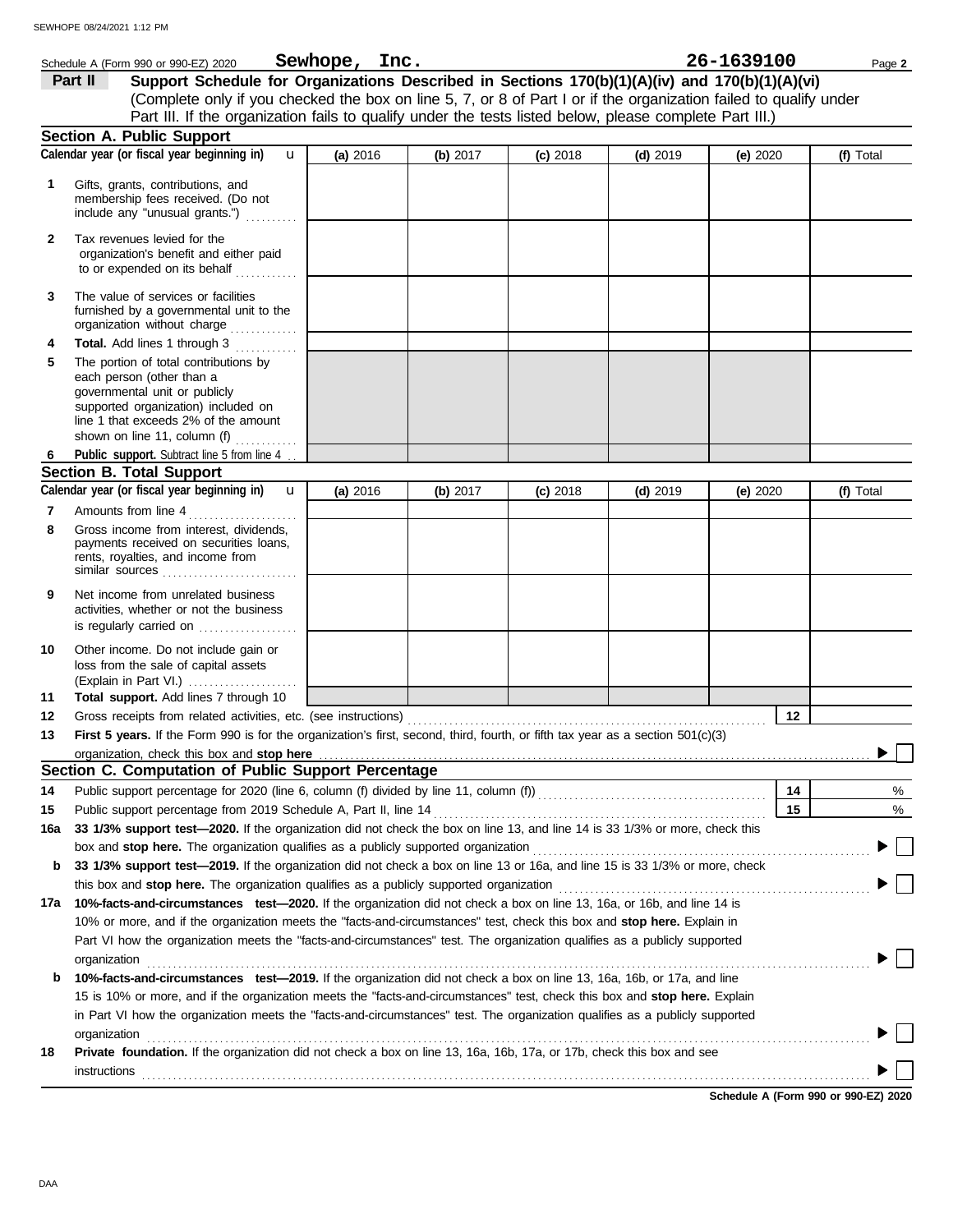Schedule A (Form 990 or 990-EZ) 2020 **Sewhope, Inc.** **26-1639100**

**Part II** **Support Schedule for Organizations Described in Sections 170(b)(1)(A)(iv) and 170(b)(1)(A)(vi)**
(Complete only if you checked the box on line 5, 7, or 8 of Part I or if the organization failed to qualify under Part III. If the organization fails to qualify under the tests listed below, please complete Part III.)

## Section A. Public Support

| Calendar year (or fiscal year beginning in) | (a) 2016 | (b) 2017 | (c) 2018 | (d) 2019 | (e) 2020 | (f) Total |
|---|---|---|---|---|---|---|
| 1 Gifts, grants, contributions, and membership fees received. (Do not include any "unusual grants.") | | | | | | |
| 2 Tax revenues levied for the organization's benefit and either paid to or expended on its behalf | | | | | | |
| 3 The value of services or facilities furnished by a governmental unit to the organization without charge | | | | | | |
| 4 **Total.** Add lines 1 through 3 | | | | | | |
| 5 The portion of total contributions by each person (other than a governmental unit or publicly supported organization) included on line 1 that exceeds 2% of the amount shown on line 11, column (f) | | | | | | |
| 6 **Public support.** Subtract line 5 from line 4 | | | | | | |

## Section B. Total Support

| Calendar year (or fiscal year beginning in) | (a) 2016 | (b) 2017 | (c) 2018 | (d) 2019 | (e) 2020 | (f) Total |
|---|---|---|---|---|---|---|
| 7 Amounts from line 4 | | | | | | |
| 8 Gross income from interest, dividends, payments received on securities loans, rents, royalties, and income from similar sources | | | | | | |
| 9 Net income from unrelated business activities, whether or not the business is regularly carried on | | | | | | |
| 10 Other income. Do not include gain or loss from the sale of capital assets (Explain in Part VI.) | | | | | | |
| 11 **Total support.** Add lines 7 through 10 | | | | | | |

12 Gross receipts from related activities, etc. (see instructions) | 12 |

13 **First 5 years.** If the Form 990 is for the organization's first, second, third, fourth, or fifth tax year as a section 501(c)(3) organization, check this box and **stop here** ☐

## Section C. Computation of Public Support Percentage

14 Public support percentage for 2020 (line 6, column (f) divided by line 11, column (f)) | 14 | %

15 Public support percentage from 2019 Schedule A, Part II, line 14 | 15 | %

16a **33 1/3% support test—2020.** If the organization did not check the box on line 13, and line 14 is 33 1/3% or more, check this box and **stop here.** The organization qualifies as a publicly supported organization ☐

b **33 1/3% support test—2019.** If the organization did not check a box on line 13 or 16a, and line 15 is 33 1/3% or more, check this box and **stop here.** The organization qualifies as a publicly supported organization ☐

17a **10%-facts-and-circumstances test—2020.** If the organization did not check a box on line 13, 16a, or 16b, and line 14 is 10% or more, and if the organization meets the "facts-and-circumstances" test, check this box and **stop here.** Explain in Part VI how the organization meets the "facts-and-circumstances" test. The organization qualifies as a publicly supported organization ☐

b **10%-facts-and-circumstances test—2019.** If the organization did not check a box on line 13, 16a, 16b, or 17a, and line 15 is 10% or more, and if the organization meets the "facts-and-circumstances" test, check this box and **stop here.** Explain in Part VI how the organization meets the "facts-and-circumstances" test. The organization qualifies as a publicly supported organization ☐

18 **Private foundation.** If the organization did not check a box on line 13, 16a, 16b, 17a, or 17b, check this box and see instructions ☐

**Schedule A (Form 990 or 990-EZ) 2020**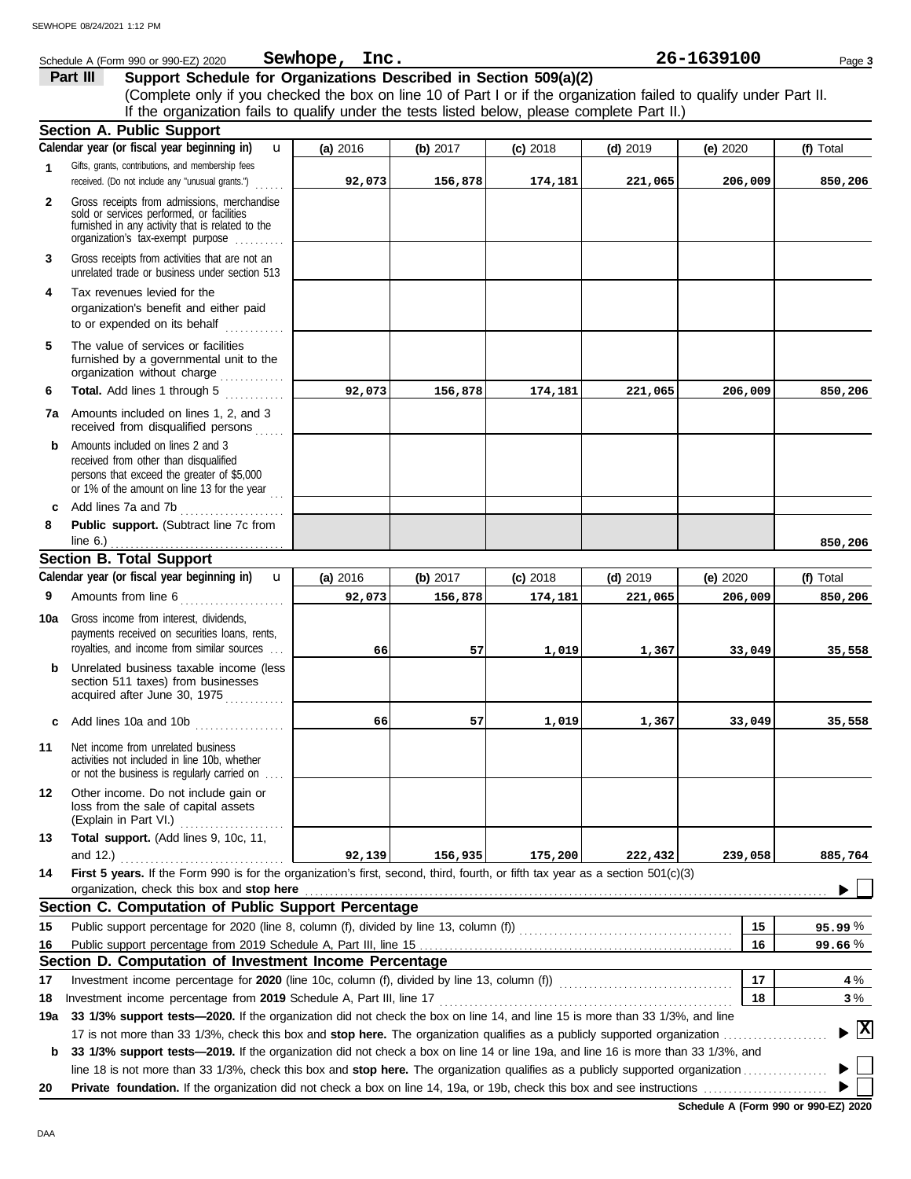Schedule A (Form 990 or 990-EZ) 2020 **Sewhope, Inc.** **26-1639100**

## Part III Support Schedule for Organizations Described in Section 509(a)(2)

(Complete only if you checked the box on line 10 of Part I or if the organization failed to qualify under Part II. If the organization fails to qualify under the tests listed below, please complete Part II.)

### Section A. Public Support

| Calendar year (or fiscal year beginning in) | (a) 2016 | (b) 2017 | (c) 2018 | (d) 2019 | (e) 2020 | (f) Total |
|---|---|---|---|---|---|---|
| **1** Gifts, grants, contributions, and membership fees received. (Do not include any "unusual grants.") | 92,073 | 156,878 | 174,181 | 221,065 | 206,009 | 850,206 |
| **2** Gross receipts from admissions, merchandise sold or services performed, or facilities furnished in any activity that is related to the organization's tax-exempt purpose | | | | | | |
| **3** Gross receipts from activities that are not an unrelated trade or business under section 513 | | | | | | |
| **4** Tax revenues levied for the organization's benefit and either paid to or expended on its behalf | | | | | | |
| **5** The value of services or facilities furnished by a governmental unit to the organization without charge | | | | | | |
| **6** **Total.** Add lines 1 through 5 | 92,073 | 156,878 | 174,181 | 221,065 | 206,009 | 850,206 |
| **7a** Amounts included on lines 1, 2, and 3 received from disqualified persons | | | | | | |
| **b** Amounts included on lines 2 and 3 received from other than disqualified persons that exceed the greater of $5,000 or 1% of the amount on line 13 for the year | | | | | | |
| **c** Add lines 7a and 7b | | | | | | |
| **8** **Public support.** (Subtract line 7c from line 6.) | | | | | | 850,206 |

### Section B. Total Support

| Calendar year (or fiscal year beginning in) | (a) 2016 | (b) 2017 | (c) 2018 | (d) 2019 | (e) 2020 | (f) Total |
|---|---|---|---|---|---|---|
| **9** Amounts from line 6 | 92,073 | 156,878 | 174,181 | 221,065 | 206,009 | 850,206 |
| **10a** Gross income from interest, dividends, payments received on securities loans, rents, royalties, and income from similar sources | 66 | 57 | 1,019 | 1,367 | 33,049 | 35,558 |
| **b** Unrelated business taxable income (less section 511 taxes) from businesses acquired after June 30, 1975 | | | | | | |
| **c** Add lines 10a and 10b | 66 | 57 | 1,019 | 1,367 | 33,049 | 35,558 |
| **11** Net income from unrelated business activities not included in line 10b, whether or not the business is regularly carried on | | | | | | |
| **12** Other income. Do not include gain or loss from the sale of capital assets (Explain in Part VI.) | | | | | | |
| **13** **Total support.** (Add lines 9, 10c, 11, and 12.) | 92,139 | 156,935 | 175,200 | 222,432 | 239,058 | 885,764 |

**14** **First 5 years.** If the Form 990 is for the organization's first, second, third, fourth, or fifth tax year as a section 501(c)(3) organization, check this box and **stop here** ☐

### Section C. Computation of Public Support Percentage

| | | | |
|---|---|---|---|
| **15** | Public support percentage for 2020 (line 8, column (f), divided by line 13, column (f)) | 15 | 95.99 % |
| **16** | Public support percentage from 2019 Schedule A, Part III, line 15 | 16 | 99.66 % |

### Section D. Computation of Investment Income Percentage

| | | | |
|---|---|---|---|
| **17** | Investment income percentage for **2020** (line 10c, column (f), divided by line 13, column (f)) | 17 | 4 % |
| **18** | Investment income percentage from **2019** Schedule A, Part III, line 17 | 18 | 3 % |

**19a** **33 1/3% support tests—2020.** If the organization did not check the box on line 14, and line 15 is more than 33 1/3%, and line 17 is not more than 33 1/3%, check this box and **stop here.** The organization qualifies as a publicly supported organization ☒

**b** **33 1/3% support tests—2019.** If the organization did not check a box on line 14 or line 19a, and line 16 is more than 33 1/3%, and line 18 is not more than 33 1/3%, check this box and **stop here.** The organization qualifies as a publicly supported organization ☐

**20** **Private foundation.** If the organization did not check a box on line 14, 19a, or 19b, check this box and see instructions ☐

Schedule A (Form 990 or 990-EZ) 2020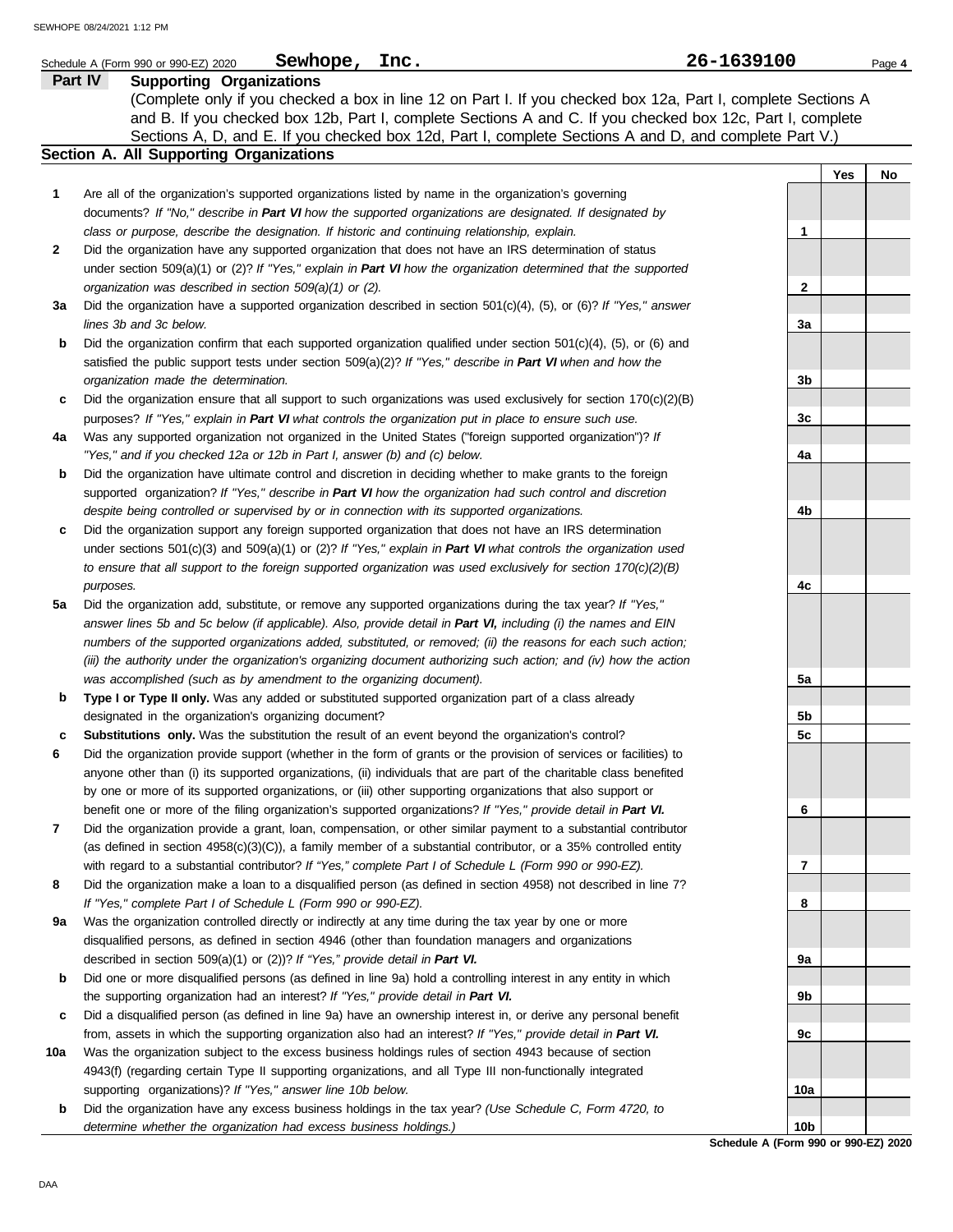Schedule A (Form 990 or 990-EZ) 2020 **Sewhope, Inc.** **26-1639100**

## Part IV Supporting Organizations

(Complete only if you checked a box in line 12 on Part I. If you checked box 12a, Part I, complete Sections A and B. If you checked box 12b, Part I, complete Sections A and C. If you checked box 12c, Part I, complete Sections A, D, and E. If you checked box 12d, Part I, complete Sections A and D, and complete Part V.)

### Section A. All Supporting Organizations

| | | | Yes | No |
|---|---|---|---|---|
| **1** | Are all of the organization's supported organizations listed by name in the organization's governing documents? *If "No," describe in **Part VI** how the supported organizations are designated. If designated by class or purpose, describe the designation. If historic and continuing relationship, explain.* | 1 | | |
| **2** | Did the organization have any supported organization that does not have an IRS determination of status under section 509(a)(1) or (2)? *If "Yes," explain in **Part VI** how the organization determined that the supported organization was described in section 509(a)(1) or (2).* | 2 | | |
| **3a** | Did the organization have a supported organization described in section 501(c)(4), (5), or (6)? *If "Yes," answer lines 3b and 3c below.* | 3a | | |
| **b** | Did the organization confirm that each supported organization qualified under section 501(c)(4), (5), or (6) and satisfied the public support tests under section 509(a)(2)? *If "Yes," describe in **Part VI** when and how the organization made the determination.* | 3b | | |
| **c** | Did the organization ensure that all support to such organizations was used exclusively for section 170(c)(2)(B) purposes? *If "Yes," explain in **Part VI** what controls the organization put in place to ensure such use.* | 3c | | |
| **4a** | Was any supported organization not organized in the United States ("foreign supported organization")? *If "Yes," and if you checked 12a or 12b in Part I, answer (b) and (c) below.* | 4a | | |
| **b** | Did the organization have ultimate control and discretion in deciding whether to make grants to the foreign supported organization? *If "Yes," describe in **Part VI** how the organization had such control and discretion despite being controlled or supervised by or in connection with its supported organizations.* | 4b | | |
| **c** | Did the organization support any foreign supported organization that does not have an IRS determination under sections 501(c)(3) and 509(a)(1) or (2)? *If "Yes," explain in **Part VI** what controls the organization used to ensure that all support to the foreign supported organization was used exclusively for section 170(c)(2)(B) purposes.* | 4c | | |
| **5a** | Did the organization add, substitute, or remove any supported organizations during the tax year? *If "Yes," answer lines 5b and 5c below (if applicable). Also, provide detail in **Part VI,** including (i) the names and EIN numbers of the supported organizations added, substituted, or removed; (ii) the reasons for each such action; (iii) the authority under the organization's organizing document authorizing such action; and (iv) how the action was accomplished (such as by amendment to the organizing document).* | 5a | | |
| **b** | **Type I or Type II only.** Was any added or substituted supported organization part of a class already designated in the organization's organizing document? | 5b | | |
| **c** | **Substitutions only.** Was the substitution the result of an event beyond the organization's control? | 5c | | |
| **6** | Did the organization provide support (whether in the form of grants or the provision of services or facilities) to anyone other than (i) its supported organizations, (ii) individuals that are part of the charitable class benefited by one or more of its supported organizations, or (iii) other supporting organizations that also support or benefit one or more of the filing organization's supported organizations? *If "Yes," provide detail in **Part VI.*** | 6 | | |
| **7** | Did the organization provide a grant, loan, compensation, or other similar payment to a substantial contributor (as defined in section 4958(c)(3)(C)), a family member of a substantial contributor, or a 35% controlled entity with regard to a substantial contributor? *If "Yes," complete Part I of Schedule L (Form 990 or 990-EZ).* | 7 | | |
| **8** | Did the organization make a loan to a disqualified person (as defined in section 4958) not described in line 7? *If "Yes," complete Part I of Schedule L (Form 990 or 990-EZ).* | 8 | | |
| **9a** | Was the organization controlled directly or indirectly at any time during the tax year by one or more disqualified persons, as defined in section 4946 (other than foundation managers and organizations described in section 509(a)(1) or (2))? *If "Yes," provide detail in **Part VI.*** | 9a | | |
| **b** | Did one or more disqualified persons (as defined in line 9a) hold a controlling interest in any entity in which the supporting organization had an interest? *If "Yes," provide detail in **Part VI.*** | 9b | | |
| **c** | Did a disqualified person (as defined in line 9a) have an ownership interest in, or derive any personal benefit from, assets in which the supporting organization also had an interest? *If "Yes," provide detail in **Part VI.*** | 9c | | |
| **10a** | Was the organization subject to the excess business holdings rules of section 4943 because of section 4943(f) (regarding certain Type II supporting organizations, and all Type III non-functionally integrated supporting organizations)? *If "Yes," answer line 10b below.* | 10a | | |
| **b** | Did the organization have any excess business holdings in the tax year? *(Use Schedule C, Form 4720, to determine whether the organization had excess business holdings.)* | 10b | | |

**Schedule A (Form 990 or 990-EZ) 2020**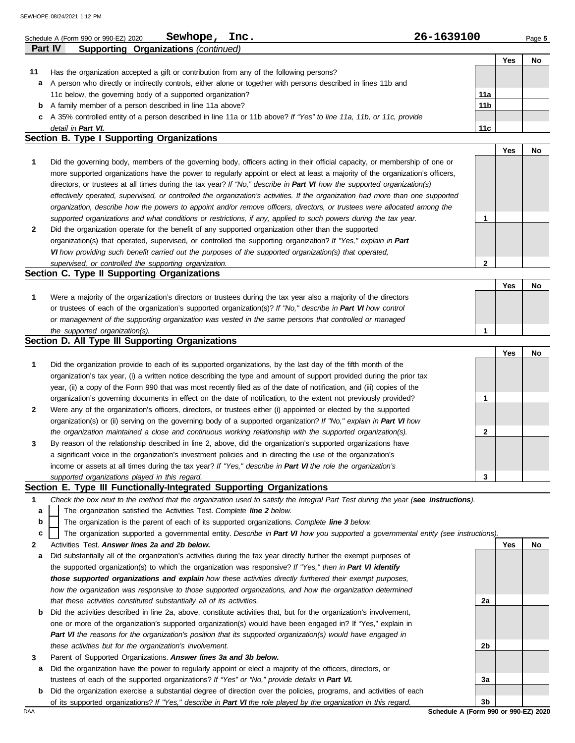Schedule A (Form 990 or 990-EZ) 2020 **Sewhope, Inc.** **26-1639100**

## Part IV Supporting Organizations *(continued)*

| | | | Yes | No |
|---|---|---|---|---|
| **11** | Has the organization accepted a gift or contribution from any of the following persons? | | | |
| **a** | A person who directly or indirectly controls, either alone or together with persons described in lines 11b and 11c below, the governing body of a supported organization? | 11a | | |
| **b** | A family member of a person described in line 11a above? | 11b | | |
| **c** | A 35% controlled entity of a person described in line 11a or 11b above? *If "Yes" to line 11a, 11b, or 11c, provide detail in* ***Part VI.*** | 11c | | |

### Section B. Type I Supporting Organizations

| | | | Yes | No |
|---|---|---|---|---|
| **1** | Did the governing body, members of the governing body, officers acting in their official capacity, or membership of one or more supported organizations have the power to regularly appoint or elect at least a majority of the organization's officers, directors, or trustees at all times during the tax year? *If "No," describe in* ***Part VI*** *how the supported organization(s) effectively operated, supervised, or controlled the organization's activities. If the organization had more than one supported organization, describe how the powers to appoint and/or remove officers, directors, or trustees were allocated among the supported organizations and what conditions or restrictions, if any, applied to such powers during the tax year.* | 1 | | |
| **2** | Did the organization operate for the benefit of any supported organization other than the supported organization(s) that operated, supervised, or controlled the supporting organization? *If "Yes," explain in* ***Part VI*** *how providing such benefit carried out the purposes of the supported organization(s) that operated, supervised, or controlled the supporting organization.* | 2 | | |

### Section C. Type II Supporting Organizations

| | | | Yes | No |
|---|---|---|---|---|
| **1** | Were a majority of the organization's directors or trustees during the tax year also a majority of the directors or trustees of each of the organization's supported organization(s)? *If "No," describe in* ***Part VI*** *how control or management of the supporting organization was vested in the same persons that controlled or managed the supported organization(s).* | 1 | | |

### Section D. All Type III Supporting Organizations

| | | | Yes | No |
|---|---|---|---|---|
| **1** | Did the organization provide to each of its supported organizations, by the last day of the fifth month of the organization's tax year, (i) a written notice describing the type and amount of support provided during the prior tax year, (ii) a copy of the Form 990 that was most recently filed as of the date of notification, and (iii) copies of the organization's governing documents in effect on the date of notification, to the extent not previously provided? | 1 | | |
| **2** | Were any of the organization's officers, directors, or trustees either (i) appointed or elected by the supported organization(s) or (ii) serving on the governing body of a supported organization? *If "No," explain in* ***Part VI*** *how the organization maintained a close and continuous working relationship with the supported organization(s).* | 2 | | |
| **3** | By reason of the relationship described in line 2, above, did the organization's supported organizations have a significant voice in the organization's investment policies and in directing the use of the organization's income or assets at all times during the tax year? *If "Yes," describe in* ***Part VI*** *the role the organization's supported organizations played in this regard.* | 3 | | |

### Section E. Type III Functionally-Integrated Supporting Organizations

**1** *Check the box next to the method that the organization used to satisfy the Integral Part Test during the year (****see instructions****).*

- **a** ☐ The organization satisfied the Activities Test. *Complete* ***line 2*** *below.*
- **b** ☐ The organization is the parent of each of its supported organizations. *Complete* ***line 3*** *below.*
- **c** ☐ The organization supported a governmental entity. *Describe in* ***Part VI*** *how you supported a governmental entity (see instructions).*

| | | | Yes | No |
|---|---|---|---|---|
| **2** | Activities Test. ***Answer lines 2a and 2b below.*** | | | |
| **a** | Did substantially all of the organization's activities during the tax year directly further the exempt purposes of the supported organization(s) to which the organization was responsive? *If "Yes," then in* ***Part VI identify those supported organizations and explain*** *how these activities directly furthered their exempt purposes, how the organization was responsive to those supported organizations, and how the organization determined that these activities constituted substantially all of its activities.* | 2a | | |
| **b** | Did the activities described in line 2a, above, constitute activities that, but for the organization's involvement, one or more of the organization's supported organization(s) would have been engaged in? If "Yes," explain in ***Part VI*** *the reasons for the organization's position that its supported organization(s) would have engaged in these activities but for the organization's involvement.* | 2b | | |
| **3** | Parent of Supported Organizations. ***Answer lines 3a and 3b below.*** | | | |
| **a** | Did the organization have the power to regularly appoint or elect a majority of the officers, directors, or trustees of each of the supported organizations? *If "Yes" or "No," provide details in* ***Part VI.*** | 3a | | |
| **b** | Did the organization exercise a substantial degree of direction over the policies, programs, and activities of each of its supported organizations? *If "Yes," describe in* ***Part VI*** *the role played by the organization in this regard.* | 3b | | |

Schedule A (Form 990 or 990-EZ) 2020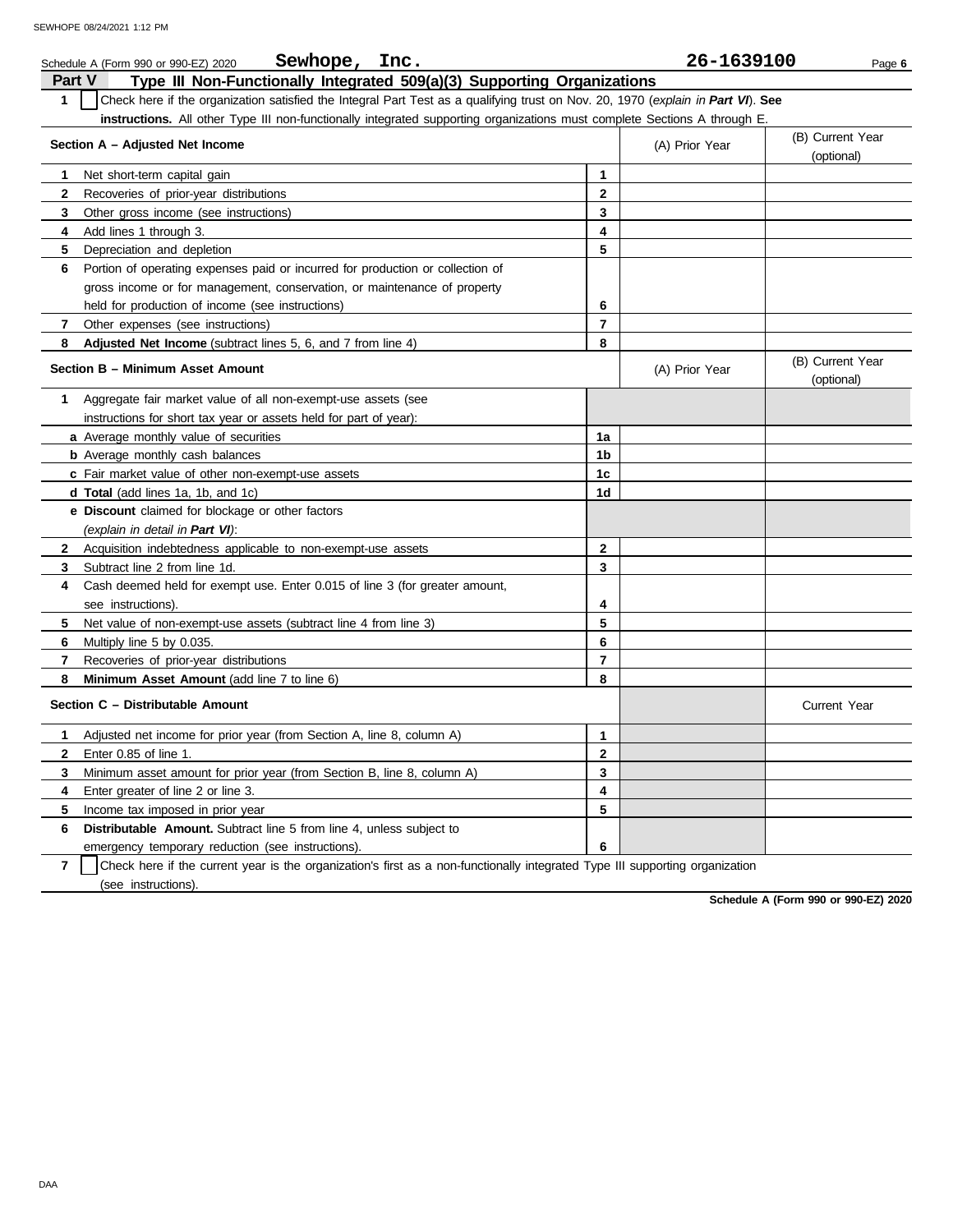Schedule A (Form 990 or 990-EZ) 2020 **Sewhope, Inc.** **26-1639100**

## Part V — Type III Non-Functionally Integrated 509(a)(3) Supporting Organizations

**1** ☐ Check here if the organization satisfied the Integral Part Test as a qualifying trust on Nov. 20, 1970 (*explain in* ***Part VI***). **See instructions.** All other Type III non-functionally integrated supporting organizations must complete Sections A through E.

| **Section A – Adjusted Net Income** | | (A) Prior Year | (B) Current Year (optional) |
|---|---|---|---|
| **1** Net short-term capital gain | **1** | | |
| **2** Recoveries of prior-year distributions | **2** | | |
| **3** Other gross income (see instructions) | **3** | | |
| **4** Add lines 1 through 3. | **4** | | |
| **5** Depreciation and depletion | **5** | | |
| **6** Portion of operating expenses paid or incurred for production or collection of gross income or for management, conservation, or maintenance of property held for production of income (see instructions) | **6** | | |
| **7** Other expenses (see instructions) | **7** | | |
| **8** **Adjusted Net Income** (subtract lines 5, 6, and 7 from line 4) | **8** | | |

| **Section B – Minimum Asset Amount** | | (A) Prior Year | (B) Current Year (optional) |
|---|---|---|---|
| **1** Aggregate fair market value of all non-exempt-use assets (see instructions for short tax year or assets held for part of year): | | | |
| **a** Average monthly value of securities | **1a** | | |
| **b** Average monthly cash balances | **1b** | | |
| **c** Fair market value of other non-exempt-use assets | **1c** | | |
| **d** **Total** (add lines 1a, 1b, and 1c) | **1d** | | |
| **e** **Discount** claimed for blockage or other factors (*explain in detail in* ***Part VI***): | | | |
| **2** Acquisition indebtedness applicable to non-exempt-use assets | **2** | | |
| **3** Subtract line 2 from line 1d. | **3** | | |
| **4** Cash deemed held for exempt use. Enter 0.015 of line 3 (for greater amount, see instructions). | **4** | | |
| **5** Net value of non-exempt-use assets (subtract line 4 from line 3) | **5** | | |
| **6** Multiply line 5 by 0.035. | **6** | | |
| **7** Recoveries of prior-year distributions | **7** | | |
| **8** **Minimum Asset Amount** (add line 7 to line 6) | **8** | | |

| **Section C – Distributable Amount** | | | Current Year |
|---|---|---|---|
| **1** Adjusted net income for prior year (from Section A, line 8, column A) | **1** | | |
| **2** Enter 0.85 of line 1. | **2** | | |
| **3** Minimum asset amount for prior year (from Section B, line 8, column A) | **3** | | |
| **4** Enter greater of line 2 or line 3. | **4** | | |
| **5** Income tax imposed in prior year | **5** | | |
| **6** **Distributable Amount.** Subtract line 5 from line 4, unless subject to emergency temporary reduction (see instructions). | **6** | | |

**7** ☐ Check here if the current year is the organization's first as a non-functionally integrated Type III supporting organization (see instructions).

**Schedule A (Form 990 or 990-EZ) 2020**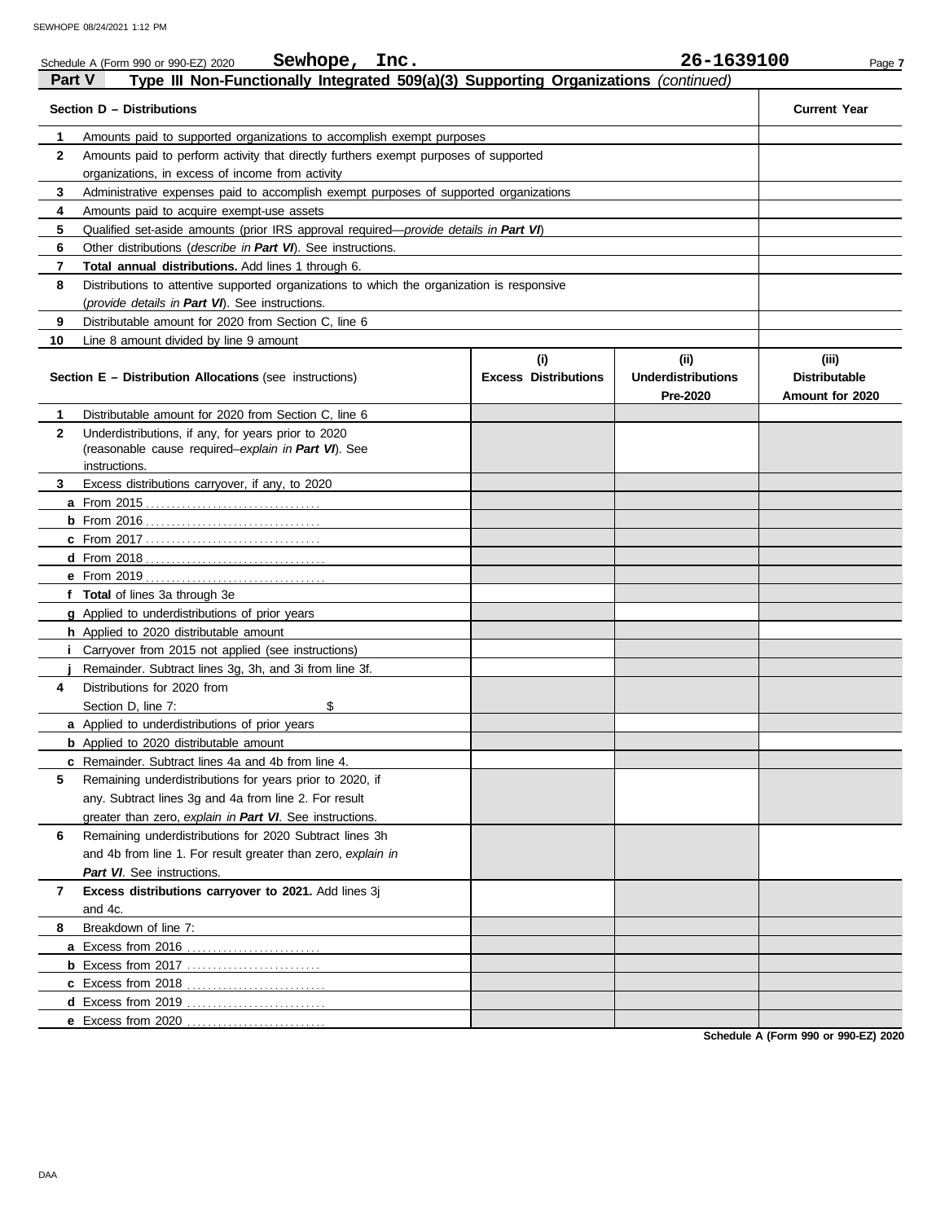Schedule A (Form 990 or 990-EZ) 2020 **Sewhope, Inc.** **26-1639100**

## Part V Type III Non-Functionally Integrated 509(a)(3) Supporting Organizations *(continued)*

| | **Section D – Distributions** | **Current Year** |
|---|---|---|
| **1** | Amounts paid to supported organizations to accomplish exempt purposes | |
| **2** | Amounts paid to perform activity that directly furthers exempt purposes of supported organizations, in excess of income from activity | |
| **3** | Administrative expenses paid to accomplish exempt purposes of supported organizations | |
| **4** | Amounts paid to acquire exempt-use assets | |
| **5** | Qualified set-aside amounts (prior IRS approval required—*provide details in **Part VI***) | |
| **6** | Other distributions (*describe in **Part VI***). See instructions. | |
| **7** | **Total annual distributions.** Add lines 1 through 6. | |
| **8** | Distributions to attentive supported organizations to which the organization is responsive (*provide details in **Part VI***). See instructions. | |
| **9** | Distributable amount for 2020 from Section C, line 6 | |
| **10** | Line 8 amount divided by line 9 amount | |

| | **Section E – Distribution Allocations** (see instructions) | **(i) Excess Distributions** | **(ii) Underdistributions Pre-2020** | **(iii) Distributable Amount for 2020** |
|---|---|---|---|---|
| **1** | Distributable amount for 2020 from Section C, line 6 | | | |
| **2** | Underdistributions, if any, for years prior to 2020 (reasonable cause required–*explain in **Part VI***). See instructions. | | | |
| **3** | Excess distributions carryover, if any, to 2020 | | | |
| **a** | From 2015 | | | |
| **b** | From 2016 | | | |
| **c** | From 2017 | | | |
| **d** | From 2018 | | | |
| **e** | From 2019 | | | |
| **f** | **Total** of lines 3a through 3e | | | |
| **g** | Applied to underdistributions of prior years | | | |
| **h** | Applied to 2020 distributable amount | | | |
| **i** | Carryover from 2015 not applied (see instructions) | | | |
| **j** | Remainder. Subtract lines 3g, 3h, and 3i from line 3f. | | | |
| **4** | Distributions for 2020 from Section D, line 7: $ | | | |
| **a** | Applied to underdistributions of prior years | | | |
| **b** | Applied to 2020 distributable amount | | | |
| **c** | Remainder. Subtract lines 4a and 4b from line 4. | | | |
| **5** | Remaining underdistributions for years prior to 2020, if any. Subtract lines 3g and 4a from line 2. For result greater than zero, *explain in **Part VI***. See instructions. | | | |
| **6** | Remaining underdistributions for 2020 Subtract lines 3h and 4b from line 1. For result greater than zero, *explain in **Part VI***. See instructions. | | | |
| **7** | **Excess distributions carryover to 2021.** Add lines 3j and 4c. | | | |
| **8** | Breakdown of line 7: | | | |
| **a** | Excess from 2016 | | | |
| **b** | Excess from 2017 | | | |
| **c** | Excess from 2018 | | | |
| **d** | Excess from 2019 | | | |
| **e** | Excess from 2020 | | | |

**Schedule A (Form 990 or 990-EZ) 2020**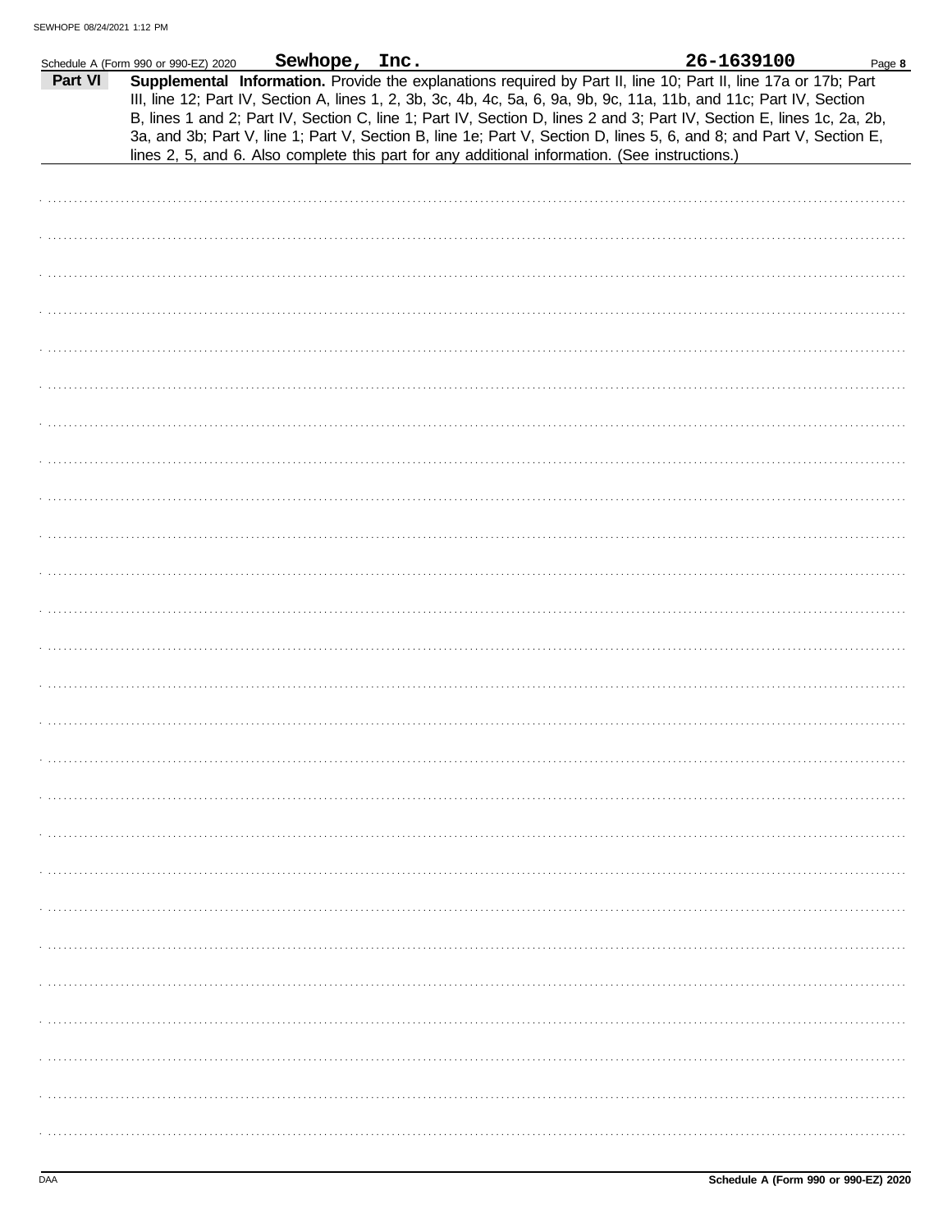Schedule A (Form 990 or 990-EZ) 2020 **Sewhope, Inc.** **26-1639100** Page **8**

**Part VI** **Supplemental Information.** Provide the explanations required by Part II, line 10; Part II, line 17a or 17b; Part III, line 12; Part IV, Section A, lines 1, 2, 3b, 3c, 4b, 4c, 5a, 6, 9a, 9b, 9c, 11a, 11b, and 11c; Part IV, Section B, lines 1 and 2; Part IV, Section C, line 1; Part IV, Section D, lines 2 and 3; Part IV, Section E, lines 1c, 2a, 2b, 3a, and 3b; Part V, line 1; Part V, Section B, line 1e; Part V, Section D, lines 5, 6, and 8; and Part V, Section E, lines 2, 5, and 6. Also complete this part for any additional information. (See instructions.)

DAA **Schedule A (Form 990 or 990-EZ) 2020**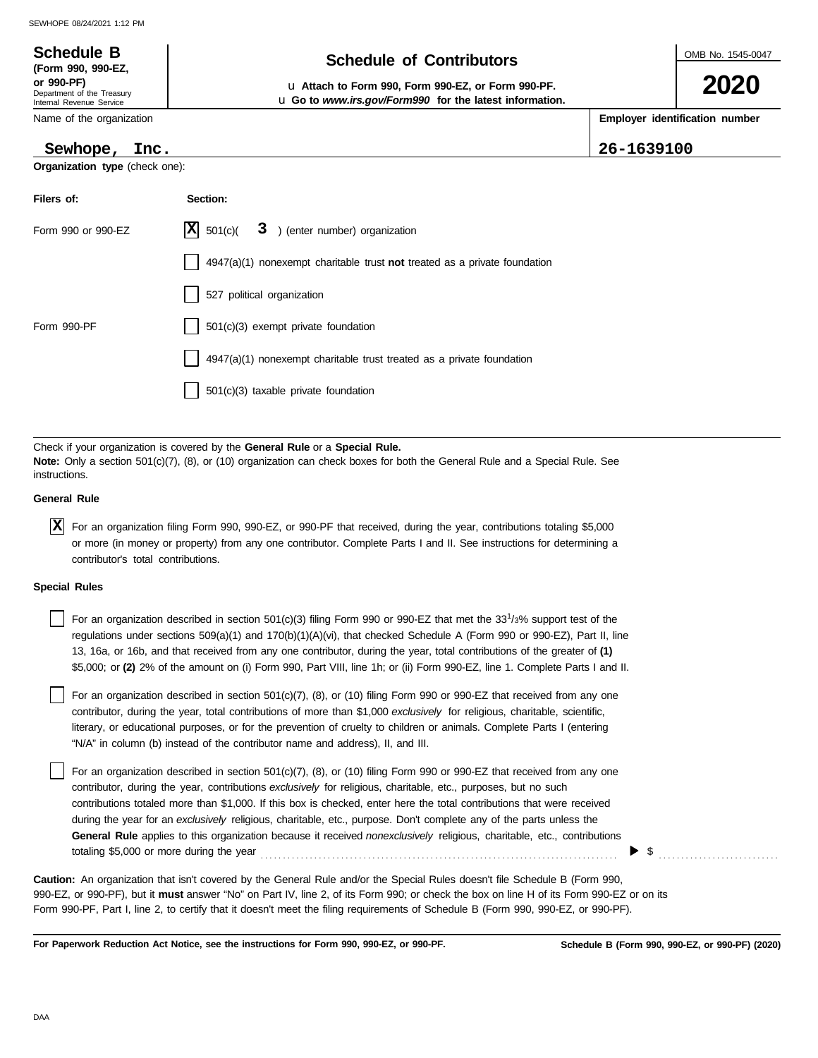**Schedule B** (Form 990, 990-EZ, or 990-PF)
Department of the Treasury
Internal Revenue Service

# Schedule of Contributors

u **Attach to Form 990, Form 990-EZ, or Form 990-PF.**
u **Go to** ***www.irs.gov/Form990*** **for the latest information.**

OMB No. 1545-0047

**2020**

| Name of the organization | Employer identification number |
|---|---|
| Sewhope, Inc. | 26-1639100 |

**Organization type** (check one):

| Filers of: | Section: |
|---|---|
| Form 990 or 990-EZ | [X] 501(c)( 3 ) (enter number) organization |
| | [ ] 4947(a)(1) nonexempt charitable trust **not** treated as a private foundation |
| | [ ] 527 political organization |
| Form 990-PF | [ ] 501(c)(3) exempt private foundation |
| | [ ] 4947(a)(1) nonexempt charitable trust treated as a private foundation |
| | [ ] 501(c)(3) taxable private foundation |

Check if your organization is covered by the **General Rule** or a **Special Rule.**
**Note:** Only a section 501(c)(7), (8), or (10) organization can check boxes for both the General Rule and a Special Rule. See instructions.

**General Rule**

[X] For an organization filing Form 990, 990-EZ, or 990-PF that received, during the year, contributions totaling $5,000 or more (in money or property) from any one contributor. Complete Parts I and II. See instructions for determining a contributor's total contributions.

**Special Rules**

[ ] For an organization described in section 501(c)(3) filing Form 990 or 990-EZ that met the 33 1/3% support test of the regulations under sections 509(a)(1) and 170(b)(1)(A)(vi), that checked Schedule A (Form 990 or 990-EZ), Part II, line 13, 16a, or 16b, and that received from any one contributor, during the year, total contributions of the greater of **(1)** $5,000; or **(2)** 2% of the amount on (i) Form 990, Part VIII, line 1h; or (ii) Form 990-EZ, line 1. Complete Parts I and II.

[ ] For an organization described in section 501(c)(7), (8), or (10) filing Form 990 or 990-EZ that received from any one contributor, during the year, total contributions of more than $1,000 *exclusively* for religious, charitable, scientific, literary, or educational purposes, or for the prevention of cruelty to children or animals. Complete Parts I (entering "N/A" in column (b) instead of the contributor name and address), II, and III.

[ ] For an organization described in section 501(c)(7), (8), or (10) filing Form 990 or 990-EZ that received from any one contributor, during the year, contributions *exclusively* for religious, charitable, etc., purposes, but no such contributions totaled more than $1,000. If this box is checked, enter here the total contributions that were received during the year for an *exclusively* religious, charitable, etc., purpose. Don't complete any of the parts unless the **General Rule** applies to this organization because it received *nonexclusively* religious, charitable, etc., contributions totaling $5,000 or more during the year . . . . . . . . . . ▶ $ . . . . . . . . . .

**Caution:** An organization that isn't covered by the General Rule and/or the Special Rules doesn't file Schedule B (Form 990, 990-EZ, or 990-PF), but it **must** answer "No" on Part IV, line 2, of its Form 990; or check the box on line H of its Form 990-EZ or on its Form 990-PF, Part I, line 2, to certify that it doesn't meet the filing requirements of Schedule B (Form 990, 990-EZ, or 990-PF).

**For Paperwork Reduction Act Notice, see the instructions for Form 990, 990-EZ, or 990-PF.**

**Schedule B (Form 990, 990-EZ, or 990-PF) (2020)**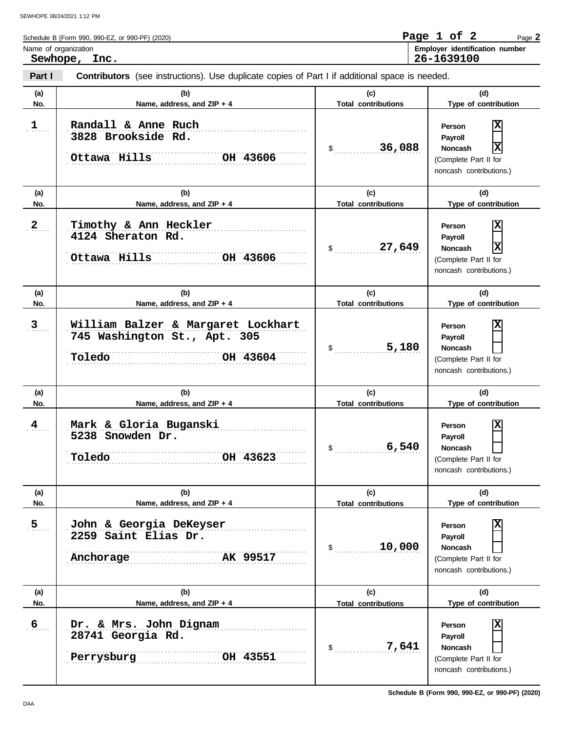Schedule B (Form 990, 990-EZ, or 990-PF) (2020)

Name of organization: **Sewhope, Inc.**

Employer identification number: **26-1639100**

## Part I — Contributors (see instructions). Use duplicate copies of Part I if additional space is needed.

| (a) No. | (b) Name, address, and ZIP + 4 | (c) Total contributions | (d) Type of contribution |
|---|---|---|---|
| 1 | Randall & Anne Ruch<br>3828 Brookside Rd.<br>Ottawa Hills OH 43606 | $ 36,088 | Person [X]<br>Payroll [ ]<br>Noncash [X]<br>(Complete Part II for noncash contributions.) |
| 2 | Timothy & Ann Heckler<br>4124 Sheraton Rd.<br>Ottawa Hills OH 43606 | $ 27,649 | Person [X]<br>Payroll [ ]<br>Noncash [X]<br>(Complete Part II for noncash contributions.) |
| 3 | William Balzer & Margaret Lockhart<br>745 Washington St., Apt. 305<br>Toledo OH 43604 | $ 5,180 | Person [X]<br>Payroll [ ]<br>Noncash [ ]<br>(Complete Part II for noncash contributions.) |
| 4 | Mark & Gloria Buganski<br>5238 Snowden Dr.<br>Toledo OH 43623 | $ 6,540 | Person [X]<br>Payroll [ ]<br>Noncash [ ]<br>(Complete Part II for noncash contributions.) |
| 5 | John & Georgia DeKeyser<br>2259 Saint Elias Dr.<br>Anchorage AK 99517 | $ 10,000 | Person [X]<br>Payroll [ ]<br>Noncash [ ]<br>(Complete Part II for noncash contributions.) |
| 6 | Dr. & Mrs. John Dignam<br>28741 Georgia Rd.<br>Perrysburg OH 43551 | $ 7,641 | Person [X]<br>Payroll [ ]<br>Noncash [ ]<br>(Complete Part II for noncash contributions.) |

Schedule B (Form 990, 990-EZ, or 990-PF) (2020)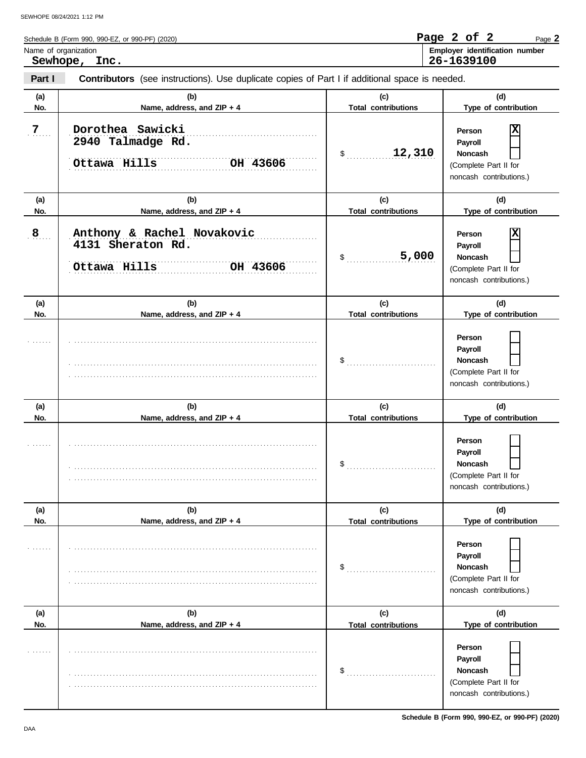Schedule B (Form 990, 990-EZ, or 990-PF) (2020)

Name of organization: **Sewhope, Inc.**

Employer identification number: **26-1639100**

**Part I** **Contributors** (see instructions). Use duplicate copies of Part I if additional space is needed.

| (a) No. | (b) Name, address, and ZIP + 4 | (c) Total contributions | (d) Type of contribution |
|---|---|---|---|
| 7 | Dorothea Sawicki<br>2940 Talmadge Rd.<br>Ottawa Hills OH 43606 | $ 12,310 | Person [X]<br>Payroll [ ]<br>Noncash [ ]<br>(Complete Part II for noncash contributions.) |
| 8 | Anthony & Rachel Novakovic<br>4131 Sheraton Rd.<br>Ottawa Hills OH 43606 | $ 5,000 | Person [X]<br>Payroll [ ]<br>Noncash [ ]<br>(Complete Part II for noncash contributions.) |
| | | $ | Person [ ]<br>Payroll [ ]<br>Noncash [ ]<br>(Complete Part II for noncash contributions.) |
| | | $ | Person [ ]<br>Payroll [ ]<br>Noncash [ ]<br>(Complete Part II for noncash contributions.) |
| | | $ | Person [ ]<br>Payroll [ ]<br>Noncash [ ]<br>(Complete Part II for noncash contributions.) |
| | | $ | Person [ ]<br>Payroll [ ]<br>Noncash [ ]<br>(Complete Part II for noncash contributions.) |

Schedule B (Form 990, 990-EZ, or 990-PF) (2020)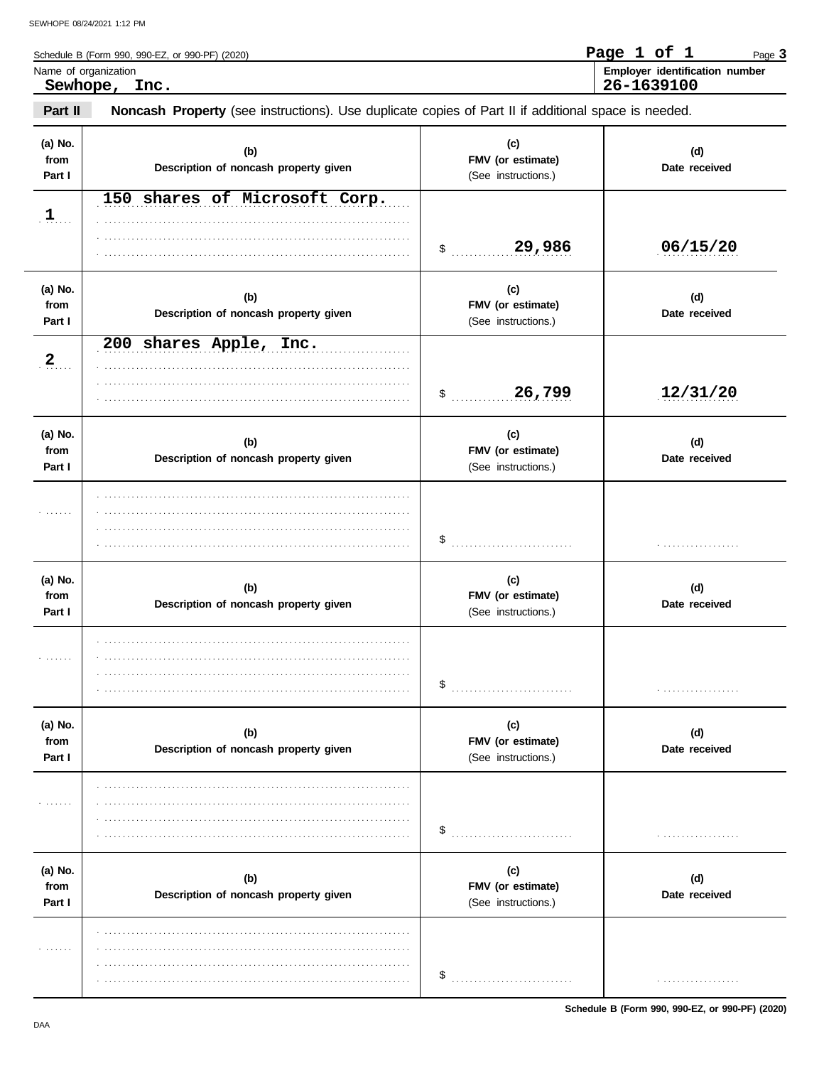Schedule B (Form 990, 990-EZ, or 990-PF) (2020)

Page 3

Name of organization: **Sewhope, Inc.**

Employer identification number: **26-1639100**

## Part II Noncash Property

**Noncash Property** (see instructions). Use duplicate copies of Part II if additional space is needed.

| (a) No. from Part I | (b) Description of noncash property given | (c) FMV (or estimate) (See instructions.) | (d) Date received |
|---|---|---|---|
| 1 | 150 shares of Microsoft Corp. | $ 29,986 | 06/15/20 |
| 2 | 200 shares Apple, Inc. | $ 26,799 | 12/31/20 |
| | | $ | |
| | | $ | |
| | | $ | |
| | | $ | |

Schedule B (Form 990, 990-EZ, or 990-PF) (2020)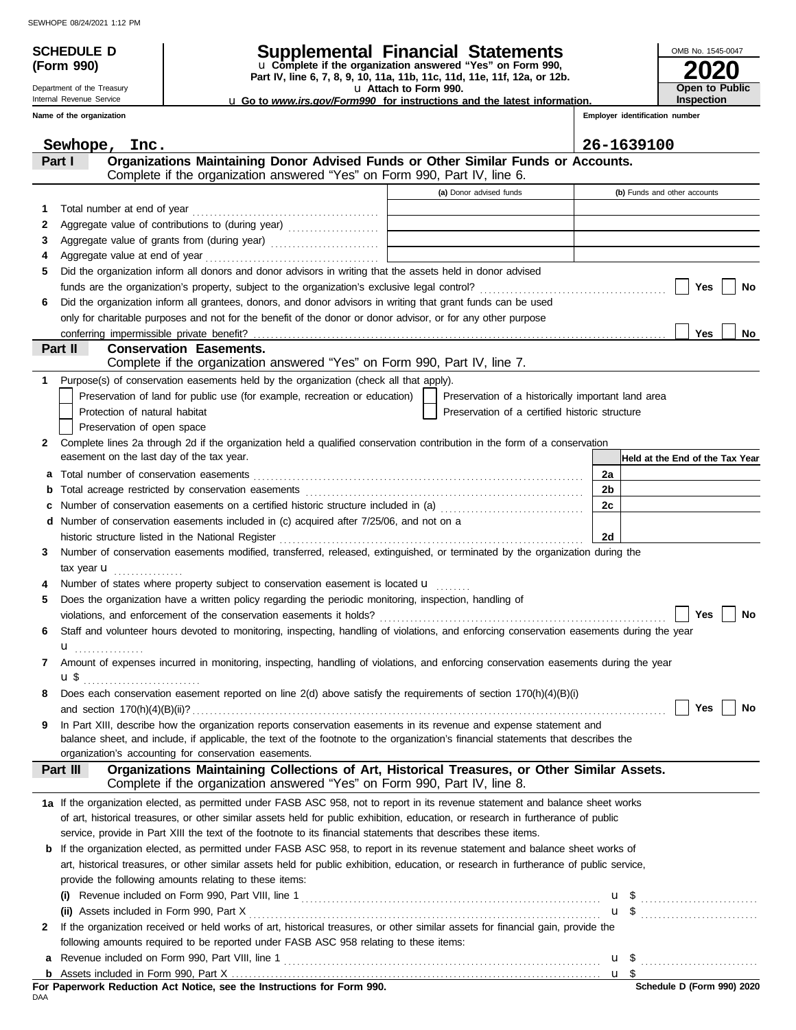SEWHOPE 08/24/2021 1:12 PM

**SCHEDULE D (Form 990)**

Department of the Treasury
Internal Revenue Service

# Supplemental Financial Statements

u Complete if the organization answered "Yes" on Form 990, Part IV, line 6, 7, 8, 9, 10, 11a, 11b, 11c, 11d, 11e, 11f, 12a, or 12b.
u Attach to Form 990.
u Go to *www.irs.gov/Form990* for instructions and the latest information.

OMB No. 1545-0047

**2020**

**Open to Public Inspection**

| Name of the organization | Employer identification number |
|---|---|
| Sewhope, Inc. | 26-1639100 |

## Part I — Organizations Maintaining Donor Advised Funds or Other Similar Funds or Accounts.

Complete if the organization answered "Yes" on Form 990, Part IV, line 6.

| | | (a) Donor advised funds | (b) Funds and other accounts |
|---|---|---|---|
| 1 | Total number at end of year | | |
| 2 | Aggregate value of contributions to (during year) | | |
| 3 | Aggregate value of grants from (during year) | | |
| 4 | Aggregate value at end of year | | |

5 Did the organization inform all donors and donor advisors in writing that the assets held in donor advised funds are the organization's property, subject to the organization's exclusive legal control? ☐ Yes ☐ No

6 Did the organization inform all grantees, donors, and donor advisors in writing that grant funds can be used only for charitable purposes and not for the benefit of the donor or donor advisor, or for any other purpose conferring impermissible private benefit? ☐ Yes ☐ No

## Part II — Conservation Easements.

Complete if the organization answered "Yes" on Form 990, Part IV, line 7.

1 Purpose(s) of conservation easements held by the organization (check all that apply).

- ☐ Preservation of land for public use (for example, recreation or education)
- ☐ Preservation of a historically important land area
- ☐ Protection of natural habitat
- ☐ Preservation of a certified historic structure
- ☐ Preservation of open space

2 Complete lines 2a through 2d if the organization held a qualified conservation contribution in the form of a conservation easement on the last day of the tax year.

| | | | Held at the End of the Tax Year |
|---|---|---|---|
| a | Total number of conservation easements | 2a | |
| b | Total acreage restricted by conservation easements | 2b | |
| c | Number of conservation easements on a certified historic structure included in (a) | 2c | |
| d | Number of conservation easements included in (c) acquired after 7/25/06, and not on a historic structure listed in the National Register | 2d | |

3 Number of conservation easements modified, transferred, released, extinguished, or terminated by the organization during the tax year u

4 Number of states where property subject to conservation easement is located u

5 Does the organization have a written policy regarding the periodic monitoring, inspection, handling of violations, and enforcement of the conservation easements it holds? ☐ Yes ☐ No

6 Staff and volunteer hours devoted to monitoring, inspecting, handling of violations, and enforcing conservation easements during the year u

7 Amount of expenses incurred in monitoring, inspecting, handling of violations, and enforcing conservation easements during the year u $

8 Does each conservation easement reported on line 2(d) above satisfy the requirements of section 170(h)(4)(B)(i) and section 170(h)(4)(B)(ii)? ☐ Yes ☐ No

9 In Part XIII, describe how the organization reports conservation easements in its revenue and expense statement and balance sheet, and include, if applicable, the text of the footnote to the organization's financial statements that describes the organization's accounting for conservation easements.

## Part III — Organizations Maintaining Collections of Art, Historical Treasures, or Other Similar Assets.

Complete if the organization answered "Yes" on Form 990, Part IV, line 8.

1a If the organization elected, as permitted under FASB ASC 958, not to report in its revenue statement and balance sheet works of art, historical treasures, or other similar assets held for public exhibition, education, or research in furtherance of public service, provide in Part XIII the text of the footnote to its financial statements that describes these items.

b If the organization elected, as permitted under FASB ASC 958, to report in its revenue statement and balance sheet works of art, historical treasures, or other similar assets held for public exhibition, education, or research in furtherance of public service, provide the following amounts relating to these items:

(i) Revenue included on Form 990, Part VIII, line 1 u $

(ii) Assets included in Form 990, Part X u $

2 If the organization received or held works of art, historical treasures, or other similar assets for financial gain, provide the following amounts required to be reported under FASB ASC 958 relating to these items:

a Revenue included on Form 990, Part VIII, line 1 u $

b Assets included in Form 990, Part X u $

**For Paperwork Reduction Act Notice, see the Instructions for Form 990.**

DAA

**Schedule D (Form 990) 2020**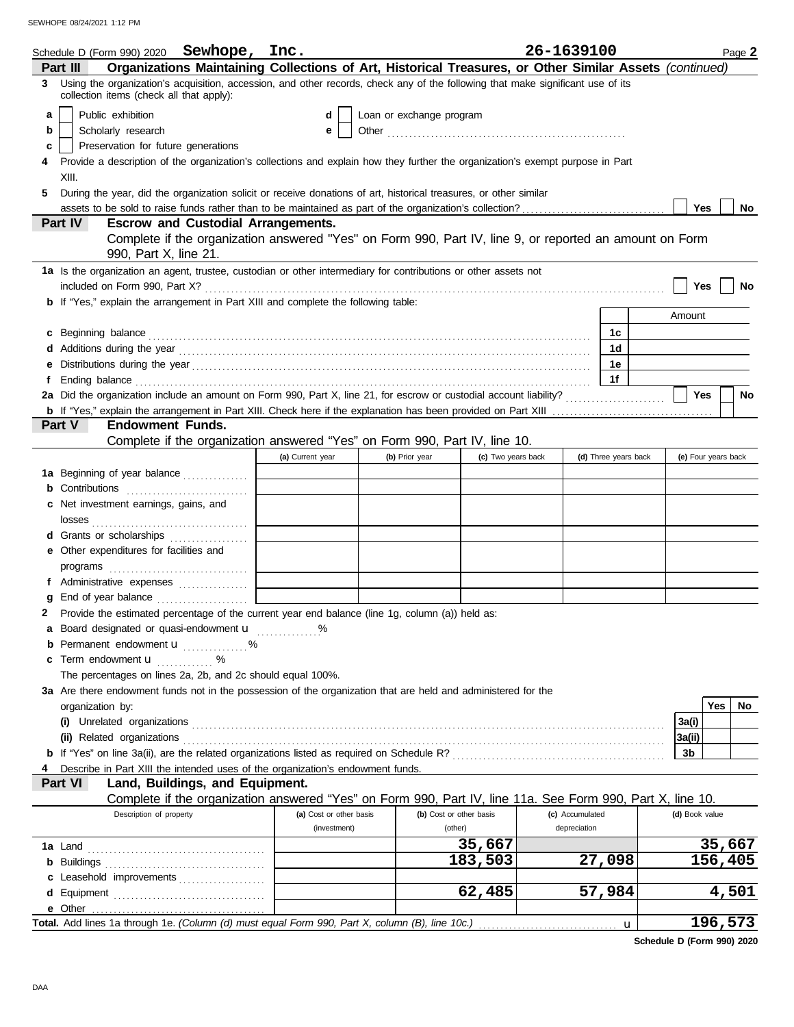Schedule D (Form 990) 2020 **Sewhope, Inc.** **26-1639100** Page **2**

## Part III Organizations Maintaining Collections of Art, Historical Treasures, or Other Similar Assets *(continued)*

**3** Using the organization's acquisition, accession, and other records, check any of the following that make significant use of its collection items (check all that apply):

- **a** ☐ Public exhibition
- **b** ☐ Scholarly research
- **c** ☐ Preservation for future generations
- **d** ☐ Loan or exchange program
- **e** ☐ Other

**4** Provide a description of the organization's collections and explain how they further the organization's exempt purpose in Part XIII.

**5** During the year, did the organization solicit or receive donations of art, historical treasures, or other similar assets to be sold to raise funds rather than to be maintained as part of the organization's collection? ☐ Yes ☐ No

## Part IV Escrow and Custodial Arrangements.

Complete if the organization answered "Yes" on Form 990, Part IV, line 9, or reported an amount on Form 990, Part X, line 21.

**1a** Is the organization an agent, trustee, custodian or other intermediary for contributions or other assets not included on Form 990, Part X? ☐ Yes ☐ No

**b** If "Yes," explain the arrangement in Part XIII and complete the following table:

| | | Amount |
|---|---|---|
| **c** Beginning balance | 1c | |
| **d** Additions during the year | 1d | |
| **e** Distributions during the year | 1e | |
| **f** Ending balance | 1f | |

**2a** Did the organization include an amount on Form 990, Part X, line 21, for escrow or custodial account liability? ☐ Yes ☐ No

**b** If "Yes," explain the arrangement in Part XIII. Check here if the explanation has been provided on Part XIII ☐

## Part V Endowment Funds.

Complete if the organization answered "Yes" on Form 990, Part IV, line 10.

| | (a) Current year | (b) Prior year | (c) Two years back | (d) Three years back | (e) Four years back |
|---|---|---|---|---|---|
| **1a** Beginning of year balance | | | | | |
| **b** Contributions | | | | | |
| **c** Net investment earnings, gains, and losses | | | | | |
| **d** Grants or scholarships | | | | | |
| **e** Other expenditures for facilities and programs | | | | | |
| **f** Administrative expenses | | | | | |
| **g** End of year balance | | | | | |

**2** Provide the estimated percentage of the current year end balance (line 1g, column (a)) held as:

- **a** Board designated or quasi-endowment u %
- **b** Permanent endowment u %
- **c** Term endowment u %

The percentages on lines 2a, 2b, and 2c should equal 100%.

**3a** Are there endowment funds not in the possession of the organization that are held and administered for the organization by:

| | | Yes | No |
|---|---|---|---|
| **(i)** Unrelated organizations | 3a(i) | | |
| **(ii)** Related organizations | 3a(ii) | | |
| **b** If "Yes" on line 3a(ii), are the related organizations listed as required on Schedule R? | 3b | | |

**4** Describe in Part XIII the intended uses of the organization's endowment funds.

## Part VI Land, Buildings, and Equipment.

Complete if the organization answered "Yes" on Form 990, Part IV, line 11a. See Form 990, Part X, line 10.

| Description of property | (a) Cost or other basis (investment) | (b) Cost or other basis (other) | (c) Accumulated depreciation | (d) Book value |
|---|---|---|---|---|
| **1a** Land | | 35,667 | | 35,667 |
| **b** Buildings | | 183,503 | 27,098 | 156,405 |
| **c** Leasehold improvements | | | | |
| **d** Equipment | | 62,485 | 57,984 | 4,501 |
| **e** Other | | | | |
| **Total.** Add lines 1a through 1e. *(Column (d) must equal Form 990, Part X, column (B), line 10c.)* u | | | | 196,573 |

**Schedule D (Form 990) 2020**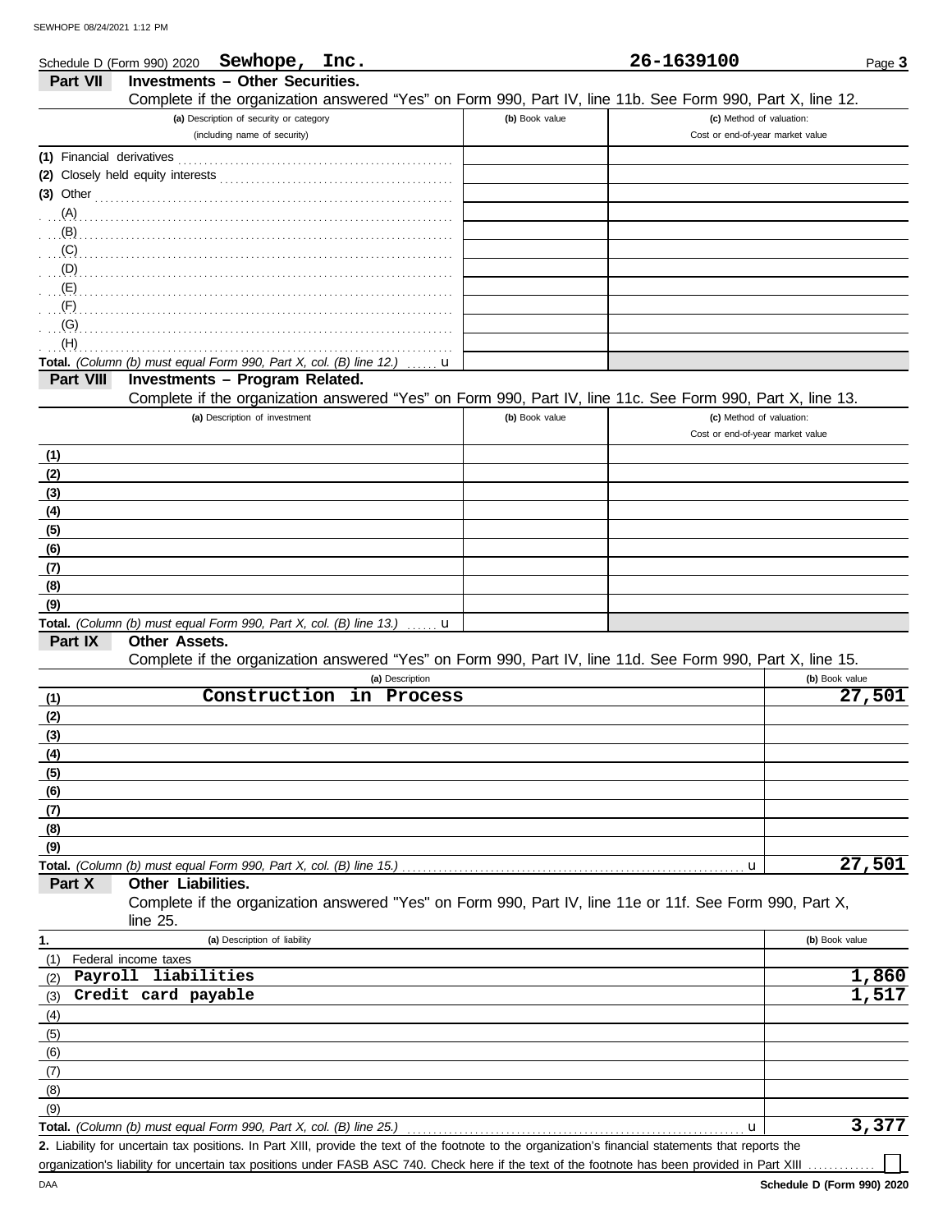Schedule D (Form 990) 2020 **Sewhope, Inc.** **26-1639100** Page **3**

## Part VII — Investments – Other Securities.

Complete if the organization answered "Yes" on Form 990, Part IV, line 11b. See Form 990, Part X, line 12.

| (a) Description of security or category (including name of security) | (b) Book value | (c) Method of valuation: Cost or end-of-year market value |
|---|---|---|
| (1) Financial derivatives | | |
| (2) Closely held equity interests | | |
| (3) Other | | |
| (A) | | |
| (B) | | |
| (C) | | |
| (D) | | |
| (E) | | |
| (F) | | |
| (G) | | |
| (H) | | |
| **Total.** *(Column (b) must equal Form 990, Part X, col. (B) line 12.)* u | | |

## Part VIII — Investments – Program Related.

Complete if the organization answered "Yes" on Form 990, Part IV, line 11c. See Form 990, Part X, line 13.

| (a) Description of investment | (b) Book value | (c) Method of valuation: Cost or end-of-year market value |
|---|---|---|
| (1) | | |
| (2) | | |
| (3) | | |
| (4) | | |
| (5) | | |
| (6) | | |
| (7) | | |
| (8) | | |
| (9) | | |
| **Total.** *(Column (b) must equal Form 990, Part X, col. (B) line 13.)* u | | |

## Part IX — Other Assets.

Complete if the organization answered "Yes" on Form 990, Part IV, line 11d. See Form 990, Part X, line 15.

| | (a) Description | (b) Book value |
|---|---|---|
| (1) | Construction in Process | 27,501 |
| (2) | | |
| (3) | | |
| (4) | | |
| (5) | | |
| (6) | | |
| (7) | | |
| (8) | | |
| (9) | | |
| **Total.** | *(Column (b) must equal Form 990, Part X, col. (B) line 15.)* u | 27,501 |

## Part X — Other Liabilities.

Complete if the organization answered "Yes" on Form 990, Part IV, line 11e or 11f. See Form 990, Part X, line 25.

| 1. | (a) Description of liability | (b) Book value |
|---|---|---|
| (1) | Federal income taxes | |
| (2) | Payroll liabilities | 1,860 |
| (3) | Credit card payable | 1,517 |
| (4) | | |
| (5) | | |
| (6) | | |
| (7) | | |
| (8) | | |
| (9) | | |
| **Total.** | *(Column (b) must equal Form 990, Part X, col. (B) line 25.)* u | 3,377 |

**2.** Liability for uncertain tax positions. In Part XIII, provide the text of the footnote to the organization's financial statements that reports the organization's liability for uncertain tax positions under FASB ASC 740. Check here if the text of the footnote has been provided in Part XIII ☐

DAA **Schedule D (Form 990) 2020**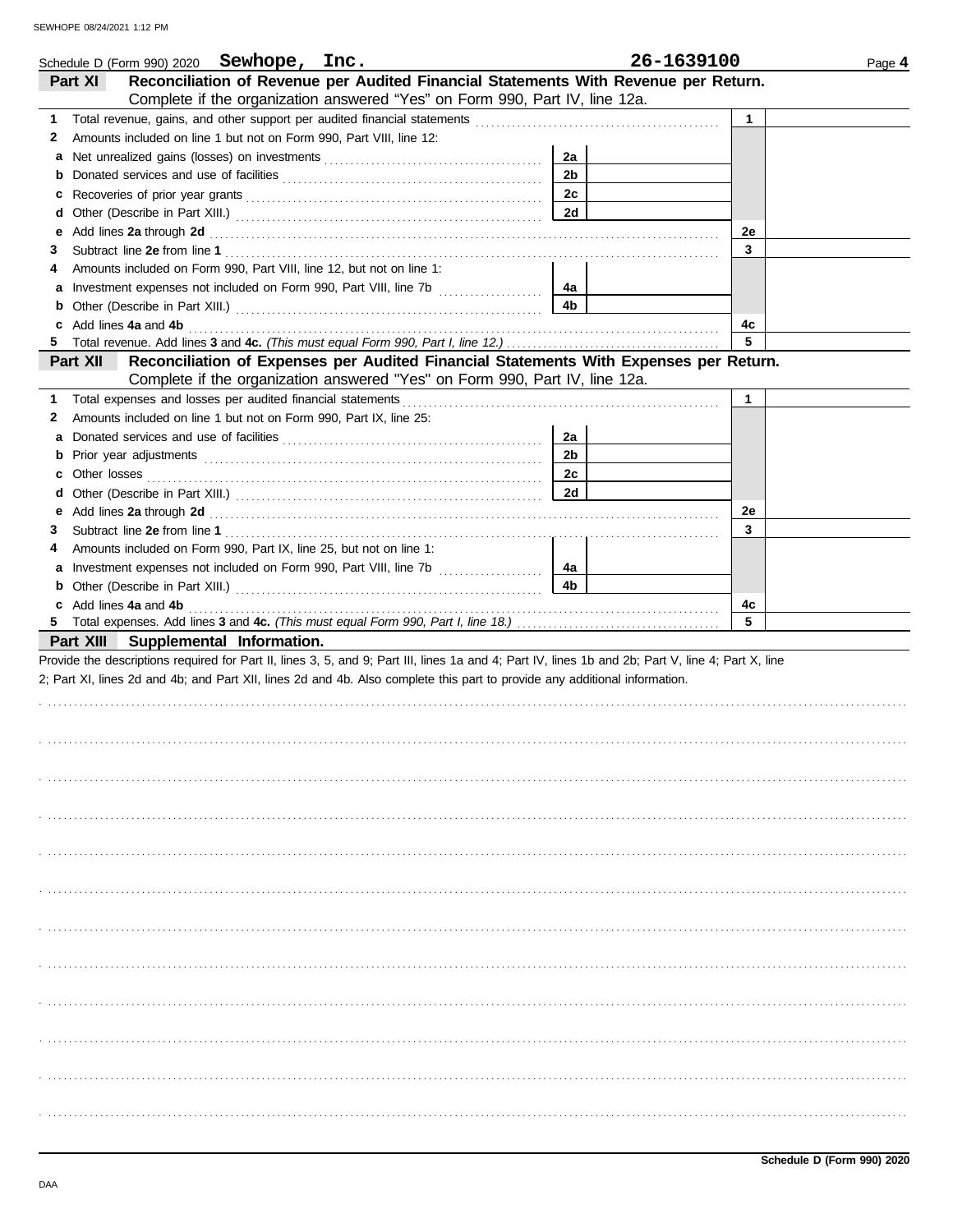Schedule D (Form 990) 2020 **Sewhope, Inc.** **26-1639100** Page **4**

## Part XI Reconciliation of Revenue per Audited Financial Statements With Revenue per Return.

Complete if the organization answered "Yes" on Form 990, Part IV, line 12a.

| | | | | | |
|---|---|---|---|---|---|
| **1** | Total revenue, gains, and other support per audited financial statements | | | 1 | |
| **2** | Amounts included on line 1 but not on Form 990, Part VIII, line 12: | | | | |
| **a** | Net unrealized gains (losses) on investments | 2a | | | |
| **b** | Donated services and use of facilities | 2b | | | |
| **c** | Recoveries of prior year grants | 2c | | | |
| **d** | Other (Describe in Part XIII.) | 2d | | | |
| **e** | Add lines **2a** through **2d** | | | 2e | |
| **3** | Subtract line **2e** from line **1** | | | 3 | |
| **4** | Amounts included on Form 990, Part VIII, line 12, but not on line 1: | | | | |
| **a** | Investment expenses not included on Form 990, Part VIII, line 7b | 4a | | | |
| **b** | Other (Describe in Part XIII.) | 4b | | | |
| **c** | Add lines **4a** and **4b** | | | 4c | |
| **5** | Total revenue. Add lines **3** and **4c.** *(This must equal Form 990, Part I, line 12.)* | | | 5 | |

## Part XII Reconciliation of Expenses per Audited Financial Statements With Expenses per Return.

Complete if the organization answered "Yes" on Form 990, Part IV, line 12a.

| | | | | | |
|---|---|---|---|---|---|
| **1** | Total expenses and losses per audited financial statements | | | 1 | |
| **2** | Amounts included on line 1 but not on Form 990, Part IX, line 25: | | | | |
| **a** | Donated services and use of facilities | 2a | | | |
| **b** | Prior year adjustments | 2b | | | |
| **c** | Other losses | 2c | | | |
| **d** | Other (Describe in Part XIII.) | 2d | | | |
| **e** | Add lines **2a** through **2d** | | | 2e | |
| **3** | Subtract line **2e** from line **1** | | | 3 | |
| **4** | Amounts included on Form 990, Part IX, line 25, but not on line 1: | | | | |
| **a** | Investment expenses not included on Form 990, Part VIII, line 7b | 4a | | | |
| **b** | Other (Describe in Part XIII.) | 4b | | | |
| **c** | Add lines **4a** and **4b** | | | 4c | |
| **5** | Total expenses. Add lines **3** and **4c.** *(This must equal Form 990, Part I, line 18.)* | | | 5 | |

## Part XIII Supplemental Information.

Provide the descriptions required for Part II, lines 3, 5, and 9; Part III, lines 1a and 4; Part IV, lines 1b and 2b; Part V, line 4; Part X, line 2; Part XI, lines 2d and 4b; and Part XII, lines 2d and 4b. Also complete this part to provide any additional information.

**Schedule D (Form 990) 2020**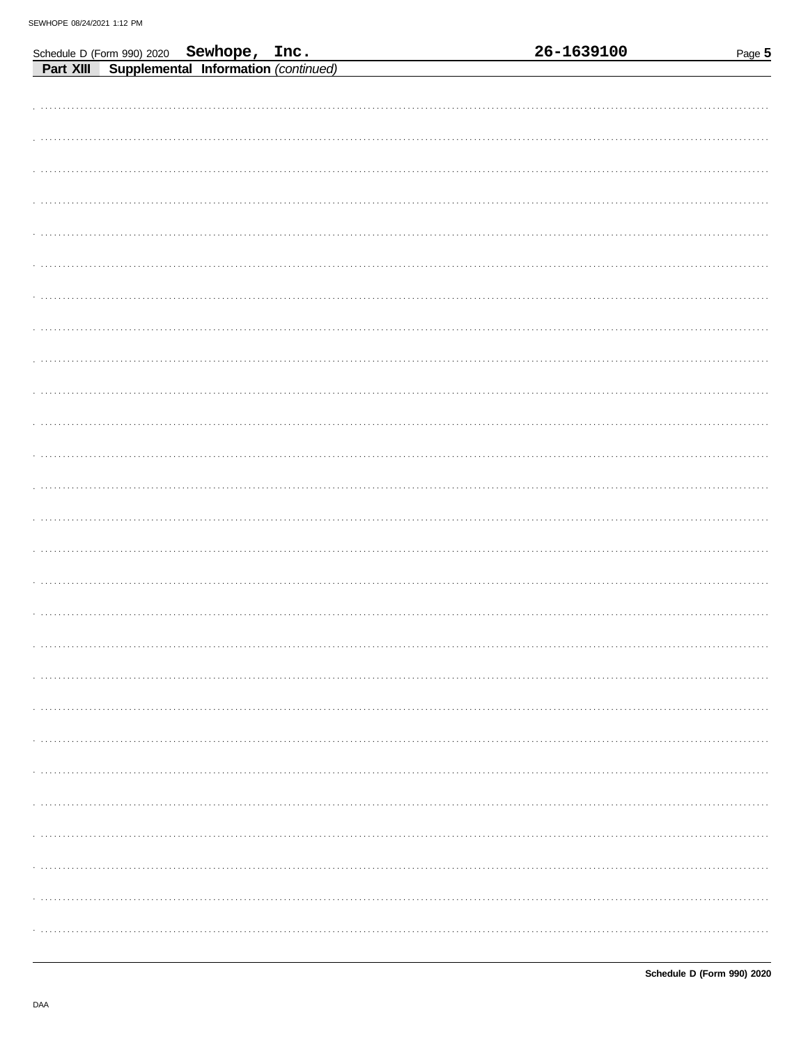Schedule D (Form 990) 2020 **Sewhope, Inc.** **26-1639100**

**Part XIII** **Supplemental Information** *(continued)*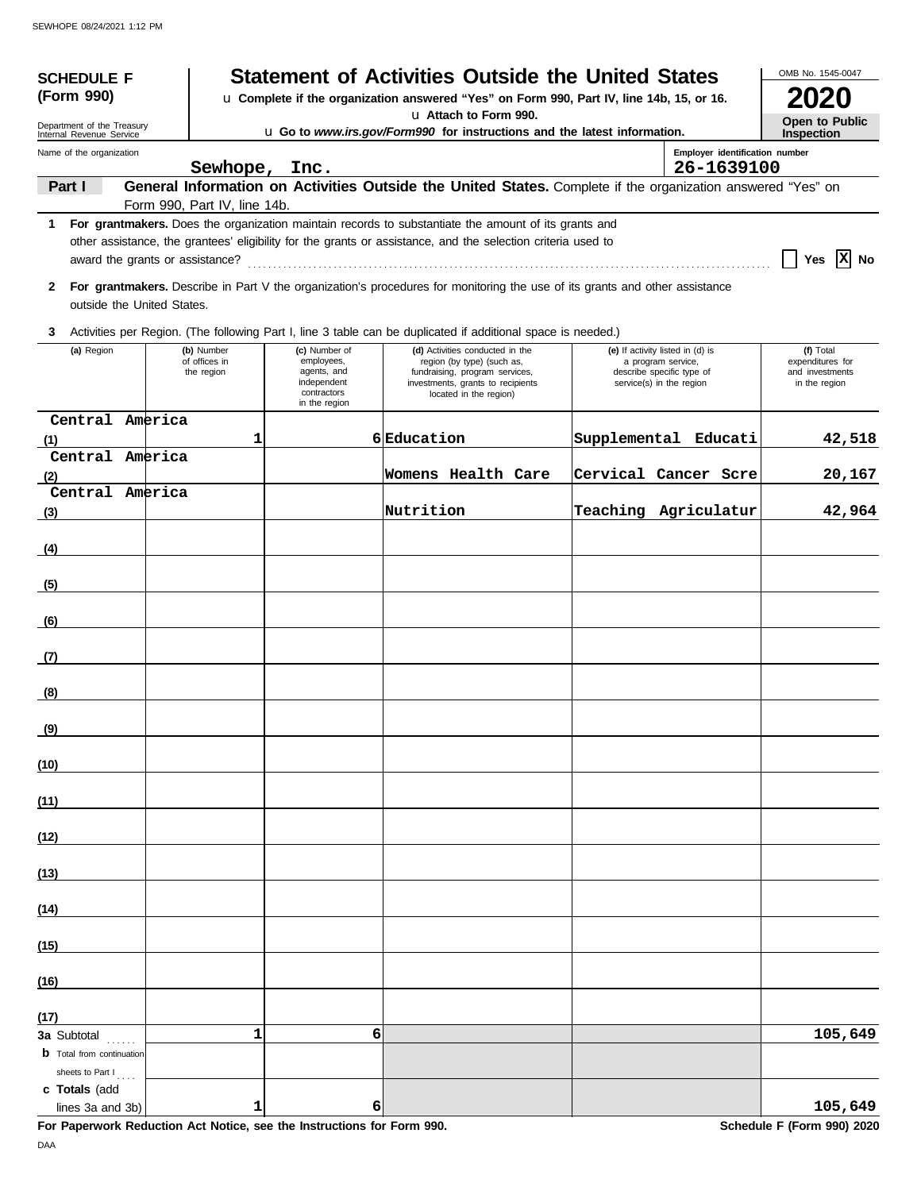**SCHEDULE F (Form 990)**

Department of the Treasury
Internal Revenue Service

# Statement of Activities Outside the United States

u Complete if the organization answered "Yes" on Form 990, Part IV, line 14b, 15, or 16.
u Attach to Form 990.
u Go to *www.irs.gov/Form990* for instructions and the latest information.

OMB No. 1545-0047

**2020**

**Open to Public Inspection**

Name of the organization: **Sewhope, Inc.**

Employer identification number: **26-1639100**

**Part I** **General Information on Activities Outside the United States.** Complete if the organization answered "Yes" on Form 990, Part IV, line 14b.

**1** **For grantmakers.** Does the organization maintain records to substantiate the amount of its grants and other assistance, the grantees' eligibility for the grants or assistance, and the selection criteria used to award the grants or assistance? ☐ Yes ☒ No

**2** **For grantmakers.** Describe in Part V the organization's procedures for monitoring the use of its grants and other assistance outside the United States.

**3** Activities per Region. (The following Part I, line 3 table can be duplicated if additional space is needed.)

| | (a) Region | (b) Number of offices in the region | (c) Number of employees, agents, and independent contractors in the region | (d) Activities conducted in the region (by type) (such as, fundraising, program services, investments, grants to recipients located in the region) | (e) If activity listed in (d) is a program service, describe specific type of service(s) in the region | (f) Total expenditures for and investments in the region |
|---|---|---|---|---|---|---|
| (1) | Central America | 1 | 6 | Education | Supplemental Educati | 42,518 |
| (2) | Central America | | | Womens Health Care | Cervical Cancer Scre | 20,167 |
| (3) | Central America | | | Nutrition | Teaching Agriculatur | 42,964 |
| (4) | | | | | | |
| (5) | | | | | | |
| (6) | | | | | | |
| (7) | | | | | | |
| (8) | | | | | | |
| (9) | | | | | | |
| (10) | | | | | | |
| (11) | | | | | | |
| (12) | | | | | | |
| (13) | | | | | | |
| (14) | | | | | | |
| (15) | | | | | | |
| (16) | | | | | | |
| (17) | | | | | | |
| **3a** | Subtotal | 1 | 6 | | | 105,649 |
| **b** | Total from continuation sheets to Part I | | | | | |
| **c** | **Totals** (add lines 3a and 3b) | 1 | 6 | | | 105,649 |

**For Paperwork Reduction Act Notice, see the Instructions for Form 990.** **Schedule F (Form 990) 2020**

DAA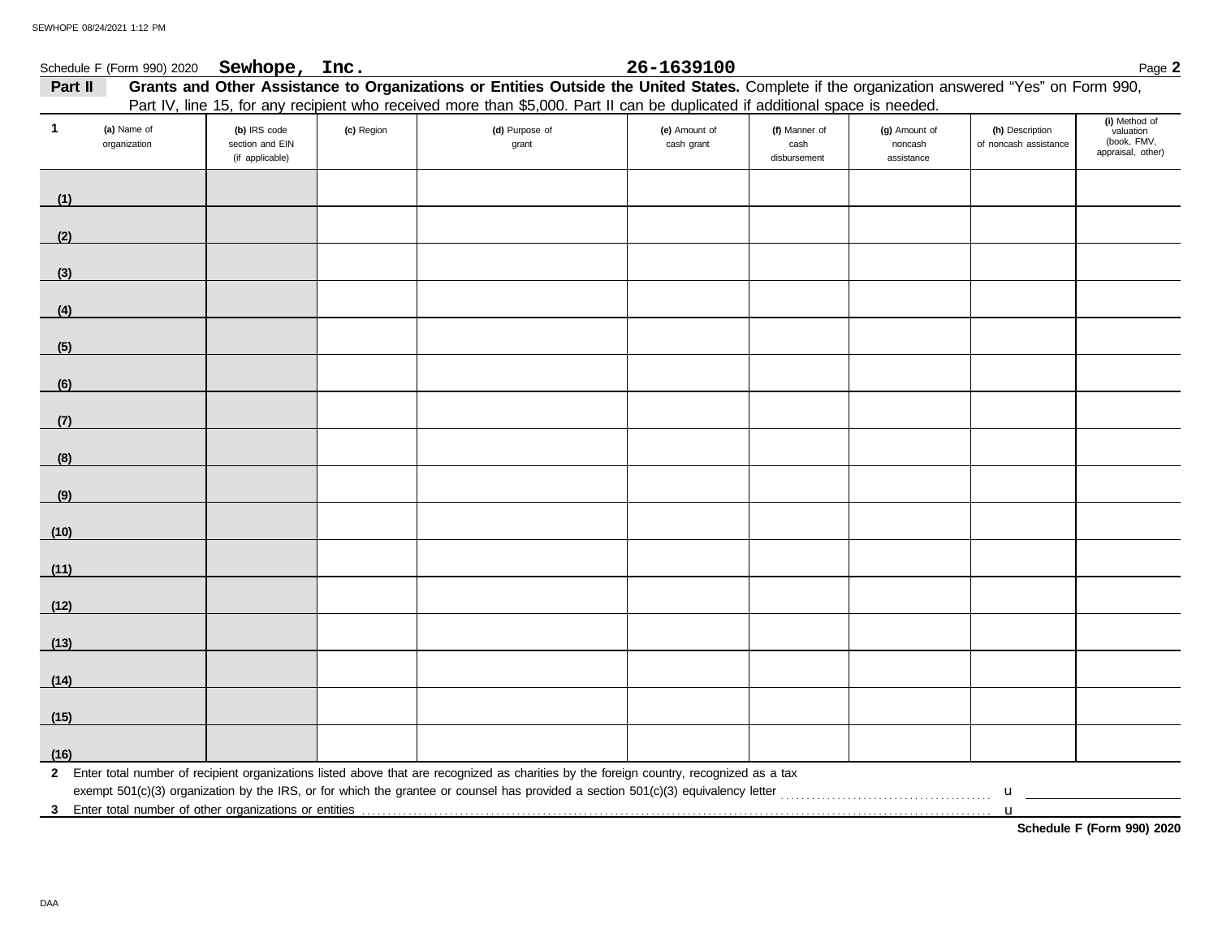Schedule F (Form 990) 2020 **Sewhope, Inc.** **26-1639100**

**Part II** **Grants and Other Assistance to Organizations or Entities Outside the United States.** Complete if the organization answered "Yes" on Form 990, Part IV, line 15, for any recipient who received more than $5,000. Part II can be duplicated if additional space is needed.

| 1 (a) Name of organization | (b) IRS code section and EIN (if applicable) | (c) Region | (d) Purpose of grant | (e) Amount of cash grant | (f) Manner of cash disbursement | (g) Amount of noncash assistance | (h) Description of noncash assistance | (i) Method of valuation (book, FMV, appraisal, other) |
|---|---|---|---|---|---|---|---|---|
| (1) | | | | | | | | |
| (2) | | | | | | | | |
| (3) | | | | | | | | |
| (4) | | | | | | | | |
| (5) | | | | | | | | |
| (6) | | | | | | | | |
| (7) | | | | | | | | |
| (8) | | | | | | | | |
| (9) | | | | | | | | |
| (10) | | | | | | | | |
| (11) | | | | | | | | |
| (12) | | | | | | | | |
| (13) | | | | | | | | |
| (14) | | | | | | | | |
| (15) | | | | | | | | |
| (16) | | | | | | | | |

**2** Enter total number of recipient organizations listed above that are recognized as charities by the foreign country, recognized as a tax exempt 501(c)(3) organization by the IRS, or for which the grantee or counsel has provided a section 501(c)(3) equivalency letter . . . . . . . . . . u

**3** Enter total number of other organizations or entities . . . . . . . . . . u

**Schedule F (Form 990) 2020**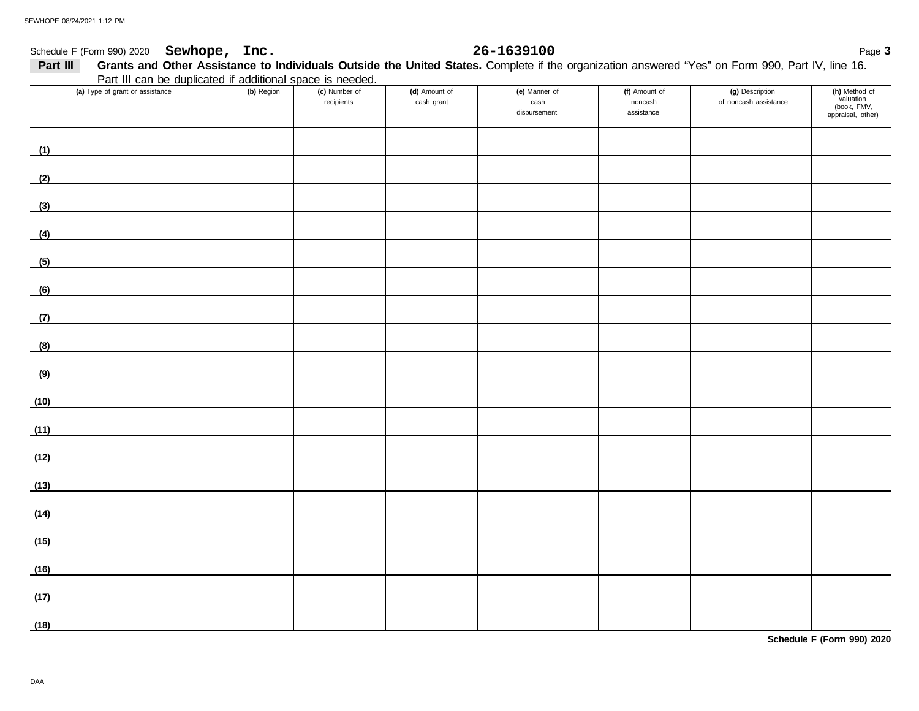Schedule F (Form 990) 2020 **Sewhope, Inc.** **26-1639100**

**Part III** **Grants and Other Assistance to Individuals Outside the United States.** Complete if the organization answered "Yes" on Form 990, Part IV, line 16. Part III can be duplicated if additional space is needed.

| (a) Type of grant or assistance | (b) Region | (c) Number of recipients | (d) Amount of cash grant | (e) Manner of cash disbursement | (f) Amount of noncash assistance | (g) Description of noncash assistance | (h) Method of valuation (book, FMV, appraisal, other) |
|---|---|---|---|---|---|---|---|
| (1) | | | | | | | |
| (2) | | | | | | | |
| (3) | | | | | | | |
| (4) | | | | | | | |
| (5) | | | | | | | |
| (6) | | | | | | | |
| (7) | | | | | | | |
| (8) | | | | | | | |
| (9) | | | | | | | |
| (10) | | | | | | | |
| (11) | | | | | | | |
| (12) | | | | | | | |
| (13) | | | | | | | |
| (14) | | | | | | | |
| (15) | | | | | | | |
| (16) | | | | | | | |
| (17) | | | | | | | |
| (18) | | | | | | | |

**Schedule F (Form 990) 2020**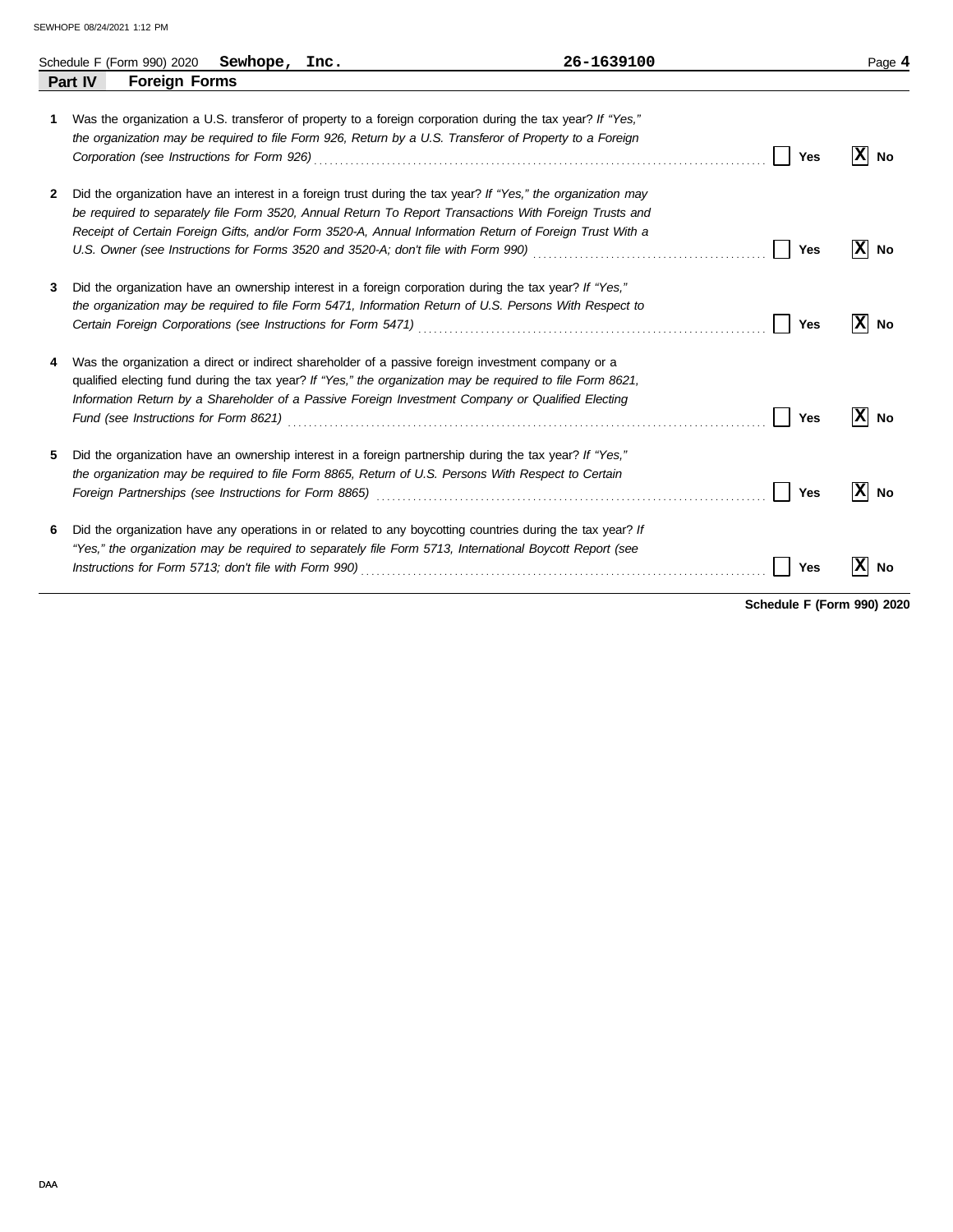Schedule F (Form 990) 2020 **Sewhope, Inc.** 26-1639100

## Part IV Foreign Forms

**1** Was the organization a U.S. transferor of property to a foreign corporation during the tax year? *If "Yes," the organization may be required to file Form 926, Return by a U.S. Transferor of Property to a Foreign Corporation (see Instructions for Form 926)* ..... [ ] **Yes** [X] **No**

**2** Did the organization have an interest in a foreign trust during the tax year? *If "Yes," the organization may be required to separately file Form 3520, Annual Return To Report Transactions With Foreign Trusts and Receipt of Certain Foreign Gifts, and/or Form 3520-A, Annual Information Return of Foreign Trust With a U.S. Owner (see Instructions for Forms 3520 and 3520-A; don't file with Form 990)* ..... [ ] **Yes** [X] **No**

**3** Did the organization have an ownership interest in a foreign corporation during the tax year? *If "Yes," the organization may be required to file Form 5471, Information Return of U.S. Persons With Respect to Certain Foreign Corporations (see Instructions for Form 5471)* ..... [ ] **Yes** [X] **No**

**4** Was the organization a direct or indirect shareholder of a passive foreign investment company or a qualified electing fund during the tax year? *If "Yes," the organization may be required to file Form 8621, Information Return by a Shareholder of a Passive Foreign Investment Company or Qualified Electing Fund (see Instructions for Form 8621)* ..... [ ] **Yes** [X] **No**

**5** Did the organization have an ownership interest in a foreign partnership during the tax year? *If "Yes," the organization may be required to file Form 8865, Return of U.S. Persons With Respect to Certain Foreign Partnerships (see Instructions for Form 8865)* ..... [ ] **Yes** [X] **No**

**6** Did the organization have any operations in or related to any boycotting countries during the tax year? *If "Yes," the organization may be required to separately file Form 5713, International Boycott Report (see Instructions for Form 5713; don't file with Form 990)* ..... [ ] **Yes** [X] **No**

**Schedule F (Form 990) 2020**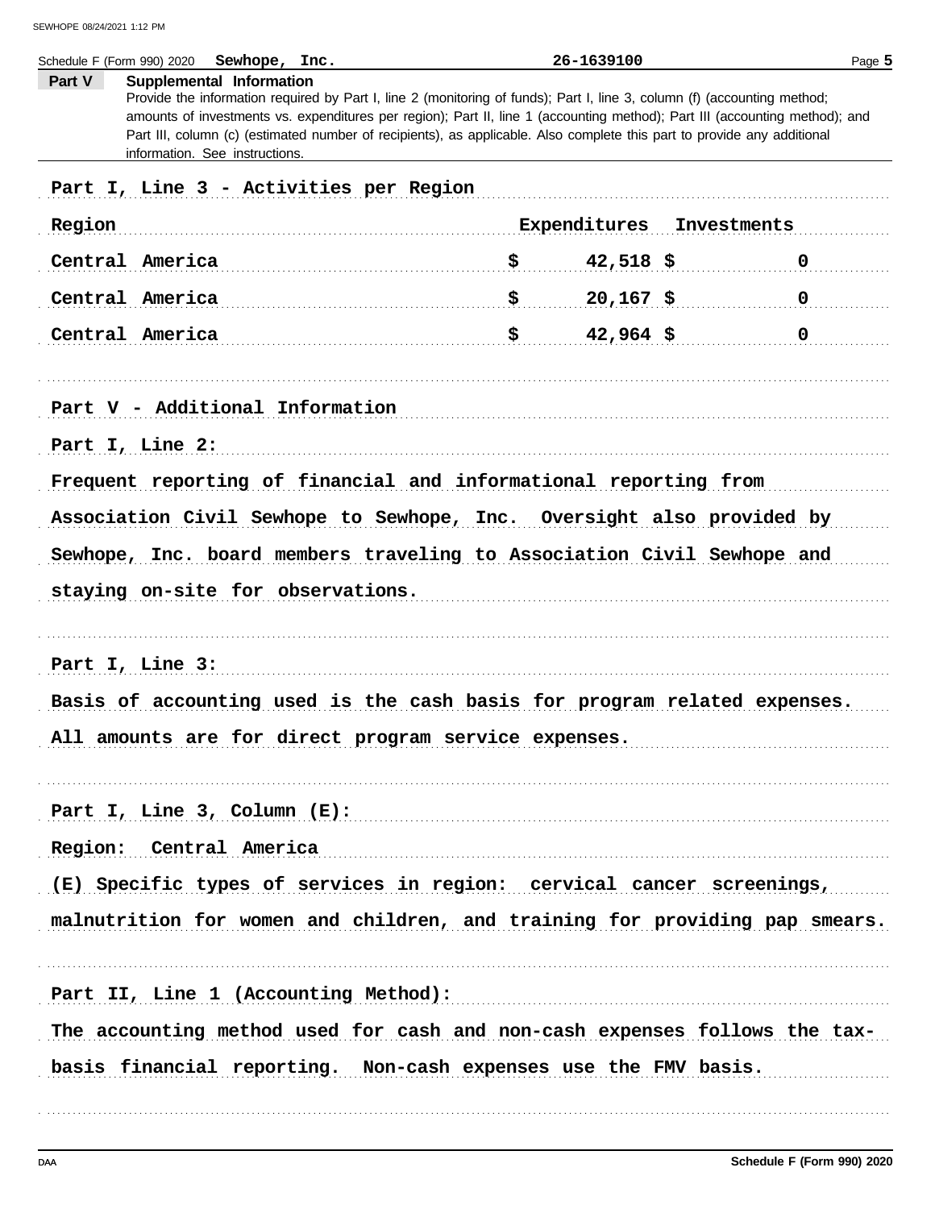Schedule F (Form 990) 2020 **Sewhope, Inc.** **26-1639100**

**Part V** **Supplemental Information**

Provide the information required by Part I, line 2 (monitoring of funds); Part I, line 3, column (f) (accounting method; amounts of investments vs. expenditures per region); Part II, line 1 (accounting method); Part III (accounting method); and Part III, column (c) (estimated number of recipients), as applicable. Also complete this part to provide any additional information. See instructions.

Part I, Line 3 - Activities per Region

| Region | Expenditures | Investments |
|---|---|---|
| Central America | $ 42,518 | $ 0 |
| Central America | $ 20,167 | $ 0 |
| Central America | $ 42,964 | $ 0 |

Part V - Additional Information

Part I, Line 2:

Frequent reporting of financial and informational reporting from Association Civil Sewhope to Sewhope, Inc. Oversight also provided by Sewhope, Inc. board members traveling to Association Civil Sewhope and staying on-site for observations.

Part I, Line 3:

Basis of accounting used is the cash basis for program related expenses. All amounts are for direct program service expenses.

Part I, Line 3, Column (E):

Region: Central America

(E) Specific types of services in region: cervical cancer screenings, malnutrition for women and children, and training for providing pap smears.

Part II, Line 1 (Accounting Method):

The accounting method used for cash and non-cash expenses follows the tax-basis financial reporting. Non-cash expenses use the FMV basis.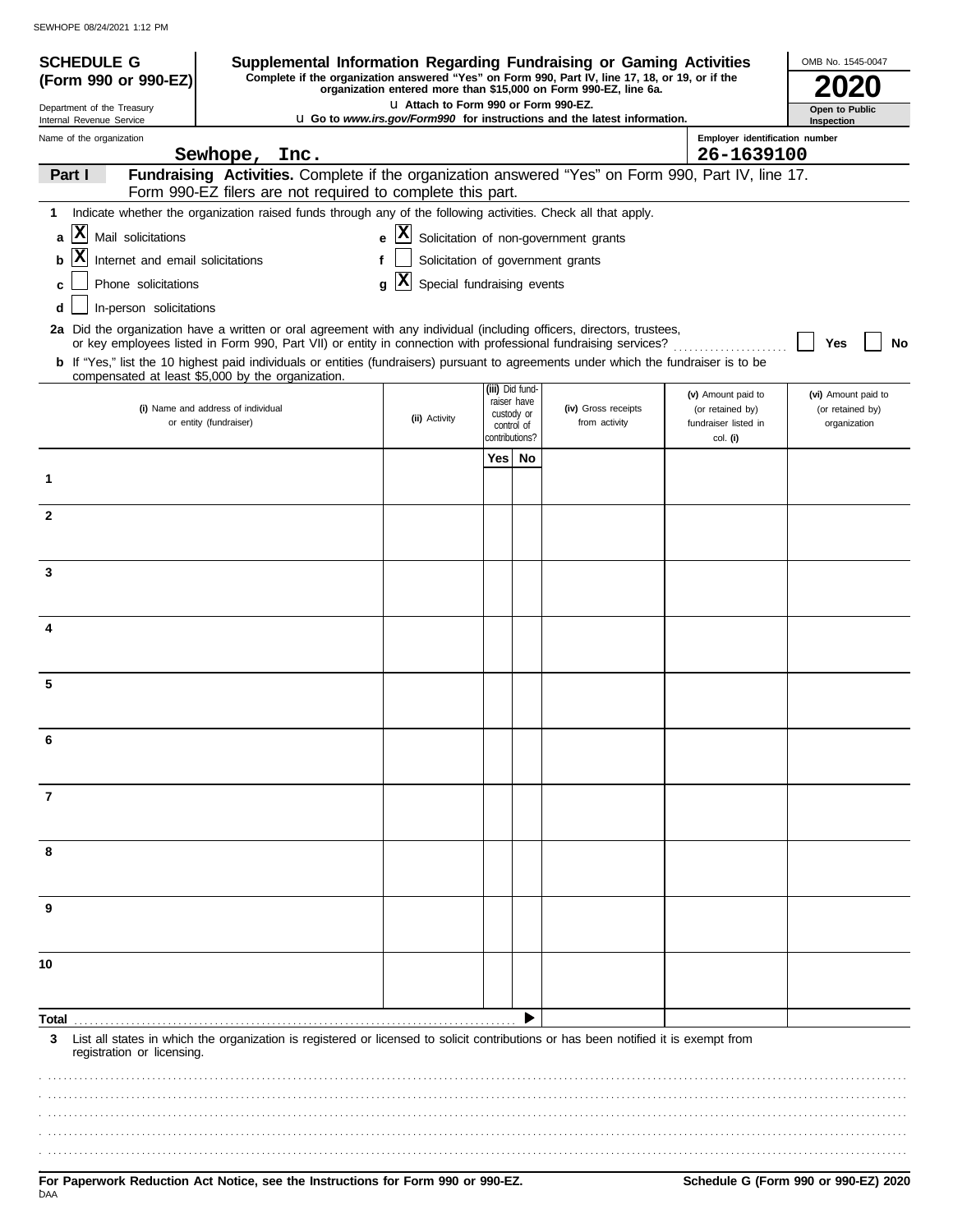SEWHOPE 08/24/2021 1:12 PM

**SCHEDULE G (Form 990 or 990-EZ)**

Department of the Treasury
Internal Revenue Service

# Supplemental Information Regarding Fundraising or Gaming Activities

**Complete if the organization answered "Yes" on Form 990, Part IV, line 17, 18, or 19, or if the organization entered more than $15,000 on Form 990-EZ, line 6a.**

u Attach to Form 990 or Form 990-EZ.

u Go to *www.irs.gov/Form990* for instructions and the latest information.

OMB No. 1545-0047

**2020**

**Open to Public Inspection**

Name of the organization: **Sewhope, Inc.**

Employer identification number: **26-1639100**

## Part I — Fundraising Activities.

Complete if the organization answered "Yes" on Form 990, Part IV, line 17. Form 990-EZ filers are not required to complete this part.

**1** Indicate whether the organization raised funds through any of the following activities. Check all that apply.

- **a** [X] Mail solicitations
- **b** [X] Internet and email solicitations
- **c** [ ] Phone solicitations
- **d** [ ] In-person solicitations
- **e** [X] Solicitation of non-government grants
- **f** [ ] Solicitation of government grants
- **g** [X] Special fundraising events

**2a** Did the organization have a written or oral agreement with any individual (including officers, directors, trustees, or key employees listed in Form 990, Part VII) or entity in connection with professional fundraising services? [ ] Yes [ ] No

**b** If "Yes," list the 10 highest paid individuals or entities (fundraisers) pursuant to agreements under which the fundraiser is to be compensated at least $5,000 by the organization.

| | (i) Name and address of individual or entity (fundraiser) | (ii) Activity | (iii) Did fund-raiser have custody or control of contributions? Yes | No | (iv) Gross receipts from activity | (v) Amount paid to (or retained by) fundraiser listed in col. (i) | (vi) Amount paid to (or retained by) organization |
|---|---|---|---|---|---|---|---|
| 1 | | | | | | | |
| 2 | | | | | | | |
| 3 | | | | | | | |
| 4 | | | | | | | |
| 5 | | | | | | | |
| 6 | | | | | | | |
| 7 | | | | | | | |
| 8 | | | | | | | |
| 9 | | | | | | | |
| 10 | | | | | | | |
| **Total** | | | | ▶ | | | |

**3** List all states in which the organization is registered or licensed to solicit contributions or has been notified it is exempt from registration or licensing.

**For Paperwork Reduction Act Notice, see the Instructions for Form 990 or 990-EZ.**

**Schedule G (Form 990 or 990-EZ) 2020**

DAA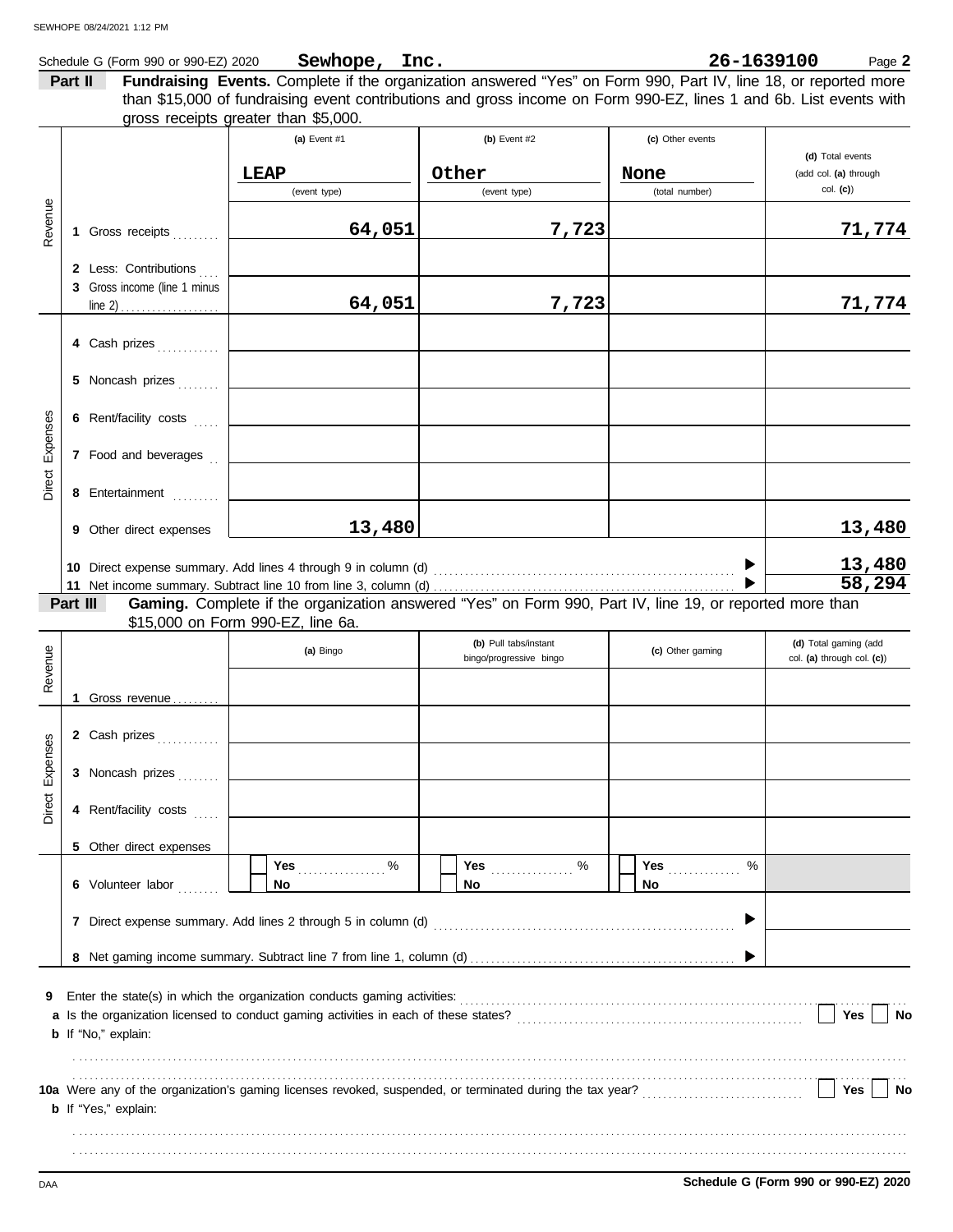Schedule G (Form 990 or 990-EZ) 2020 **Sewhope, Inc.** **26-1639100** Page **2**

**Part II** **Fundraising Events.** Complete if the organization answered "Yes" on Form 990, Part IV, line 18, or reported more than $15,000 of fundraising event contributions and gross income on Form 990-EZ, lines 1 and 6b. List events with gross receipts greater than $5,000.

| | | (a) Event #1 | (b) Event #2 | (c) Other events | (d) Total events (add col. (a) through col. (c)) |
|---|---|---|---|---|---|
| | | LEAP (event type) | Other (event type) | None (total number) | |
| Revenue | 1 Gross receipts | 64,051 | 7,723 | | 71,774 |
| | 2 Less: Contributions | | | | |
| | 3 Gross income (line 1 minus line 2) | 64,051 | 7,723 | | 71,774 |
| Direct Expenses | 4 Cash prizes | | | | |
| | 5 Noncash prizes | | | | |
| | 6 Rent/facility costs | | | | |
| | 7 Food and beverages | | | | |
| | 8 Entertainment | | | | |
| | 9 Other direct expenses | 13,480 | | | 13,480 |

10 Direct expense summary. Add lines 4 through 9 in column (d) ▶ **13,480**

11 Net income summary. Subtract line 10 from line 3, column (d) ▶ **58,294**

**Part III** **Gaming.** Complete if the organization answered "Yes" on Form 990, Part IV, line 19, or reported more than $15,000 on Form 990-EZ, line 6a.

| | | (a) Bingo | (b) Pull tabs/instant bingo/progressive bingo | (c) Other gaming | (d) Total gaming (add col. (a) through col. (c)) |
|---|---|---|---|---|---|
| Revenue | 1 Gross revenue | | | | |
| Direct Expenses | 2 Cash prizes | | | | |
| | 3 Noncash prizes | | | | |
| | 4 Rent/facility costs | | | | |
| | 5 Other direct expenses | | | | |
| | 6 Volunteer labor | Yes ____ % / No | Yes ____ % / No | Yes ____ % / No | |

7 Direct expense summary. Add lines 2 through 5 in column (d) ▶

8 Net gaming income summary. Subtract line 7 from line 1, column (d) ▶

9 Enter the state(s) in which the organization conducts gaming activities:

a Is the organization licensed to conduct gaming activities in each of these states? Yes No

b If "No," explain:

10a Were any of the organization's gaming licenses revoked, suspended, or terminated during the tax year? Yes No

b If "Yes," explain:

**Schedule G (Form 990 or 990-EZ) 2020**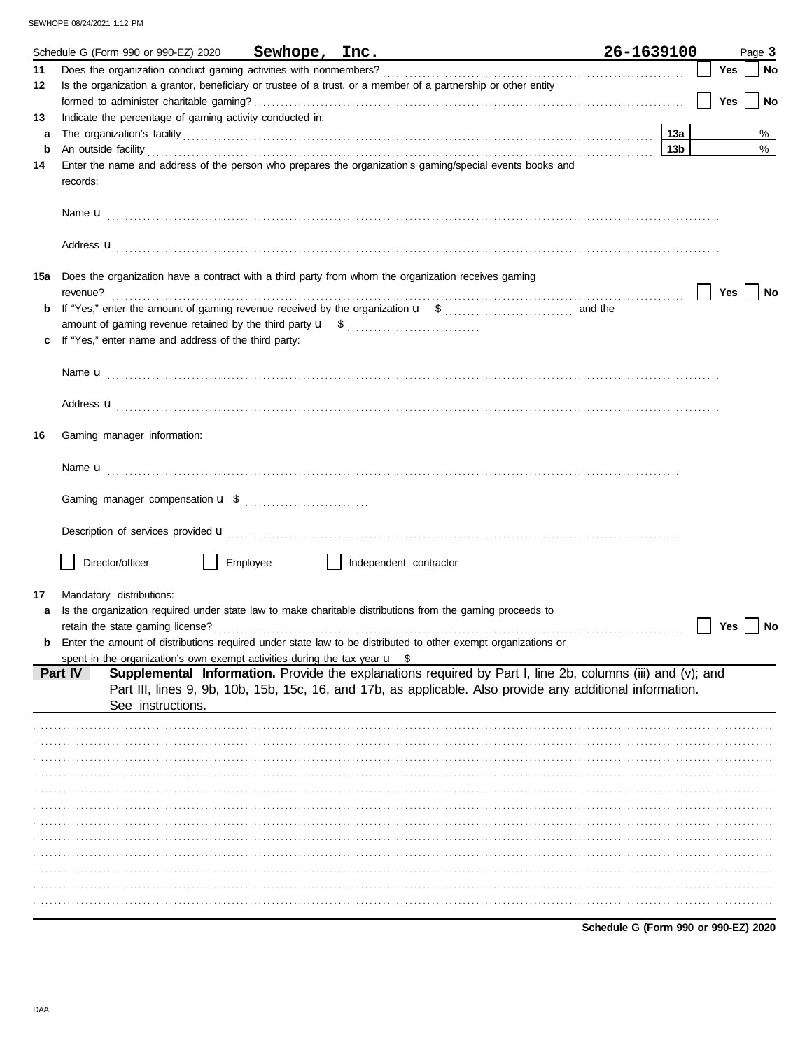Schedule G (Form 990 or 990-EZ) 2020 **Sewhope, Inc.** **26-1639100** Page **3**

**11** Does the organization conduct gaming activities with nonmembers? ☐ **Yes** ☐ **No**

**12** Is the organization a grantor, beneficiary or trustee of a trust, or a member of a partnership or other entity formed to administer charitable gaming? ☐ **Yes** ☐ **No**

**13** Indicate the percentage of gaming activity conducted in:

**a** The organization's facility **13a** %

**b** An outside facility **13b** %

**14** Enter the name and address of the person who prepares the organization's gaming/special events books and records:

Name u

Address u

**15a** Does the organization have a contract with a third party from whom the organization receives gaming revenue? ☐ **Yes** ☐ **No**

**b** If "Yes," enter the amount of gaming revenue received by the organization u $ and the amount of gaming revenue retained by the third party u $

**c** If "Yes," enter name and address of the third party:

Name u

Address u

**16** Gaming manager information:

Name u

Gaming manager compensation u $

Description of services provided u

☐ Director/officer ☐ Employee ☐ Independent contractor

**17** Mandatory distributions:

**a** Is the organization required under state law to make charitable distributions from the gaming proceeds to retain the state gaming license? ☐ **Yes** ☐ **No**

**b** Enter the amount of distributions required under state law to be distributed to other exempt organizations or spent in the organization's own exempt activities during the tax year u $

**Part IV** **Supplemental Information.** Provide the explanations required by Part I, line 2b, columns (iii) and (v); and Part III, lines 9, 9b, 10b, 15b, 15c, 16, and 17b, as applicable. Also provide any additional information. See instructions.

**Schedule G (Form 990 or 990-EZ) 2020**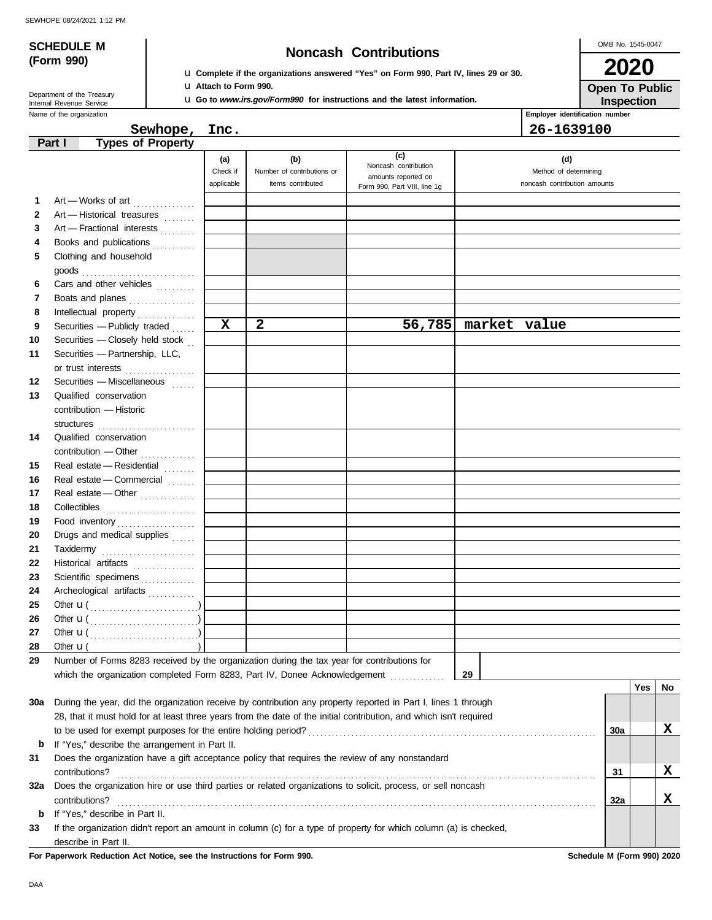SEWHOPE 08/24/2021 1:12 PM

**SCHEDULE M (Form 990)**

Department of the Treasury
Internal Revenue Service

# Noncash Contributions

u Complete if the organizations answered "Yes" on Form 990, Part IV, lines 29 or 30.
u Attach to Form 990.
u Go to *www.irs.gov/Form990* for instructions and the latest information.

OMB No. 1545-0047

**2020**

**Open To Public Inspection**

Name of the organization: **Sewhope, Inc.**

Employer identification number: **26-1639100**

## Part I Types of Property

| | | (a) Check if applicable | (b) Number of contributions or items contributed | (c) Noncash contribution amounts reported on Form 990, Part VIII, line 1g | (d) Method of determining noncash contribution amounts |
|---|---|---|---|---|---|
| 1 | Art — Works of art | | | | |
| 2 | Art — Historical treasures | | | | |
| 3 | Art — Fractional interests | | | | |
| 4 | Books and publications | | | | |
| 5 | Clothing and household goods | | | | |
| 6 | Cars and other vehicles | | | | |
| 7 | Boats and planes | | | | |
| 8 | Intellectual property | | | | |
| 9 | Securities — Publicly traded | X | 2 | 56,785 | market value |
| 10 | Securities — Closely held stock | | | | |
| 11 | Securities — Partnership, LLC, or trust interests | | | | |
| 12 | Securities — Miscellaneous | | | | |
| 13 | Qualified conservation contribution — Historic structures | | | | |
| 14 | Qualified conservation contribution — Other | | | | |
| 15 | Real estate — Residential | | | | |
| 16 | Real estate — Commercial | | | | |
| 17 | Real estate — Other | | | | |
| 18 | Collectibles | | | | |
| 19 | Food inventory | | | | |
| 20 | Drugs and medical supplies | | | | |
| 21 | Taxidermy | | | | |
| 22 | Historical artifacts | | | | |
| 23 | Scientific specimens | | | | |
| 24 | Archeological artifacts | | | | |
| 25 | Other u ( ) | | | | |
| 26 | Other u ( ) | | | | |
| 27 | Other u ( ) | | | | |
| 28 | Other u ( ) | | | | |

**29** Number of Forms 8283 received by the organization during the tax year for contributions for which the organization completed Form 8283, Part IV, Donee Acknowledgement . . . **29**

| | | | Yes | No |
|---|---|---|---|---|
| 30a | During the year, did the organization receive by contribution any property reported in Part I, lines 1 through 28, that it must hold for at least three years from the date of the initial contribution, and which isn't required to be used for exempt purposes for the entire holding period? | 30a | | X |
| b | If "Yes," describe the arrangement in Part II. | | | |
| 31 | Does the organization have a gift acceptance policy that requires the review of any nonstandard contributions? | 31 | | X |
| 32a | Does the organization hire or use third parties or related organizations to solicit, process, or sell noncash contributions? | 32a | | X |
| b | If "Yes," describe in Part II. | | | |
| 33 | If the organization didn't report an amount in column (c) for a type of property for which column (a) is checked, describe in Part II. | | | |

**For Paperwork Reduction Act Notice, see the Instructions for Form 990.** **Schedule M (Form 990) 2020**

DAA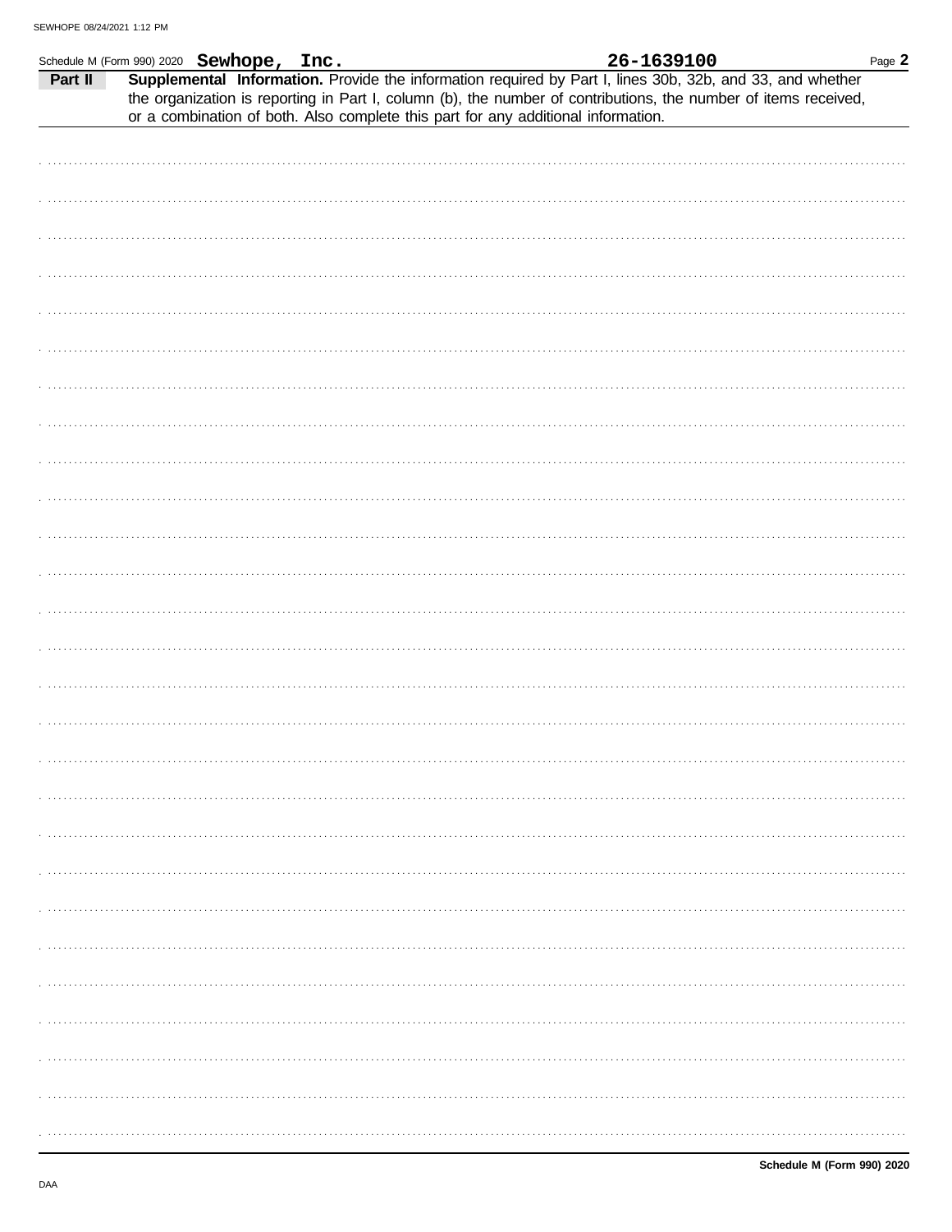Schedule M (Form 990) 2020 **Sewhope, Inc.** **26-1639100**

**Part II** **Supplemental Information.** Provide the information required by Part I, lines 30b, 32b, and 33, and whether the organization is reporting in Part I, column (b), the number of contributions, the number of items received, or a combination of both. Also complete this part for any additional information.

**Schedule M (Form 990) 2020**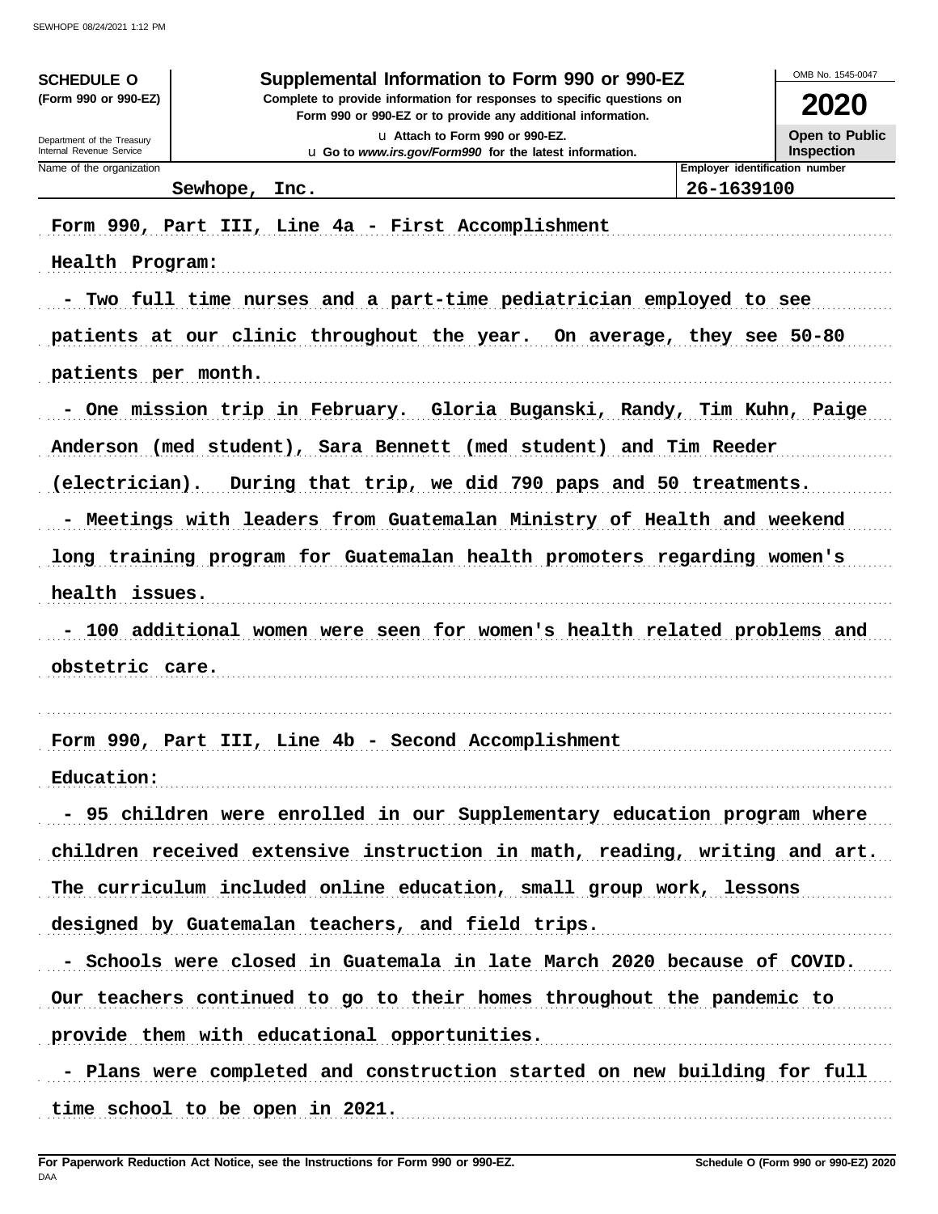**SCHEDULE O**
**(Form 990 or 990-EZ)**

Department of the Treasury
Internal Revenue Service

# Supplemental Information to Form 990 or 990-EZ

**Complete to provide information for responses to specific questions on Form 990 or 990-EZ or to provide any additional information.**

**u Attach to Form 990 or 990-EZ.**
**u Go to *www.irs.gov/Form990* for the latest information.**

OMB No. 1545-0047

**2020**

**Open to Public Inspection**

| Name of the organization | Employer identification number |
|---|---|
| Sewhope, Inc. | 26-1639100 |

**Form 990, Part III, Line 4a - First Accomplishment**

**Health Program:**

**- Two full time nurses and a part-time pediatrician employed to see patients at our clinic throughout the year. On average, they see 50-80 patients per month.**

**- One mission trip in February. Gloria Buganski, Randy, Tim Kuhn, Paige Anderson (med student), Sara Bennett (med student) and Tim Reeder (electrician). During that trip, we did 790 paps and 50 treatments.**

**- Meetings with leaders from Guatemalan Ministry of Health and weekend long training program for Guatemalan health promoters regarding women's health issues.**

**- 100 additional women were seen for women's health related problems and obstetric care.**

**Form 990, Part III, Line 4b - Second Accomplishment**

**Education:**

**- 95 children were enrolled in our Supplementary education program where children received extensive instruction in math, reading, writing and art. The curriculum included online education, small group work, lessons designed by Guatemalan teachers, and field trips.**

**- Schools were closed in Guatemala in late March 2020 because of COVID. Our teachers continued to go to their homes throughout the pandemic to provide them with educational opportunities.**

**- Plans were completed and construction started on new building for full time school to be open in 2021.**

**For Paperwork Reduction Act Notice, see the Instructions for Form 990 or 990-EZ.** | **Schedule O (Form 990 or 990-EZ) 2020**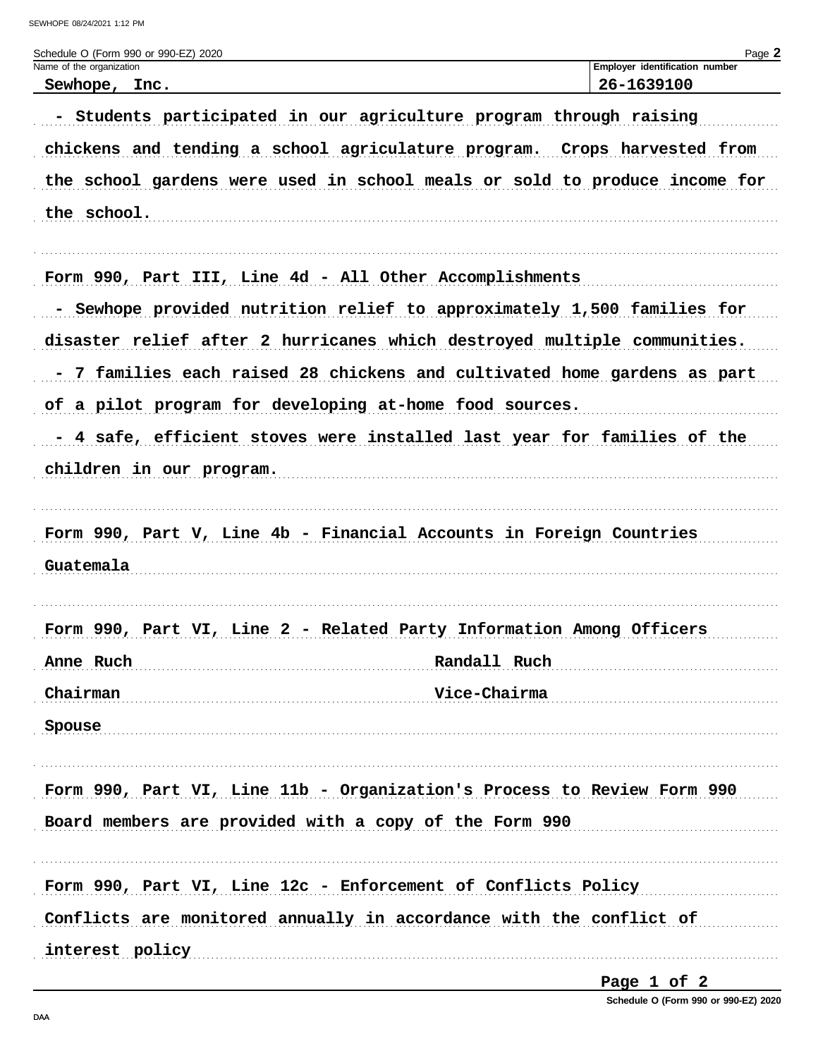Schedule O (Form 990 or 990-EZ) 2020

| Name of the organization | Employer identification number |
| --- | --- |
| Sewhope, Inc. | 26-1639100 |

- Students participated in our agriculture program through raising chickens and tending a school agriculature program. Crops harvested from the school gardens were used in school meals or sold to produce income for the school.

Form 990, Part III, Line 4d - All Other Accomplishments

- Sewhope provided nutrition relief to approximately 1,500 families for disaster relief after 2 hurricanes which destroyed multiple communities.
- 7 families each raised 28 chickens and cultivated home gardens as part of a pilot program for developing at-home food sources.
- 4 safe, efficient stoves were installed last year for families of the children in our program.

Form 990, Part V, Line 4b - Financial Accounts in Foreign Countries

Guatemala

Form 990, Part VI, Line 2 - Related Party Information Among Officers

| | |
| --- | --- |
| Anne Ruch | Randall Ruch |
| Chairman | Vice-Chairma |
| Spouse | |

Form 990, Part VI, Line 11b - Organization's Process to Review Form 990

Board members are provided with a copy of the Form 990

Form 990, Part VI, Line 12c - Enforcement of Conflicts Policy

Conflicts are monitored annually in accordance with the conflict of interest policy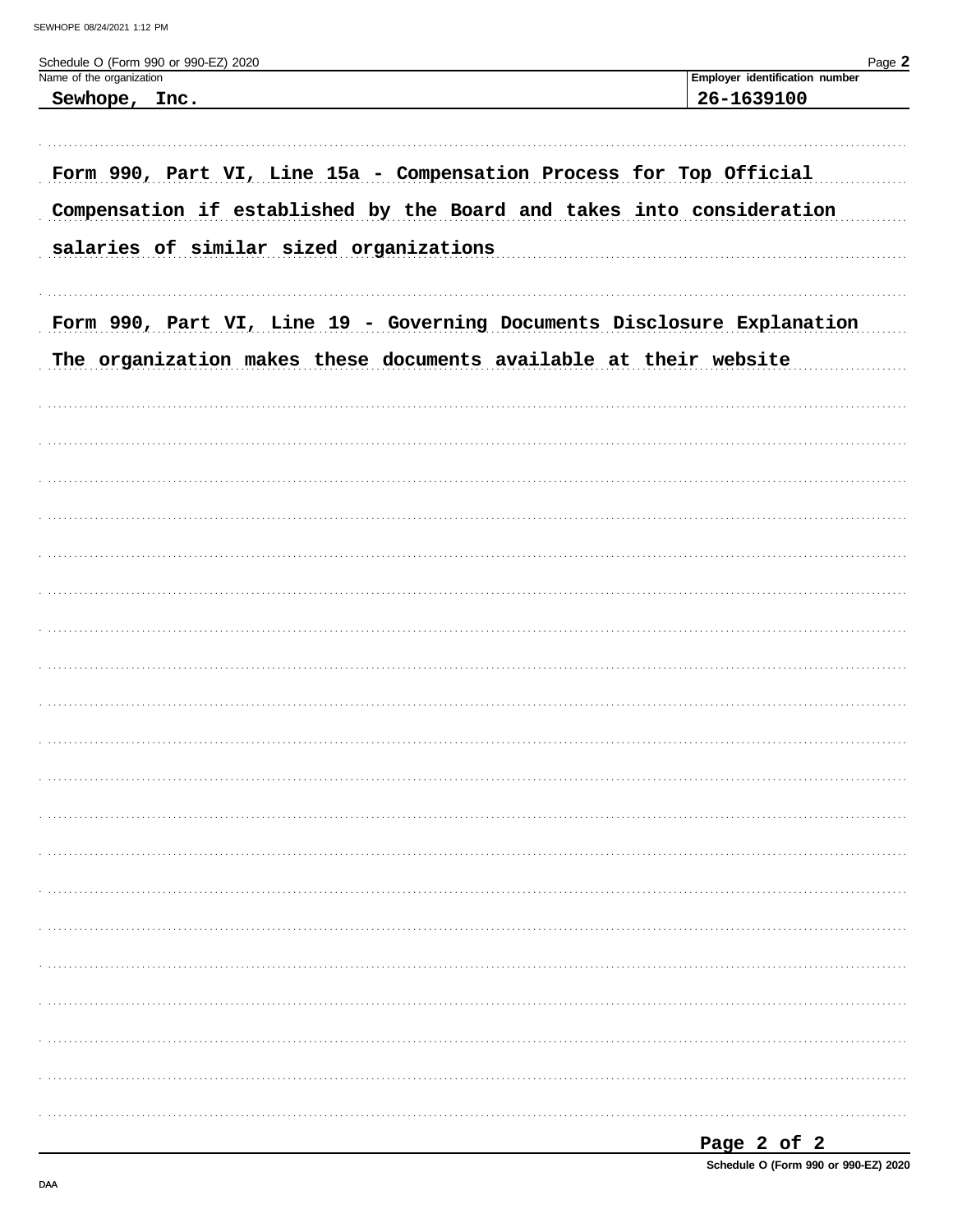Schedule O (Form 990 or 990-EZ) 2020

| Name of the organization | Employer identification number |
| --- | --- |
| Sewhope, Inc. | 26-1639100 |

Form 990, Part VI, Line 15a - Compensation Process for Top Official
Compensation if established by the Board and takes into consideration
salaries of similar sized organizations

Form 990, Part VI, Line 19 - Governing Documents Disclosure Explanation
The organization makes these documents available at their website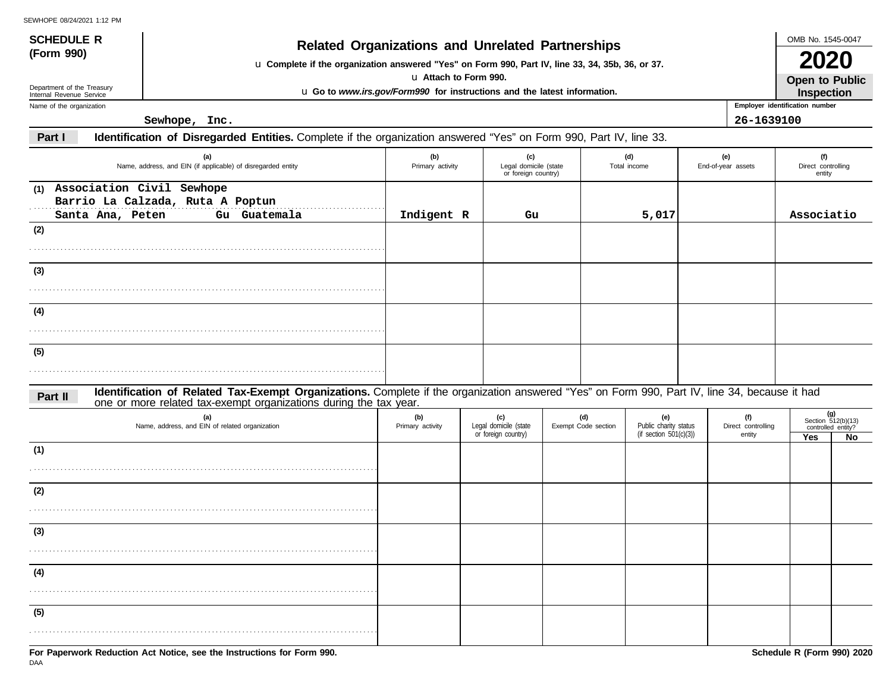SEWHOPE 08/24/2021 1:12 PM

# SCHEDULE R (Form 990)

Department of the Treasury
Internal Revenue Service

## Related Organizations and Unrelated Partnerships

u **Complete if the organization answered "Yes" on Form 990, Part IV, line 33, 34, 35b, 36, or 37.**

u **Attach to Form 990.**

u **Go to *www.irs.gov/Form990* for instructions and the latest information.**

OMB No. 1545-0047

**2020**

**Open to Public Inspection**

Name of the organization: Sewhope, Inc.

Employer identification number: 26-1639100

**Part I** **Identification of Disregarded Entities.** Complete if the organization answered "Yes" on Form 990, Part IV, line 33.

| | (a) Name, address, and EIN (if applicable) of disregarded entity | (b) Primary activity | (c) Legal domicile (state or foreign country) | (d) Total income | (e) End-of-year assets | (f) Direct controlling entity |
|---|---|---|---|---|---|---|
| (1) | Association Civil Sewhope Barrio La Calzada, Ruta A Poptun Santa Ana, Peten Gu Guatemala | Indigent R | Gu | 5,017 | | Associatio |
| (2) | | | | | | |
| (3) | | | | | | |
| (4) | | | | | | |
| (5) | | | | | | |

**Part II** **Identification of Related Tax-Exempt Organizations.** Complete if the organization answered "Yes" on Form 990, Part IV, line 34, because it had one or more related tax-exempt organizations during the tax year.

| | (a) Name, address, and EIN of related organization | (b) Primary activity | (c) Legal domicile (state or foreign country) | (d) Exempt Code section | (e) Public charity status (if section 501(c)(3)) | (f) Direct controlling entity | (g) Section 512(b)(13) controlled entity? Yes | No |
|---|---|---|---|---|---|---|---|---|
| (1) | | | | | | | | |
| (2) | | | | | | | | |
| (3) | | | | | | | | |
| (4) | | | | | | | | |
| (5) | | | | | | | | |

**For Paperwork Reduction Act Notice, see the Instructions for Form 990.**

DAA

**Schedule R (Form 990) 2020**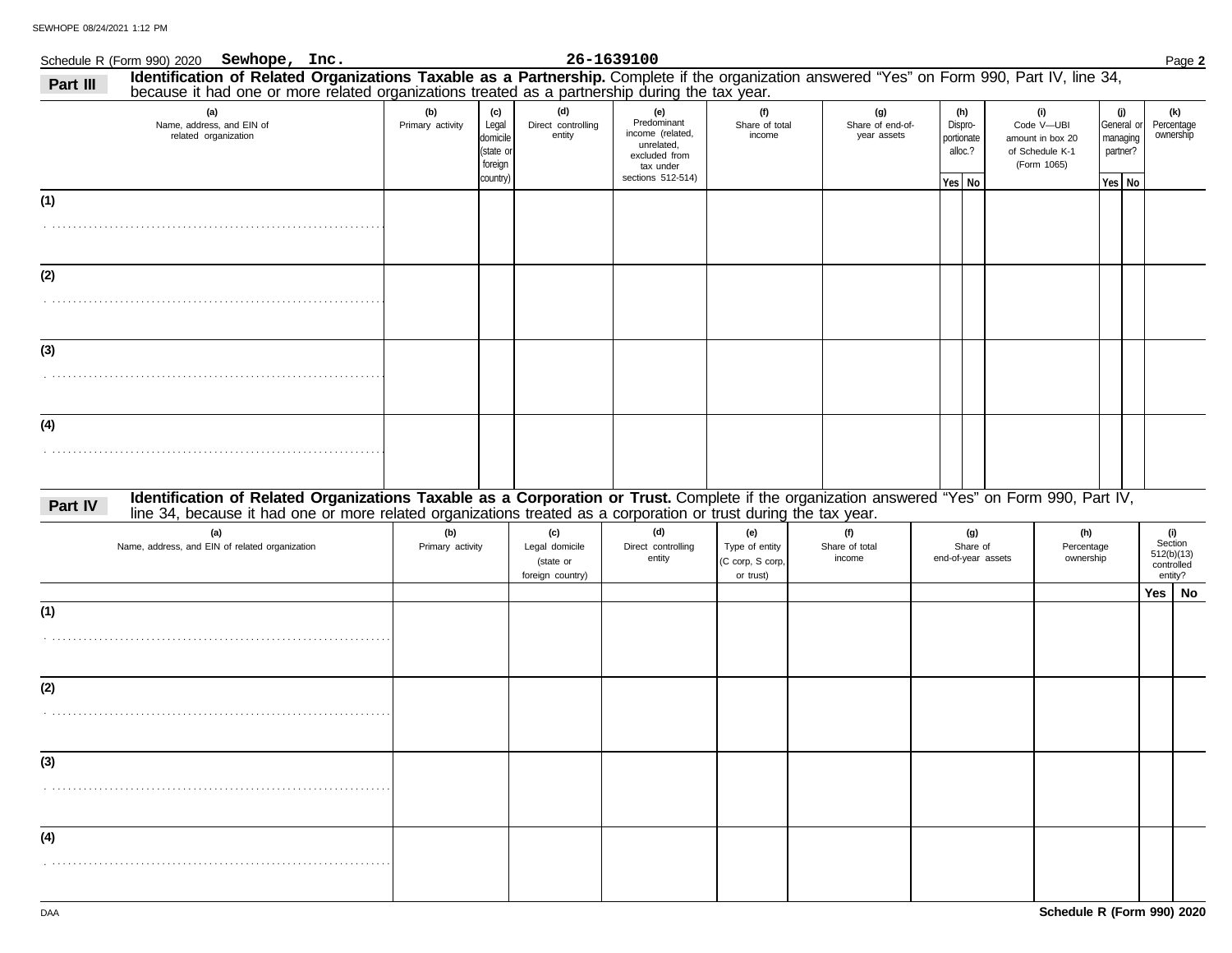Schedule R (Form 990) 2020 **Sewhope, Inc.** **26-1639100** Page **2**

**Part III** **Identification of Related Organizations Taxable as a Partnership.** Complete if the organization answered "Yes" on Form 990, Part IV, line 34, because it had one or more related organizations treated as a partnership during the tax year.

| (a) Name, address, and EIN of related organization | (b) Primary activity | (c) Legal domicile (state or foreign country) | (d) Direct controlling entity | (e) Predominant income (related, unrelated, excluded from tax under sections 512-514) | (f) Share of total income | (g) Share of end-of-year assets | (h) Dispro-portionate alloc.? | | (i) Code V—UBI amount in box 20 of Schedule K-1 (Form 1065) | (j) General or managing partner? | | (k) Percentage ownership |
|---|---|---|---|---|---|---|---|---|---|---|---|---|
| | | | | | | | Yes | No | | Yes | No | |
| (1) | | | | | | | | | | | | |
| (2) | | | | | | | | | | | | |
| (3) | | | | | | | | | | | | |
| (4) | | | | | | | | | | | | |

**Part IV** **Identification of Related Organizations Taxable as a Corporation or Trust.** Complete if the organization answered "Yes" on Form 990, Part IV, line 34, because it had one or more related organizations treated as a corporation or trust during the tax year.

| (a) Name, address, and EIN of related organization | (b) Primary activity | (c) Legal domicile (state or foreign country) | (d) Direct controlling entity | (e) Type of entity (C corp, S corp, or trust) | (f) Share of total income | (g) Share of end-of-year assets | (h) Percentage ownership | (i) Section 512(b)(13) controlled entity? | |
|---|---|---|---|---|---|---|---|---|---|
| | | | | | | | | Yes | No |
| (1) | | | | | | | | | |
| (2) | | | | | | | | | |
| (3) | | | | | | | | | |
| (4) | | | | | | | | | |

**Schedule R (Form 990) 2020**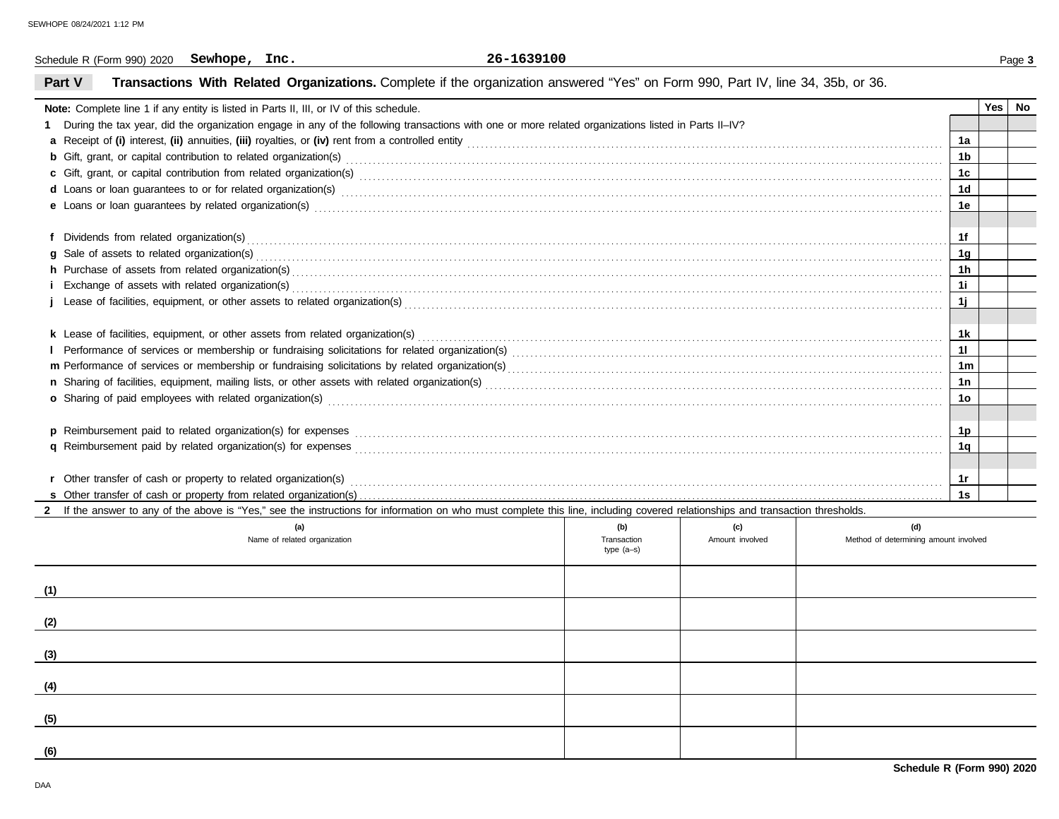Schedule R (Form 990) 2020 **Sewhope, Inc.** **26-1639100**

## Part V Transactions With Related Organizations. Complete if the organization answered "Yes" on Form 990, Part IV, line 34, 35b, or 36.

| **Note:** Complete line 1 if any entity is listed in Parts II, III, or IV of this schedule. | | Yes | No |
|---|---|---|---|
| **1** During the tax year, did the organization engage in any of the following transactions with one or more related organizations listed in Parts II–IV? | | | |
| **a** Receipt of **(i)** interest, **(ii)** annuities, **(iii)** royalties, or **(iv)** rent from a controlled entity | 1a | | |
| **b** Gift, grant, or capital contribution to related organization(s) | 1b | | |
| **c** Gift, grant, or capital contribution from related organization(s) | 1c | | |
| **d** Loans or loan guarantees to or for related organization(s) | 1d | | |
| **e** Loans or loan guarantees by related organization(s) | 1e | | |
| **f** Dividends from related organization(s) | 1f | | |
| **g** Sale of assets to related organization(s) | 1g | | |
| **h** Purchase of assets from related organization(s) | 1h | | |
| **i** Exchange of assets with related organization(s) | 1i | | |
| **j** Lease of facilities, equipment, or other assets to related organization(s) | 1j | | |
| **k** Lease of facilities, equipment, or other assets from related organization(s) | 1k | | |
| **l** Performance of services or membership or fundraising solicitations for related organization(s) | 1l | | |
| **m** Performance of services or membership or fundraising solicitations by related organization(s) | 1m | | |
| **n** Sharing of facilities, equipment, mailing lists, or other assets with related organization(s) | 1n | | |
| **o** Sharing of paid employees with related organization(s) | 1o | | |
| **p** Reimbursement paid to related organization(s) for expenses | 1p | | |
| **q** Reimbursement paid by related organization(s) for expenses | 1q | | |
| **r** Other transfer of cash or property to related organization(s) | 1r | | |
| **s** Other transfer of cash or property from related organization(s) | 1s | | |

**2** If the answer to any of the above is "Yes," see the instructions for information on who must complete this line, including covered relationships and transaction thresholds.

| | (a) Name of related organization | (b) Transaction type (a–s) | (c) Amount involved | (d) Method of determining amount involved |
|---|---|---|---|---|
| (1) | | | | |
| (2) | | | | |
| (3) | | | | |
| (4) | | | | |
| (5) | | | | |
| (6) | | | | |

**Schedule R (Form 990) 2020**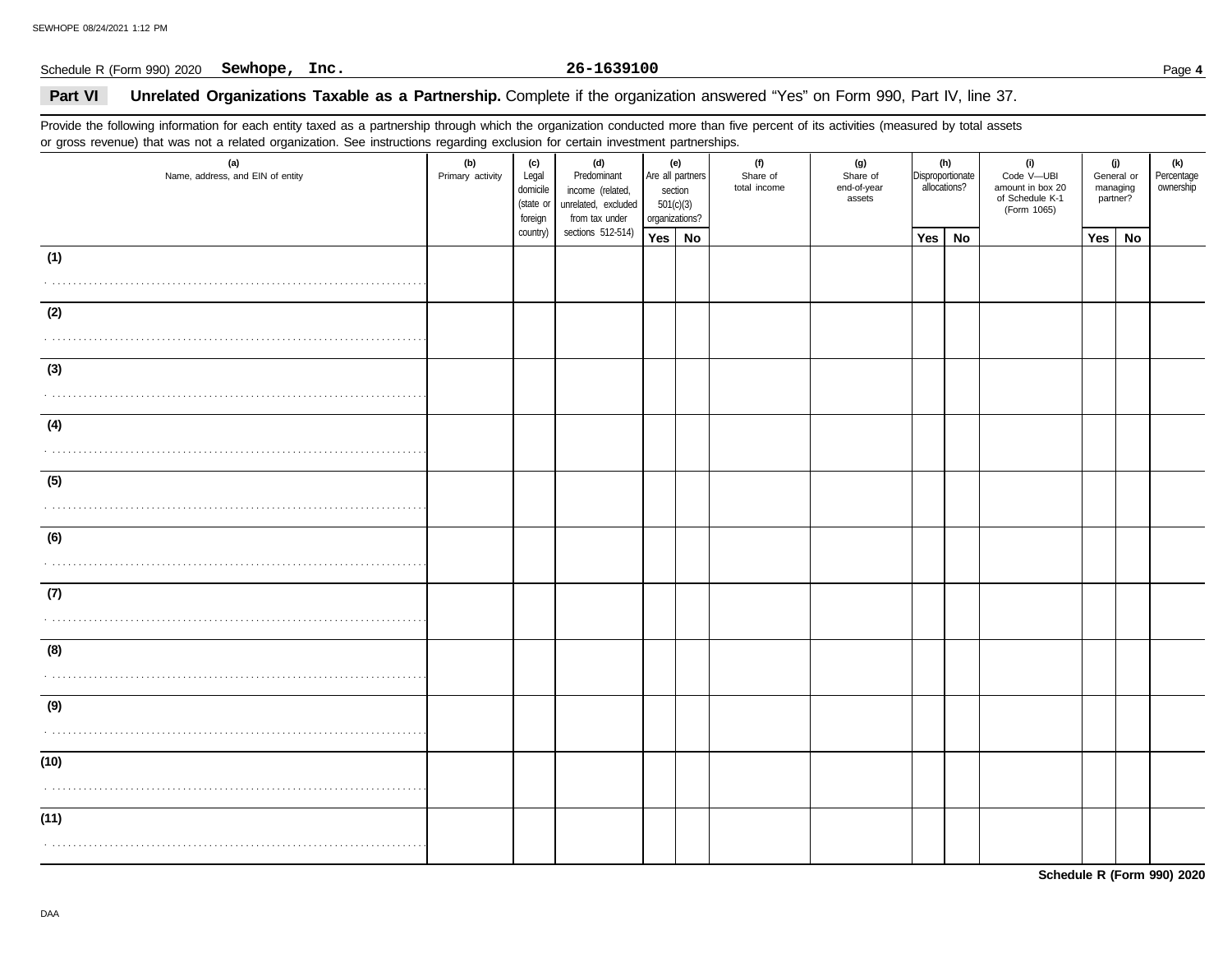Schedule R (Form 990) 2020 **Sewhope, Inc.** **26-1639100** Page **4**

## Part VI Unrelated Organizations Taxable as a Partnership. Complete if the organization answered "Yes" on Form 990, Part IV, line 37.

Provide the following information for each entity taxed as a partnership through which the organization conducted more than five percent of its activities (measured by total assets or gross revenue) that was not a related organization. See instructions regarding exclusion for certain investment partnerships.

| (a) Name, address, and EIN of entity | (b) Primary activity | (c) Legal domicile (state or foreign country) | (d) Predominant income (related, unrelated, excluded from tax under sections 512-514) | (e) Are all partners section 501(c)(3) organizations? | | (f) Share of total income | (g) Share of end-of-year assets | (h) Disproportionate allocations? | | (i) Code V—UBI amount in box 20 of Schedule K-1 (Form 1065) | (j) General or managing partner? | | (k) Percentage ownership |
|---|---|---|---|---|---|---|---|---|---|---|---|---|---|
| | | | | Yes | No | | | Yes | No | | Yes | No | |
| (1) | | | | | | | | | | | | | |
| (2) | | | | | | | | | | | | | |
| (3) | | | | | | | | | | | | | |
| (4) | | | | | | | | | | | | | |
| (5) | | | | | | | | | | | | | |
| (6) | | | | | | | | | | | | | |
| (7) | | | | | | | | | | | | | |
| (8) | | | | | | | | | | | | | |
| (9) | | | | | | | | | | | | | |
| (10) | | | | | | | | | | | | | |
| (11) | | | | | | | | | | | | | |

**Schedule R (Form 990) 2020**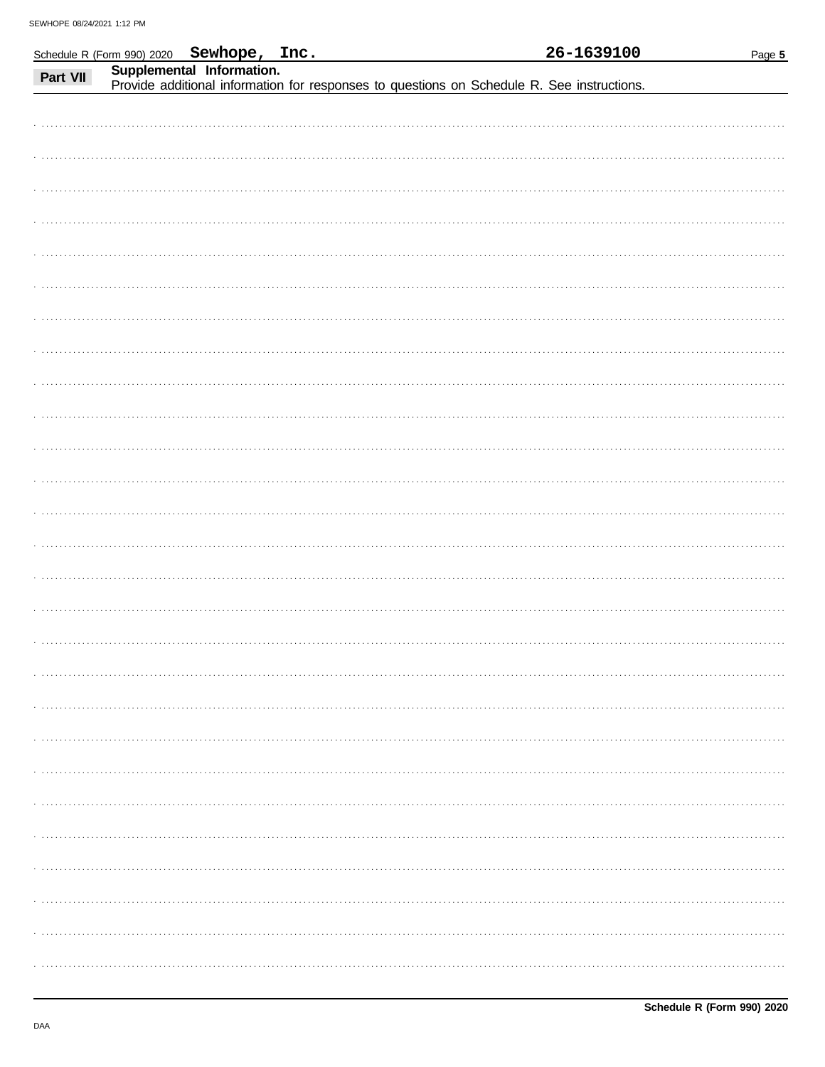Schedule R (Form 990) 2020 **Sewhope, Inc.** **26-1639100**

**Part VII** **Supplemental Information.**
Provide additional information for responses to questions on Schedule R. See instructions.

**Schedule R (Form 990) 2020**

DAA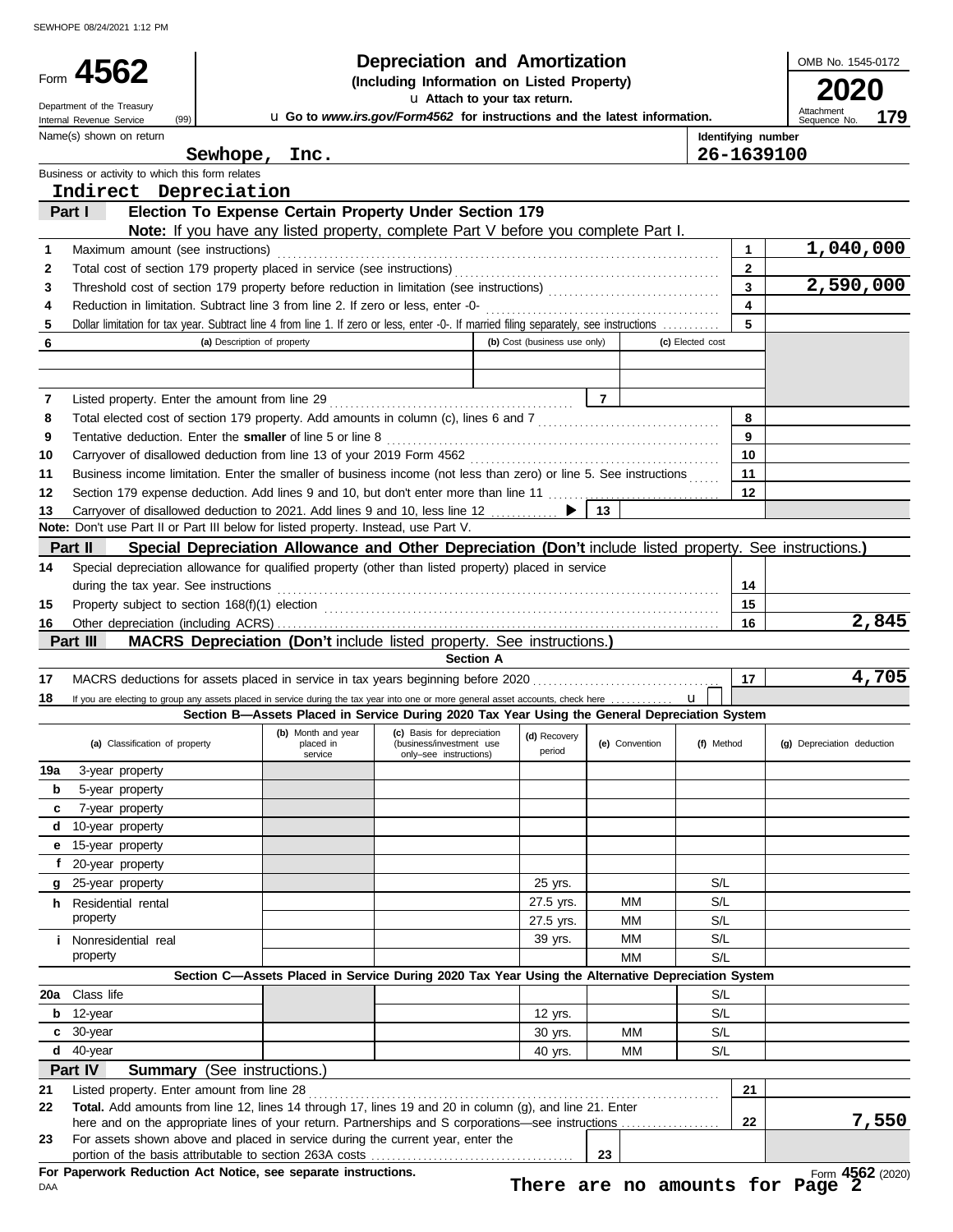SEWHOPE 08/24/2021 1:12 PM

# Form 4562 — Depreciation and Amortization

**(Including Information on Listed Property)**

Department of the Treasury
Internal Revenue Service (99)

u Attach to your tax return.

u Go to *www.irs.gov/Form4562* for instructions and the latest information.

OMB No. 1545-0172

**2020**

Attachment Sequence No. **179**

Name(s) shown on return: **Sewhope, Inc.**

Identifying number: **26-1639100**

Business or activity to which this form relates: **Indirect Depreciation**

## Part I — Election To Expense Certain Property Under Section 179

**Note:** If you have any listed property, complete Part V before you complete Part I.

| | | | |
|---|---|---|---|
| 1 | Maximum amount (see instructions) | 1 | 1,040,000 |
| 2 | Total cost of section 179 property placed in service (see instructions) | 2 | |
| 3 | Threshold cost of section 179 property before reduction in limitation (see instructions) | 3 | 2,590,000 |
| 4 | Reduction in limitation. Subtract line 3 from line 2. If zero or less, enter -0- | 4 | |
| 5 | Dollar limitation for tax year. Subtract line 4 from line 1. If zero or less, enter -0-. If married filing separately, see instructions | 5 | |

| 6 | (a) Description of property | (b) Cost (business use only) | (c) Elected cost |
|---|---|---|---|
| | | | |
| | | | |

| | | | |
|---|---|---|---|
| 7 | Listed property. Enter the amount from line 29 | 7 | |
| 8 | Total elected cost of section 179 property. Add amounts in column (c), lines 6 and 7 | 8 | |
| 9 | Tentative deduction. Enter the **smaller** of line 5 or line 8 | 9 | |
| 10 | Carryover of disallowed deduction from line 13 of your 2019 Form 4562 | 10 | |
| 11 | Business income limitation. Enter the smaller of business income (not less than zero) or line 5. See instructions | 11 | |
| 12 | Section 179 expense deduction. Add lines 9 and 10, but don't enter more than line 11 | 12 | |
| 13 | Carryover of disallowed deduction to 2021. Add lines 9 and 10, less line 12 ▶ | 13 | |

**Note:** Don't use Part II or Part III below for listed property. Instead, use Part V.

## Part II — Special Depreciation Allowance and Other Depreciation (Don't include listed property. See instructions.)

| | | | |
|---|---|---|---|
| 14 | Special depreciation allowance for qualified property (other than listed property) placed in service during the tax year. See instructions | 14 | |
| 15 | Property subject to section 168(f)(1) election | 15 | |
| 16 | Other depreciation (including ACRS) | 16 | 2,845 |

## Part III — MACRS Depreciation (Don't include listed property. See instructions.)

### Section A

| | | | |
|---|---|---|---|
| 17 | MACRS deductions for assets placed in service in tax years beginning before 2020 | 17 | 4,705 |
| 18 | If you are electing to group any assets placed in service during the tax year into one or more general asset accounts, check here u | | |

### Section B—Assets Placed in Service During 2020 Tax Year Using the General Depreciation System

| (a) Classification of property | (b) Month and year placed in service | (c) Basis for depreciation (business/investment use only–see instructions) | (d) Recovery period | (e) Convention | (f) Method | (g) Depreciation deduction |
|---|---|---|---|---|---|---|
| 19a 3-year property | | | | | | |
| b 5-year property | | | | | | |
| c 7-year property | | | | | | |
| d 10-year property | | | | | | |
| e 15-year property | | | | | | |
| f 20-year property | | | | | | |
| g 25-year property | | | 25 yrs. | | S/L | |
| h Residential rental property | | | 27.5 yrs. | MM | S/L | |
| | | | 27.5 yrs. | MM | S/L | |
| i Nonresidential real property | | | 39 yrs. | MM | S/L | |
| | | | | MM | S/L | |

### Section C—Assets Placed in Service During 2020 Tax Year Using the Alternative Depreciation System

| (a) Classification of property | (b) Month and year placed in service | (c) Basis for depreciation | (d) Recovery period | (e) Convention | (f) Method | (g) Depreciation deduction |
|---|---|---|---|---|---|---|
| 20a Class life | | | | | S/L | |
| b 12-year | | | 12 yrs. | | S/L | |
| c 30-year | | | 30 yrs. | MM | S/L | |
| d 40-year | | | 40 yrs. | MM | S/L | |

## Part IV — Summary (See instructions.)

| | | | |
|---|---|---|---|
| 21 | Listed property. Enter amount from line 28 | 21 | |
| 22 | **Total.** Add amounts from line 12, lines 14 through 17, lines 19 and 20 in column (g), and line 21. Enter here and on the appropriate lines of your return. Partnerships and S corporations—see instructions | 22 | 7,550 |
| 23 | For assets shown above and placed in service during the current year, enter the portion of the basis attributable to section 263A costs | 23 | |

**For Paperwork Reduction Act Notice, see separate instructions.**

DAA

**There are no amounts for Page 2**

Form **4562** (2020)